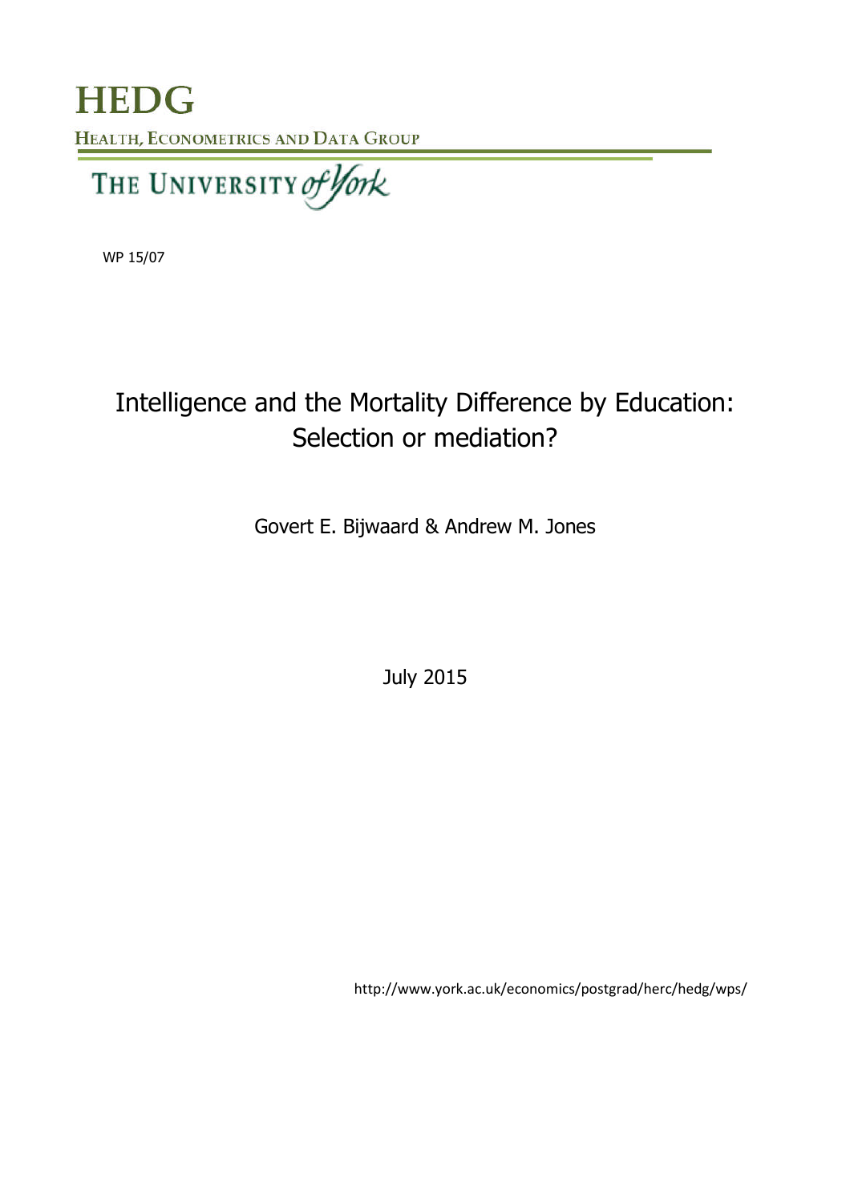# HEDG

HEALTH, ECONOMETRICS AND DATA GROUP

THE UNIVERSITY of York

WP 15/07

## Intelligence and the Mortality Difference by Education: Selection or mediation?

Govert E. Bijwaard & Andrew M. Jones

July 2015

http://www.york.ac.uk/economics/postgrad/herc/hedg/wps/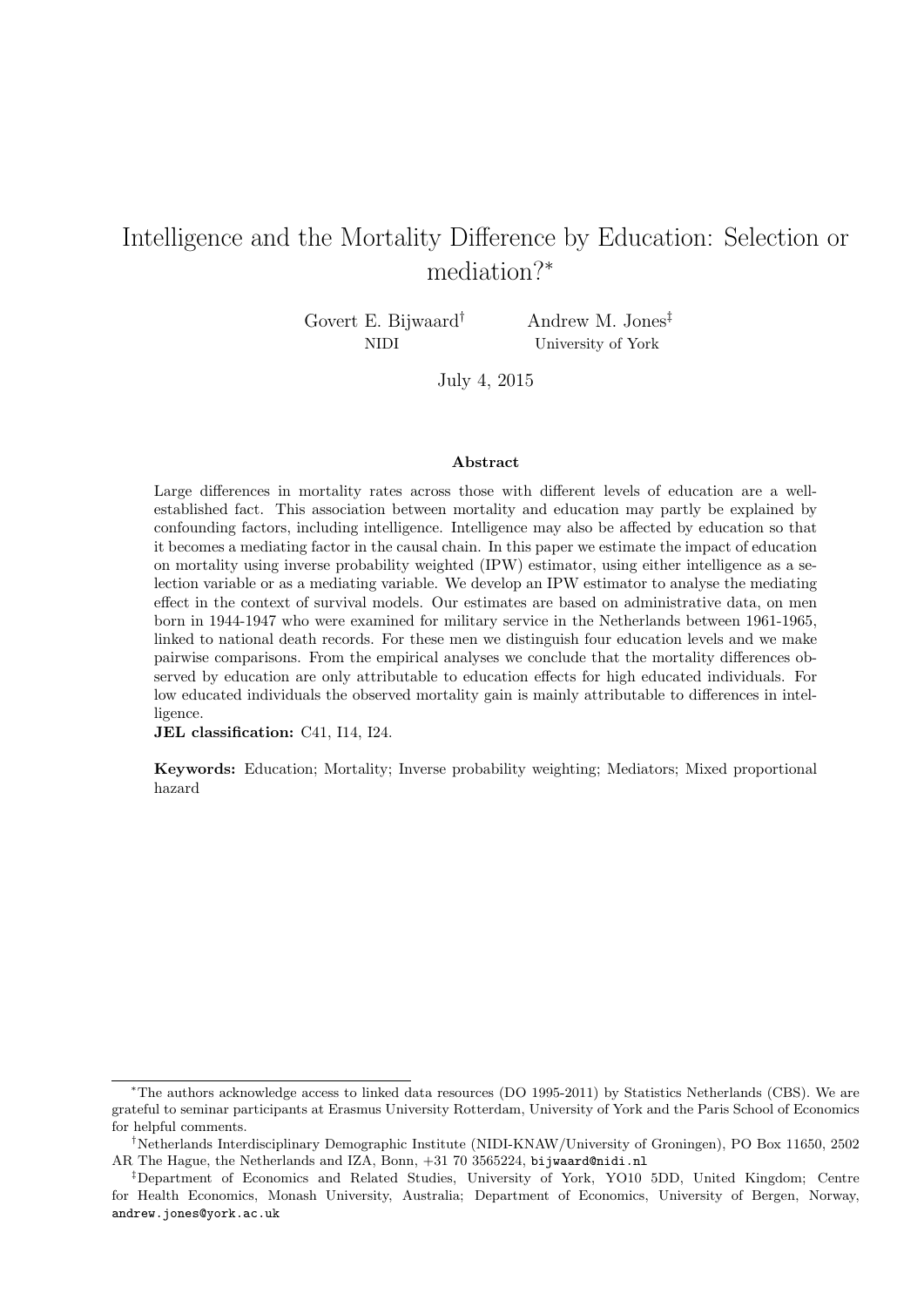# Intelligence and the Mortality Difference by Education: Selection or mediation?*

Govert E. Bijwaard† (NIDI)

Andrew M. Jones‡ (University of York)

July 4, 2015

### Abstract

Large differences in mortality rates across those with different levels of education are a well-established fact. This association between mortality and education may partly be explained by confounding factors, including intelligence. Intelligence may also be affected by education so that it becomes a mediating factor in the causal chain. In this paper we estimate the impact of education on mortality using inverse probability weighted (IPW) estimator, using either intelligence as a selection variable or as a mediating variable. We develop an IPW estimator to analyse the mediating effect in the context of survival models. Our estimates are based on administrative data, on men born in 1944-1947 who were examined for military service in the Netherlands between 1961-1965, linked to national death records. For these men we distinguish four education levels and we make pairwise comparisons. From the empirical analyses we conclude that the mortality differences observed by education are only attributable to education effects for high educated individuals. For low educated individuals the observed mortality gain is mainly attributable to differences in intelligence.

**JEL classification:** C41, I14, I24.

**Keywords:** Education; Mortality; Inverse probability weighting; Mediators; Mixed proportional hazard

---

*The authors acknowledge access to linked data resources (DO 1995-2011) by Statistics Netherlands (CBS). We are grateful to seminar participants at Erasmus University Rotterdam, University of York and the Paris School of Economics for helpful comments.

†Netherlands Interdisciplinary Demographic Institute (NIDI-KNAW/University of Groningen), PO Box 11650, 2502 AR The Hague, the Netherlands and IZA, Bonn, +31 70 3565224, bijwaard@nidi.nl

‡Department of Economics and Related Studies, University of York, YO10 5DD, United Kingdom; Centre for Health Economics, Monash University, Australia; Department of Economics, University of Bergen, Norway, andrew.jones@york.ac.uk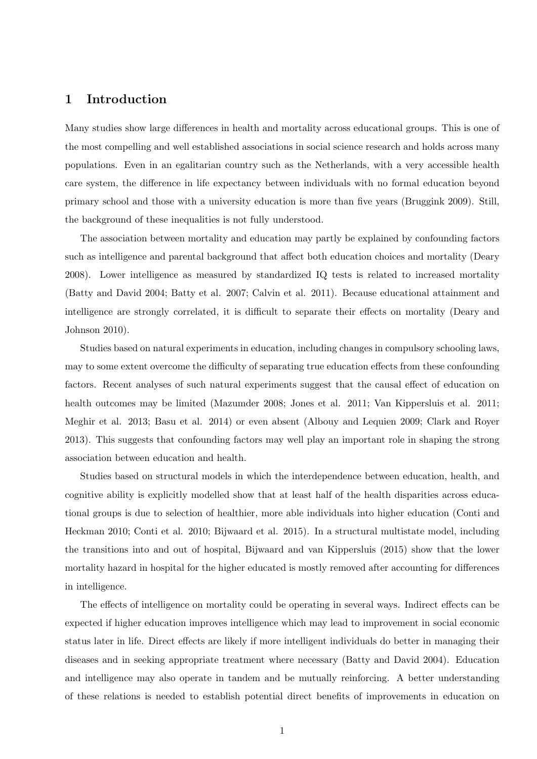# 1 Introduction

Many studies show large differences in health and mortality across educational groups. This is one of the most compelling and well established associations in social science research and holds across many populations. Even in an egalitarian country such as the Netherlands, with a very accessible health care system, the difference in life expectancy between individuals with no formal education beyond primary school and those with a university education is more than five years (Bruggink 2009). Still, the background of these inequalities is not fully understood.

The association between mortality and education may partly be explained by confounding factors such as intelligence and parental background that affect both education choices and mortality (Deary 2008). Lower intelligence as measured by standardized IQ tests is related to increased mortality (Batty and David 2004; Batty et al. 2007; Calvin et al. 2011). Because educational attainment and intelligence are strongly correlated, it is difficult to separate their effects on mortality (Deary and Johnson 2010).

Studies based on natural experiments in education, including changes in compulsory schooling laws, may to some extent overcome the difficulty of separating true education effects from these confounding factors. Recent analyses of such natural experiments suggest that the causal effect of education on health outcomes may be limited (Mazumder 2008; Jones et al. 2011; Van Kippersluis et al. 2011; Meghir et al. 2013; Basu et al. 2014) or even absent (Albouy and Lequien 2009; Clark and Royer 2013). This suggests that confounding factors may well play an important role in shaping the strong association between education and health.

Studies based on structural models in which the interdependence between education, health, and cognitive ability is explicitly modelled show that at least half of the health disparities across educational groups is due to selection of healthier, more able individuals into higher education (Conti and Heckman 2010; Conti et al. 2010; Bijwaard et al. 2015). In a structural multistate model, including the transitions into and out of hospital, Bijwaard and van Kippersluis (2015) show that the lower mortality hazard in hospital for the higher educated is mostly removed after accounting for differences in intelligence.

The effects of intelligence on mortality could be operating in several ways. Indirect effects can be expected if higher education improves intelligence which may lead to improvement in social economic status later in life. Direct effects are likely if more intelligent individuals do better in managing their diseases and in seeking appropriate treatment where necessary (Batty and David 2004). Education and intelligence may also operate in tandem and be mutually reinforcing. A better understanding of these relations is needed to establish potential direct benefits of improvements in education on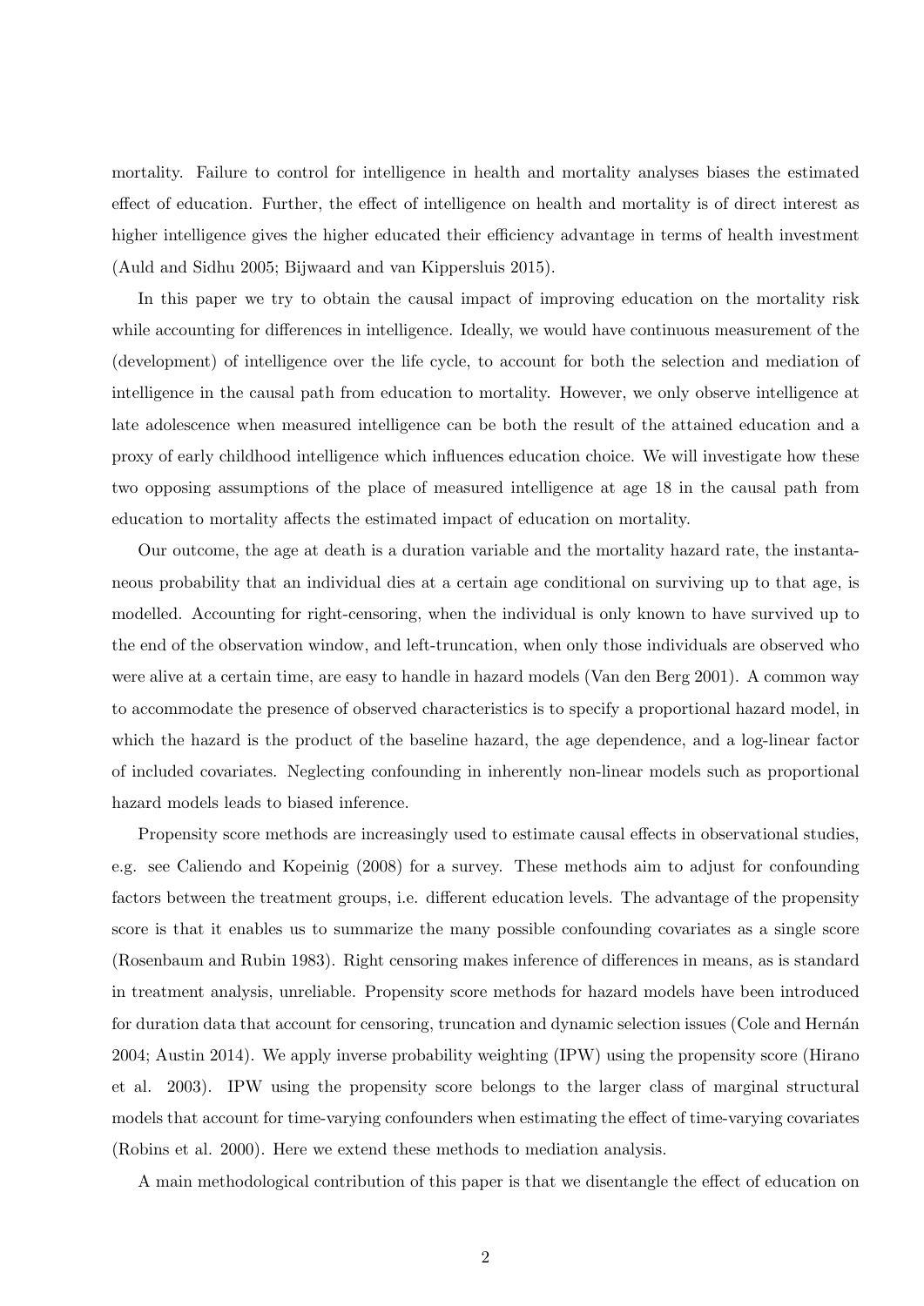mortality. Failure to control for intelligence in health and mortality analyses biases the estimated effect of education. Further, the effect of intelligence on health and mortality is of direct interest as higher intelligence gives the higher educated their efficiency advantage in terms of health investment (Auld and Sidhu 2005; Bijwaard and van Kippersluis 2015).

In this paper we try to obtain the causal impact of improving education on the mortality risk while accounting for differences in intelligence. Ideally, we would have continuous measurement of the (development) of intelligence over the life cycle, to account for both the selection and mediation of intelligence in the causal path from education to mortality. However, we only observe intelligence at late adolescence when measured intelligence can be both the result of the attained education and a proxy of early childhood intelligence which influences education choice. We will investigate how these two opposing assumptions of the place of measured intelligence at age 18 in the causal path from education to mortality affects the estimated impact of education on mortality.

Our outcome, the age at death is a duration variable and the mortality hazard rate, the instantaneous probability that an individual dies at a certain age conditional on surviving up to that age, is modelled. Accounting for right-censoring, when the individual is only known to have survived up to the end of the observation window, and left-truncation, when only those individuals are observed who were alive at a certain time, are easy to handle in hazard models (Van den Berg 2001). A common way to accommodate the presence of observed characteristics is to specify a proportional hazard model, in which the hazard is the product of the baseline hazard, the age dependence, and a log-linear factor of included covariates. Neglecting confounding in inherently non-linear models such as proportional hazard models leads to biased inference.

Propensity score methods are increasingly used to estimate causal effects in observational studies, e.g. see Caliendo and Kopeinig (2008) for a survey. These methods aim to adjust for confounding factors between the treatment groups, i.e. different education levels. The advantage of the propensity score is that it enables us to summarize the many possible confounding covariates as a single score (Rosenbaum and Rubin 1983). Right censoring makes inference of differences in means, as is standard in treatment analysis, unreliable. Propensity score methods for hazard models have been introduced for duration data that account for censoring, truncation and dynamic selection issues (Cole and Hernán 2004; Austin 2014). We apply inverse probability weighting (IPW) using the propensity score (Hirano et al. 2003). IPW using the propensity score belongs to the larger class of marginal structural models that account for time-varying confounders when estimating the effect of time-varying covariates (Robins et al. 2000). Here we extend these methods to mediation analysis.

A main methodological contribution of this paper is that we disentangle the effect of education on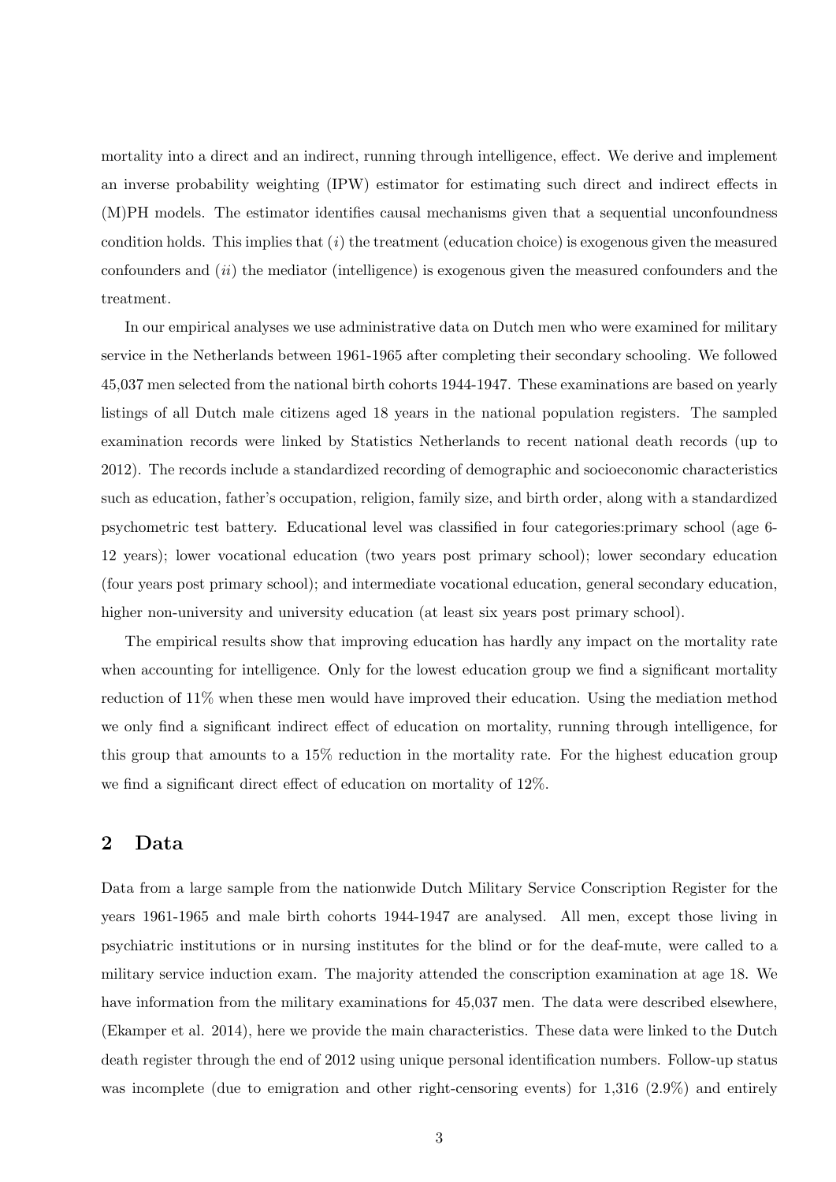mortality into a direct and an indirect, running through intelligence, effect. We derive and implement an inverse probability weighting (IPW) estimator for estimating such direct and indirect effects in (M)PH models. The estimator identifies causal mechanisms given that a sequential unconfoundness condition holds. This implies that (*i*) the treatment (education choice) is exogenous given the measured confounders and (*ii*) the mediator (intelligence) is exogenous given the measured confounders and the treatment.

In our empirical analyses we use administrative data on Dutch men who were examined for military service in the Netherlands between 1961-1965 after completing their secondary schooling. We followed 45,037 men selected from the national birth cohorts 1944-1947. These examinations are based on yearly listings of all Dutch male citizens aged 18 years in the national population registers. The sampled examination records were linked by Statistics Netherlands to recent national death records (up to 2012). The records include a standardized recording of demographic and socioeconomic characteristics such as education, father's occupation, religion, family size, and birth order, along with a standardized psychometric test battery. Educational level was classified in four categories:primary school (age 6-12 years); lower vocational education (two years post primary school); lower secondary education (four years post primary school); and intermediate vocational education, general secondary education, higher non-university and university education (at least six years post primary school).

The empirical results show that improving education has hardly any impact on the mortality rate when accounting for intelligence. Only for the lowest education group we find a significant mortality reduction of 11% when these men would have improved their education. Using the mediation method we only find a significant indirect effect of education on mortality, running through intelligence, for this group that amounts to a 15% reduction in the mortality rate. For the highest education group we find a significant direct effect of education on mortality of 12%.

## 2 Data

Data from a large sample from the nationwide Dutch Military Service Conscription Register for the years 1961-1965 and male birth cohorts 1944-1947 are analysed. All men, except those living in psychiatric institutions or in nursing institutes for the blind or for the deaf-mute, were called to a military service induction exam. The majority attended the conscription examination at age 18. We have information from the military examinations for 45,037 men. The data were described elsewhere, (Ekamper et al. 2014), here we provide the main characteristics. These data were linked to the Dutch death register through the end of 2012 using unique personal identification numbers. Follow-up status was incomplete (due to emigration and other right-censoring events) for 1,316 (2.9%) and entirely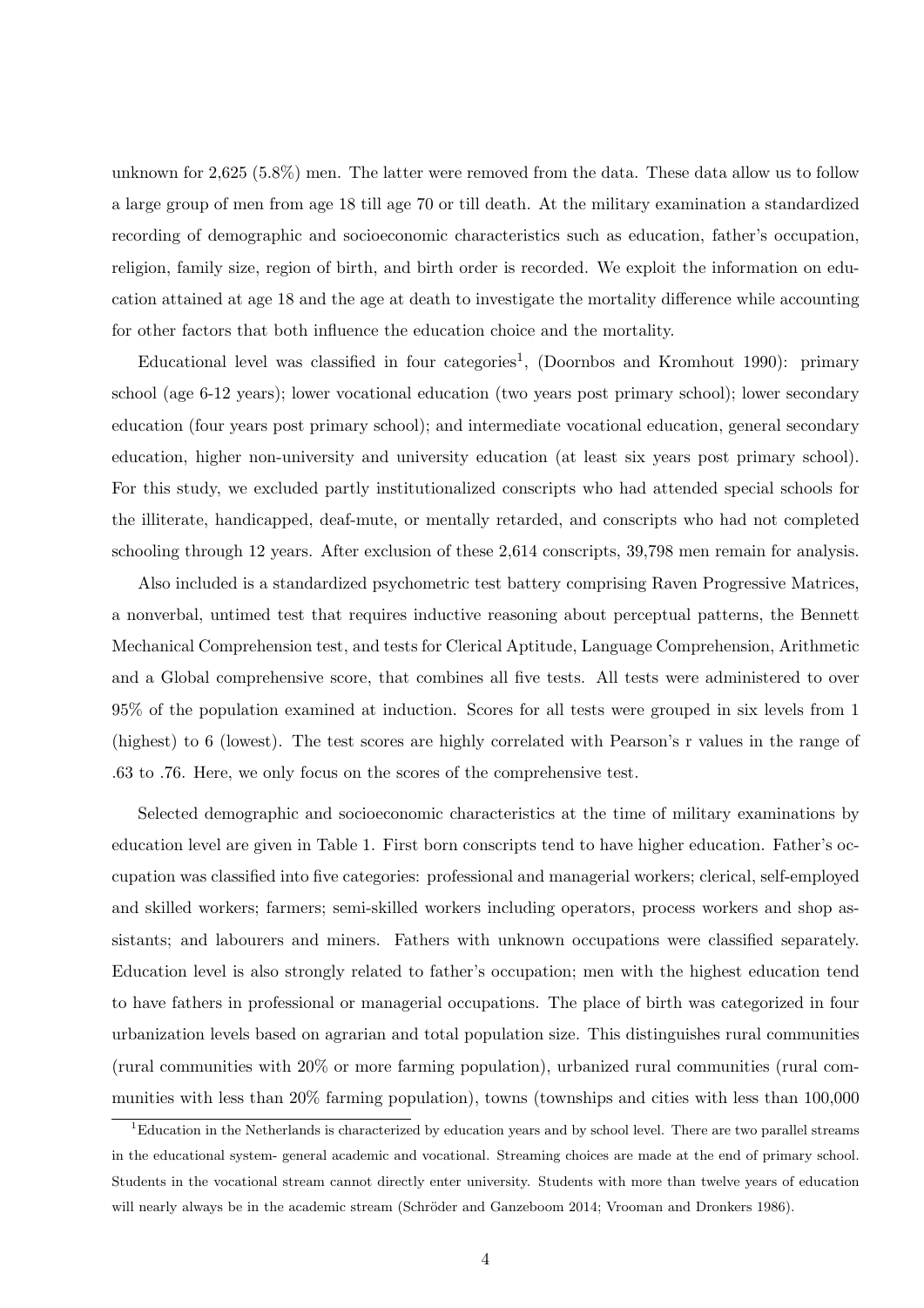unknown for 2,625 (5.8%) men. The latter were removed from the data. These data allow us to follow a large group of men from age 18 till age 70 or till death. At the military examination a standardized recording of demographic and socioeconomic characteristics such as education, father's occupation, religion, family size, region of birth, and birth order is recorded. We exploit the information on education attained at age 18 and the age at death to investigate the mortality difference while accounting for other factors that both influence the education choice and the mortality.

Educational level was classified in four categories[1], (Doornbos and Kromhout 1990): primary school (age 6-12 years); lower vocational education (two years post primary school); lower secondary education (four years post primary school); and intermediate vocational education, general secondary education, higher non-university and university education (at least six years post primary school). For this study, we excluded partly institutionalized conscripts who had attended special schools for the illiterate, handicapped, deaf-mute, or mentally retarded, and conscripts who had not completed schooling through 12 years. After exclusion of these 2,614 conscripts, 39,798 men remain for analysis.

Also included is a standardized psychometric test battery comprising Raven Progressive Matrices, a nonverbal, untimed test that requires inductive reasoning about perceptual patterns, the Bennett Mechanical Comprehension test, and tests for Clerical Aptitude, Language Comprehension, Arithmetic and a Global comprehensive score, that combines all five tests. All tests were administered to over 95% of the population examined at induction. Scores for all tests were grouped in six levels from 1 (highest) to 6 (lowest). The test scores are highly correlated with Pearson's r values in the range of .63 to .76. Here, we only focus on the scores of the comprehensive test.

Selected demographic and socioeconomic characteristics at the time of military examinations by education level are given in Table 1. First born conscripts tend to have higher education. Father's occupation was classified into five categories: professional and managerial workers; clerical, self-employed and skilled workers; farmers; semi-skilled workers including operators, process workers and shop assistants; and labourers and miners. Fathers with unknown occupations were classified separately. Education level is also strongly related to father's occupation; men with the highest education tend to have fathers in professional or managerial occupations. The place of birth was categorized in four urbanization levels based on agrarian and total population size. This distinguishes rural communities (rural communities with 20% or more farming population), urbanized rural communities (rural communities with less than 20% farming population), towns (townships and cities with less than 100,000

[1] Education in the Netherlands is characterized by education years and by school level. There are two parallel streams in the educational system- general academic and vocational. Streaming choices are made at the end of primary school. Students in the vocational stream cannot directly enter university. Students with more than twelve years of education will nearly always be in the academic stream (Schröder and Ganzeboom 2014; Vrooman and Dronkers 1986).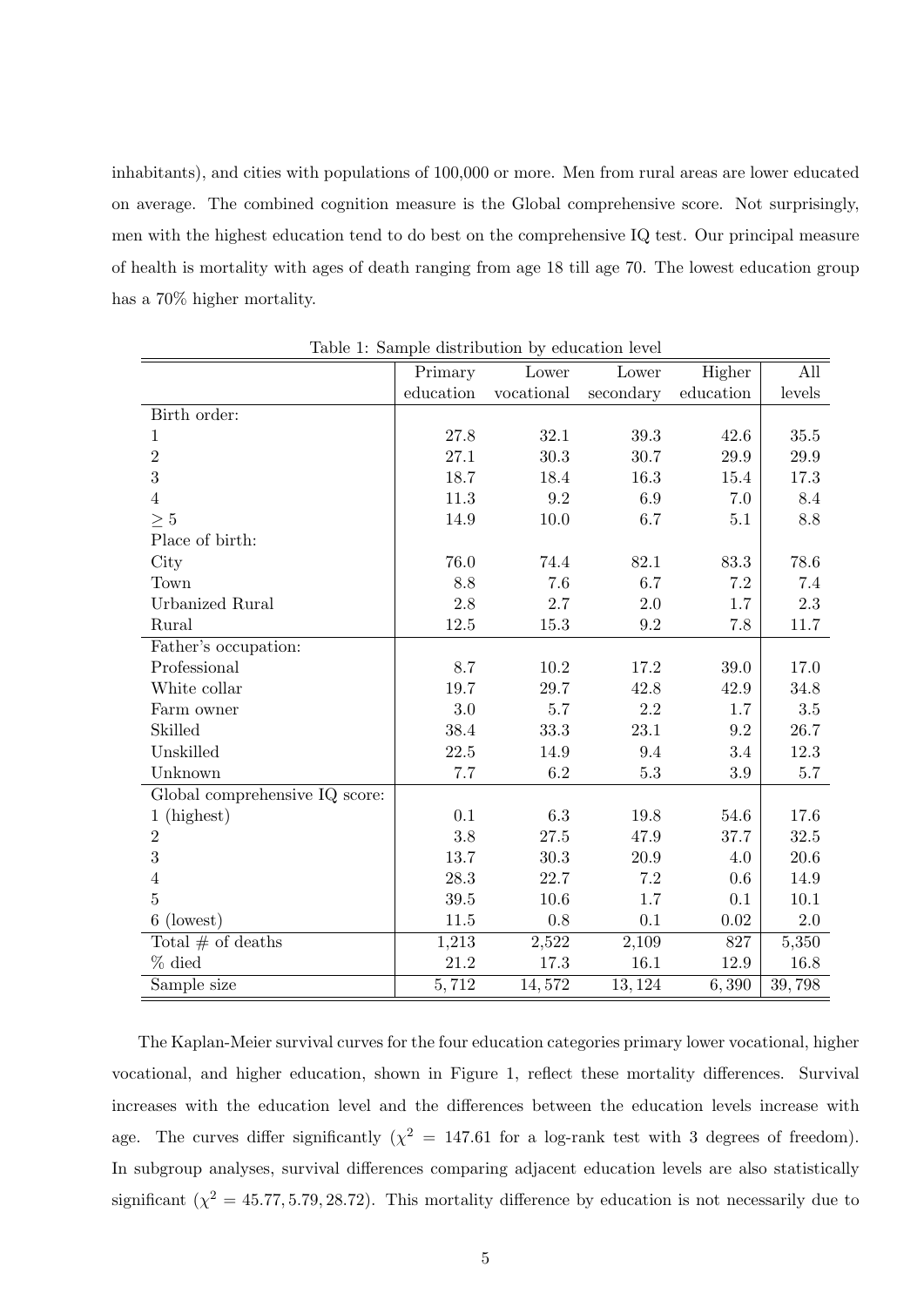inhabitants), and cities with populations of 100,000 or more. Men from rural areas are lower educated on average. The combined cognition measure is the Global comprehensive score. Not surprisingly, men with the highest education tend to do best on the comprehensive IQ test. Our principal measure of health is mortality with ages of death ranging from age 18 till age 70. The lowest education group has a 70% higher mortality.

Table 1: Sample distribution by education level

| | Primary education | Lower vocational | Lower secondary | Higher education | All levels |
|---|---|---|---|---|---|
| Birth order: | | | | | |
| 1 | 27.8 | 32.1 | 39.3 | 42.6 | 35.5 |
| 2 | 27.1 | 30.3 | 30.7 | 29.9 | 29.9 |
| 3 | 18.7 | 18.4 | 16.3 | 15.4 | 17.3 |
| 4 | 11.3 | 9.2 | 6.9 | 7.0 | 8.4 |
| $\geq 5$ | 14.9 | 10.0 | 6.7 | 5.1 | 8.8 |
| Place of birth: | | | | | |
| City | 76.0 | 74.4 | 82.1 | 83.3 | 78.6 |
| Town | 8.8 | 7.6 | 6.7 | 7.2 | 7.4 |
| Urbanized Rural | 2.8 | 2.7 | 2.0 | 1.7 | 2.3 |
| Rural | 12.5 | 15.3 | 9.2 | 7.8 | 11.7 |
| Father's occupation: | | | | | |
| Professional | 8.7 | 10.2 | 17.2 | 39.0 | 17.0 |
| White collar | 19.7 | 29.7 | 42.8 | 42.9 | 34.8 |
| Farm owner | 3.0 | 5.7 | 2.2 | 1.7 | 3.5 |
| Skilled | 38.4 | 33.3 | 23.1 | 9.2 | 26.7 |
| Unskilled | 22.5 | 14.9 | 9.4 | 3.4 | 12.3 |
| Unknown | 7.7 | 6.2 | 5.3 | 3.9 | 5.7 |
| Global comprehensive IQ score: | | | | | |
| 1 (highest) | 0.1 | 6.3 | 19.8 | 54.6 | 17.6 |
| 2 | 3.8 | 27.5 | 47.9 | 37.7 | 32.5 |
| 3 | 13.7 | 30.3 | 20.9 | 4.0 | 20.6 |
| 4 | 28.3 | 22.7 | 7.2 | 0.6 | 14.9 |
| 5 | 39.5 | 10.6 | 1.7 | 0.1 | 10.1 |
| 6 (lowest) | 11.5 | 0.8 | 0.1 | 0.02 | 2.0 |
| Total # of deaths | 1,213 | 2,522 | 2,109 | 827 | 5,350 |
| % died | 21.2 | 17.3 | 16.1 | 12.9 | 16.8 |
| Sample size | 5,712 | 14,572 | 13,124 | 6,390 | 39,798 |

The Kaplan-Meier survival curves for the four education categories primary lower vocational, higher vocational, and higher education, shown in Figure 1, reflect these mortality differences. Survival increases with the education level and the differences between the education levels increase with age. The curves differ significantly ($\chi^2 = 147.61$ for a log-rank test with 3 degrees of freedom). In subgroup analyses, survival differences comparing adjacent education levels are also statistically significant ($\chi^2 = 45.77, 5.79, 28.72$). This mortality difference by education is not necessarily due to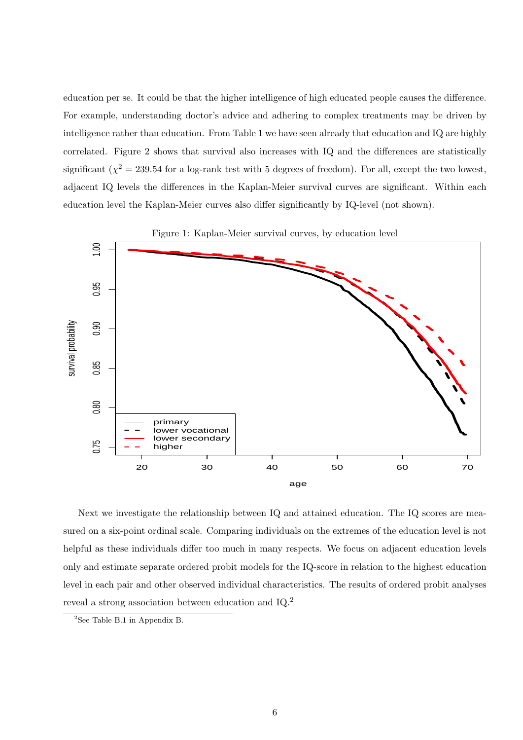education per se. It could be that the higher intelligence of high educated people causes the difference. For example, understanding doctor's advice and adhering to complex treatments may be driven by intelligence rather than education. From Table 1 we have seen already that education and IQ are highly correlated. Figure 2 shows that survival also increases with IQ and the differences are statistically significant ($\chi^2 = 239.54$ for a log-rank test with 5 degrees of freedom). For all, except the two lowest, adjacent IQ levels the differences in the Kaplan-Meier survival curves are significant. Within each education level the Kaplan-Meier curves also differ significantly by IQ-level (not shown).

Figure 1: Kaplan-Meier survival curves, by education level

Next we investigate the relationship between IQ and attained education. The IQ scores are measured on a six-point ordinal scale. Comparing individuals on the extremes of the education level is not helpful as these individuals differ too much in many respects. We focus on adjacent education levels only and estimate separate ordered probit models for the IQ-score in relation to the highest education level in each pair and other observed individual characteristics. The results of ordered probit analyses reveal a strong association between education and IQ.[2]

[2]See Table B.1 in Appendix B.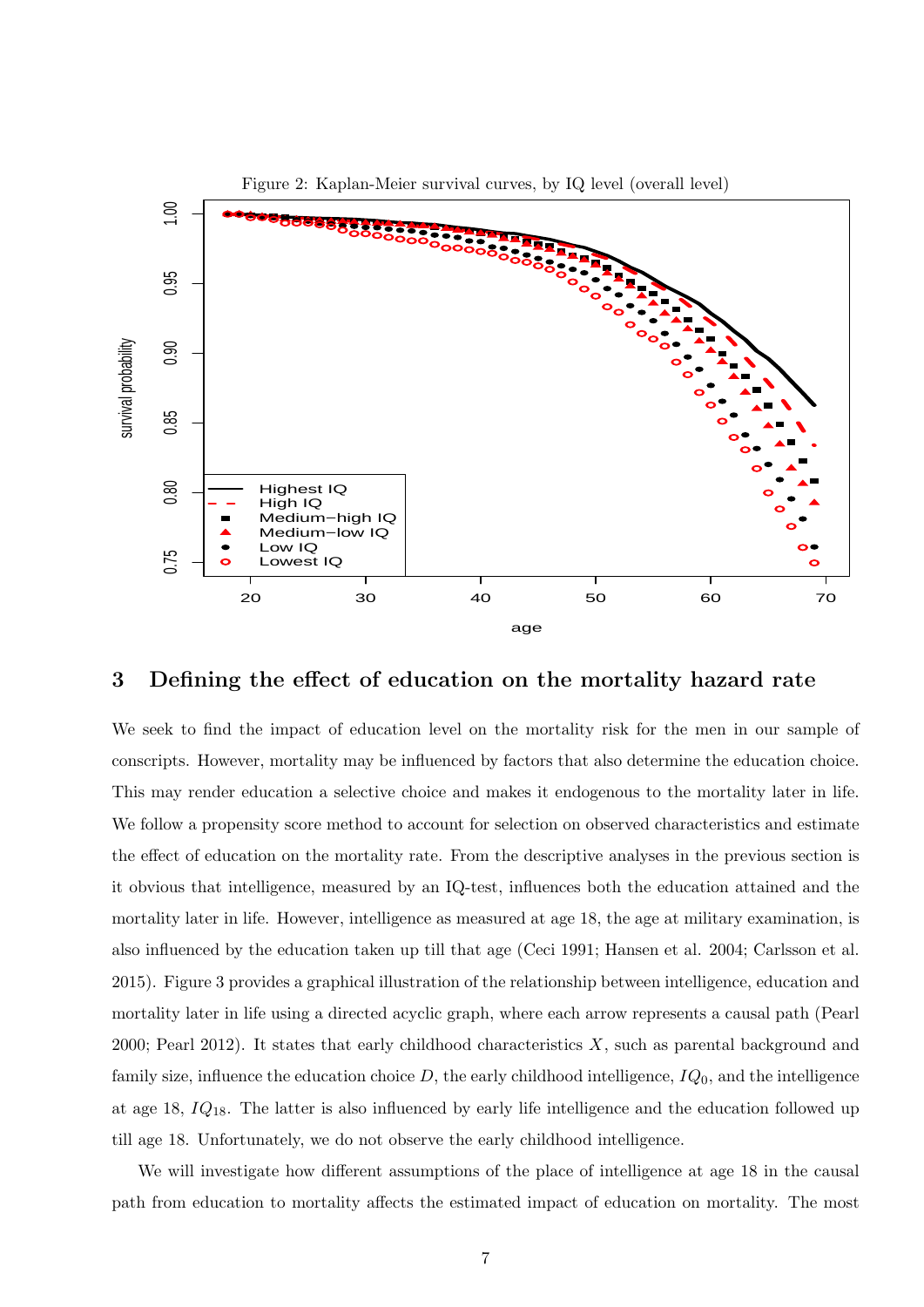Figure 2: Kaplan-Meier survival curves, by IQ level (overall level)

## 3 Defining the effect of education on the mortality hazard rate

We seek to find the impact of education level on the mortality risk for the men in our sample of conscripts. However, mortality may be influenced by factors that also determine the education choice. This may render education a selective choice and makes it endogenous to the mortality later in life. We follow a propensity score method to account for selection on observed characteristics and estimate the effect of education on the mortality rate. From the descriptive analyses in the previous section is it obvious that intelligence, measured by an IQ-test, influences both the education attained and the mortality later in life. However, intelligence as measured at age 18, the age at military examination, is also influenced by the education taken up till that age (Ceci 1991; Hansen et al. 2004; Carlsson et al. 2015). Figure 3 provides a graphical illustration of the relationship between intelligence, education and mortality later in life using a directed acyclic graph, where each arrow represents a causal path (Pearl 2000; Pearl 2012). It states that early childhood characteristics $X$, such as parental background and family size, influence the education choice $D$, the early childhood intelligence, $IQ_0$, and the intelligence at age 18, $IQ_{18}$. The latter is also influenced by early life intelligence and the education followed up till age 18. Unfortunately, we do not observe the early childhood intelligence.

We will investigate how different assumptions of the place of intelligence at age 18 in the causal path from education to mortality affects the estimated impact of education on mortality. The most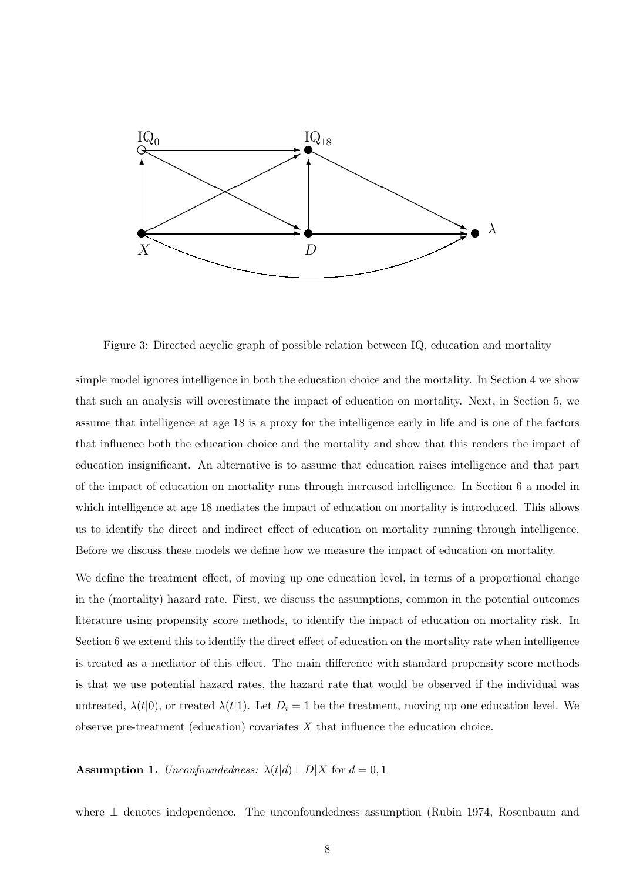Figure 3: Directed acyclic graph of possible relation between IQ, education and mortality

simple model ignores intelligence in both the education choice and the mortality. In Section 4 we show that such an analysis will overestimate the impact of education on mortality. Next, in Section 5, we assume that intelligence at age 18 is a proxy for the intelligence early in life and is one of the factors that influence both the education choice and the mortality and show that this renders the impact of education insignificant. An alternative is to assume that education raises intelligence and that part of the impact of education on mortality runs through increased intelligence. In Section 6 a model in which intelligence at age 18 mediates the impact of education on mortality is introduced. This allows us to identify the direct and indirect effect of education on mortality running through intelligence. Before we discuss these models we define how we measure the impact of education on mortality.

We define the treatment effect, of moving up one education level, in terms of a proportional change in the (mortality) hazard rate. First, we discuss the assumptions, common in the potential outcomes literature using propensity score methods, to identify the impact of education on mortality risk. In Section 6 we extend this to identify the direct effect of education on the mortality rate when intelligence is treated as a mediator of this effect. The main difference with standard propensity score methods is that we use potential hazard rates, the hazard rate that would be observed if the individual was untreated, $\lambda(t|0)$, or treated $\lambda(t|1)$. Let $D_i = 1$ be the treatment, moving up one education level. We observe pre-treatment (education) covariates $X$ that influence the education choice.

**Assumption 1.** *Unconfoundedness:* $\lambda(t|d) \perp D|X$ for $d = 0, 1$

where $\perp$ denotes independence. The unconfoundedness assumption (Rubin 1974, Rosenbaum and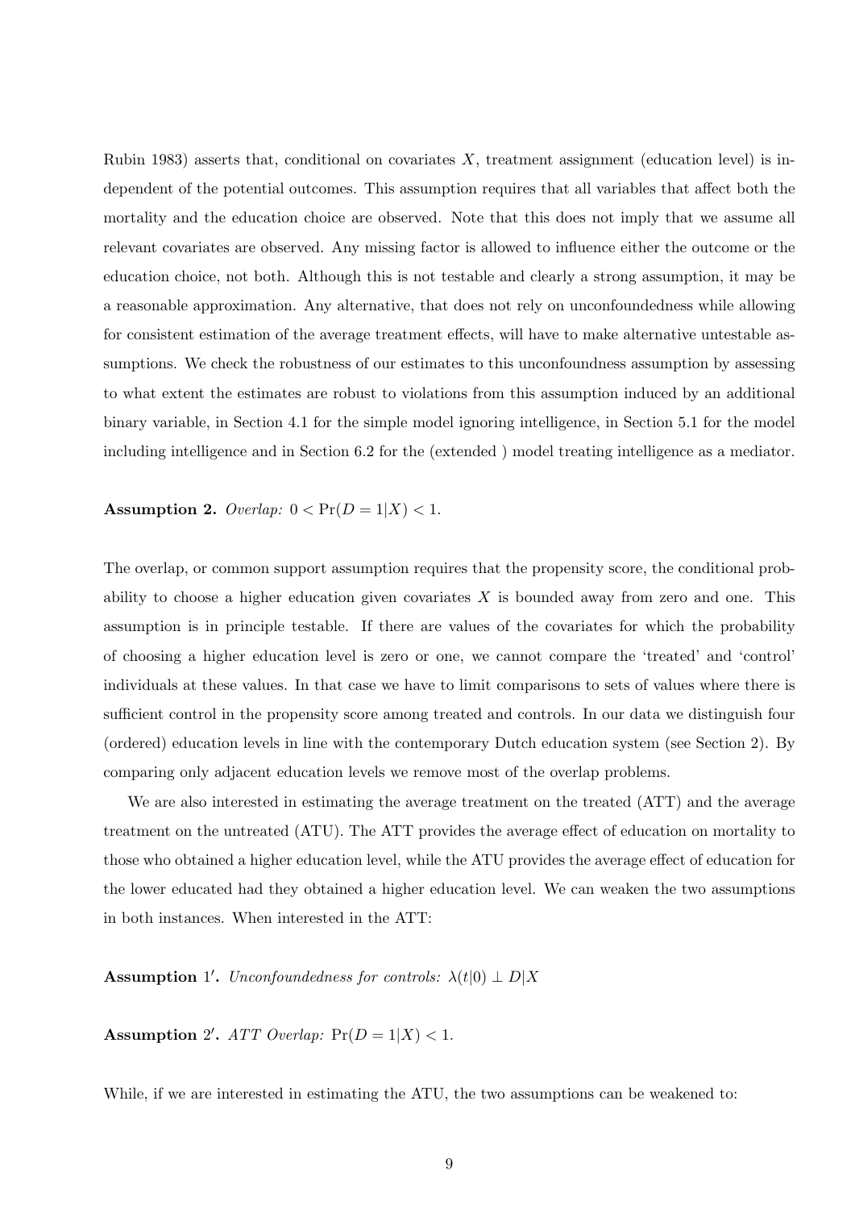Rubin 1983) asserts that, conditional on covariates $X$, treatment assignment (education level) is independent of the potential outcomes. This assumption requires that all variables that affect both the mortality and the education choice are observed. Note that this does not imply that we assume all relevant covariates are observed. Any missing factor is allowed to influence either the outcome or the education choice, not both. Although this is not testable and clearly a strong assumption, it may be a reasonable approximation. Any alternative, that does not rely on unconfoundedness while allowing for consistent estimation of the average treatment effects, will have to make alternative untestable assumptions. We check the robustness of our estimates to this unconfoundness assumption by assessing to what extent the estimates are robust to violations from this assumption induced by an additional binary variable, in Section 4.1 for the simple model ignoring intelligence, in Section 5.1 for the model including intelligence and in Section 6.2 for the (extended ) model treating intelligence as a mediator.

**Assumption 2.** *Overlap:* $0 < \Pr(D = 1|X) < 1$.

The overlap, or common support assumption requires that the propensity score, the conditional probability to choose a higher education given covariates $X$ is bounded away from zero and one. This assumption is in principle testable. If there are values of the covariates for which the probability of choosing a higher education level is zero or one, we cannot compare the 'treated' and 'control' individuals at these values. In that case we have to limit comparisons to sets of values where there is sufficient control in the propensity score among treated and controls. In our data we distinguish four (ordered) education levels in line with the contemporary Dutch education system (see Section 2). By comparing only adjacent education levels we remove most of the overlap problems.

We are also interested in estimating the average treatment on the treated (ATT) and the average treatment on the untreated (ATU). The ATT provides the average effect of education on mortality to those who obtained a higher education level, while the ATU provides the average effect of education for the lower educated had they obtained a higher education level. We can weaken the two assumptions in both instances. When interested in the ATT:

**Assumption 1′.** *Unconfoundedness for controls:* $\lambda(t|0) \perp D|X$

**Assumption 2′.** *ATT Overlap:* $\Pr(D = 1|X) < 1$.

While, if we are interested in estimating the ATU, the two assumptions can be weakened to: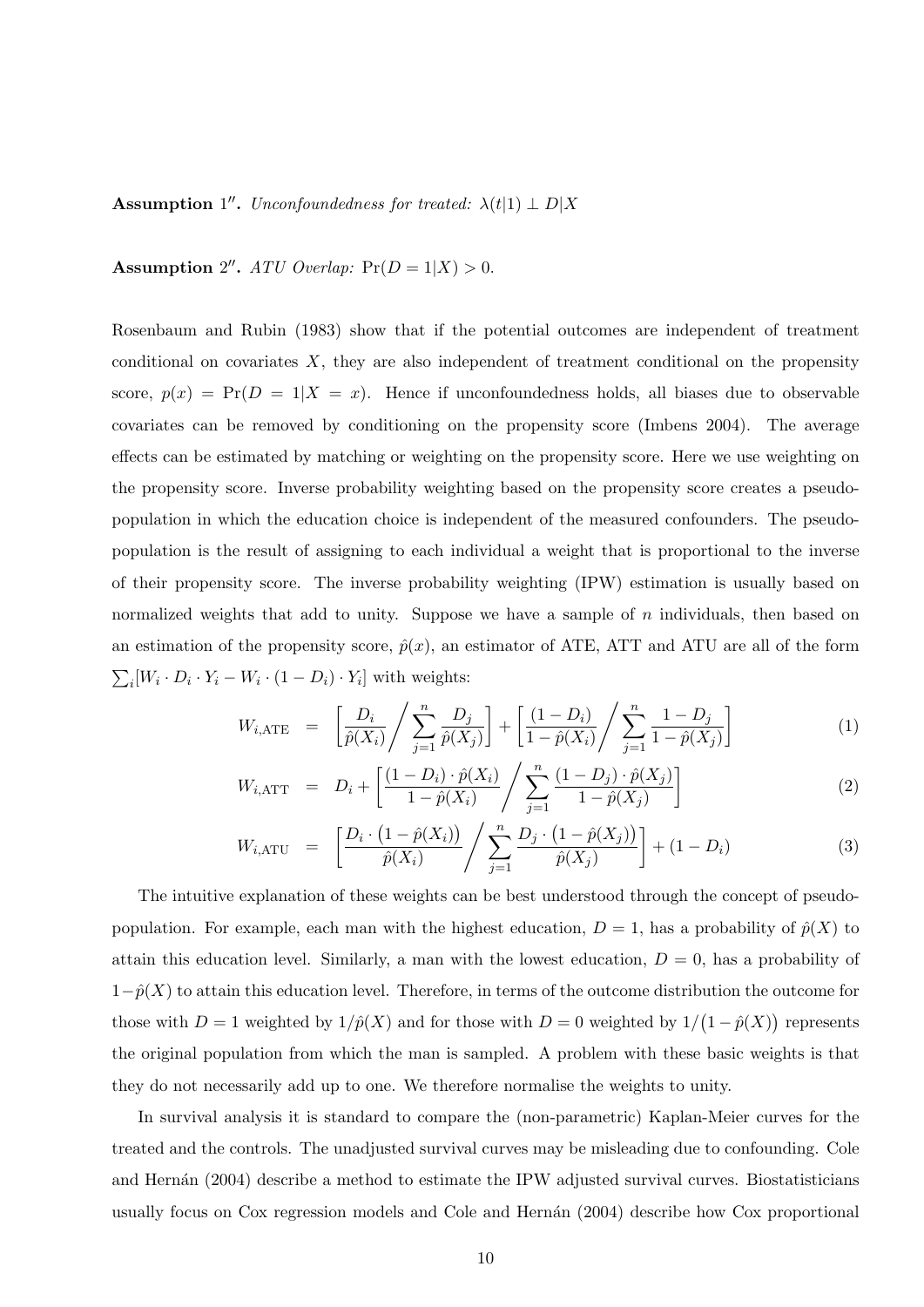**Assumption 1″.** *Unconfoundedness for treated:* $\lambda(t|1) \perp D|X$

**Assumption 2″.** *ATU Overlap:* $\Pr(D = 1|X) > 0$.

Rosenbaum and Rubin (1983) show that if the potential outcomes are independent of treatment conditional on covariates $X$, they are also independent of treatment conditional on the propensity score, $p(x) = \Pr(D = 1|X = x)$. Hence if unconfoundedness holds, all biases due to observable covariates can be removed by conditioning on the propensity score (Imbens 2004). The average effects can be estimated by matching or weighting on the propensity score. Here we use weighting on the propensity score. Inverse probability weighting based on the propensity score creates a pseudo-population in which the education choice is independent of the measured confounders. The pseudo-population is the result of assigning to each individual a weight that is proportional to the inverse of their propensity score. The inverse probability weighting (IPW) estimation is usually based on normalized weights that add to unity. Suppose we have a sample of $n$ individuals, then based on an estimation of the propensity score, $\hat{p}(x)$, an estimator of ATE, ATT and ATU are all of the form $\sum_i [W_i \cdot D_i \cdot Y_i - W_i \cdot (1 - D_i) \cdot Y_i]$ with weights:

$$W_{i,\text{ATE}} = \left[ \frac{D_i}{\hat{p}(X_i)} \Big/ \sum_{j=1}^{n} \frac{D_j}{\hat{p}(X_j)} \right] + \left[ \frac{(1 - D_i)}{1 - \hat{p}(X_i)} \Big/ \sum_{j=1}^{n} \frac{1 - D_j}{1 - \hat{p}(X_j)} \right] \quad (1)$$

$$W_{i,\text{ATT}} = D_i + \left[ \frac{(1 - D_i) \cdot \hat{p}(X_i)}{1 - \hat{p}(X_i)} \Big/ \sum_{j=1}^{n} \frac{(1 - D_j) \cdot \hat{p}(X_j)}{1 - \hat{p}(X_j)} \right] \quad (2)$$

$$W_{i,\text{ATU}} = \left[ \frac{D_i \cdot \big(1 - \hat{p}(X_i)\big)}{\hat{p}(X_i)} \Big/ \sum_{j=1}^{n} \frac{D_j \cdot \big(1 - \hat{p}(X_j)\big)}{\hat{p}(X_j)} \right] + (1 - D_i) \quad (3)$$

The intuitive explanation of these weights can be best understood through the concept of pseudo-population. For example, each man with the highest education, $D = 1$, has a probability of $\hat{p}(X)$ to attain this education level. Similarly, a man with the lowest education, $D = 0$, has a probability of $1 - \hat{p}(X)$ to attain this education level. Therefore, in terms of the outcome distribution the outcome for those with $D = 1$ weighted by $1/\hat{p}(X)$ and for those with $D = 0$ weighted by $1/\big(1 - \hat{p}(X)\big)$ represents the original population from which the man is sampled. A problem with these basic weights is that they do not necessarily add up to one. We therefore normalise the weights to unity.

In survival analysis it is standard to compare the (non-parametric) Kaplan-Meier curves for the treated and the controls. The unadjusted survival curves may be misleading due to confounding. Cole and Hernán (2004) describe a method to estimate the IPW adjusted survival curves. Biostatisticians usually focus on Cox regression models and Cole and Hernán (2004) describe how Cox proportional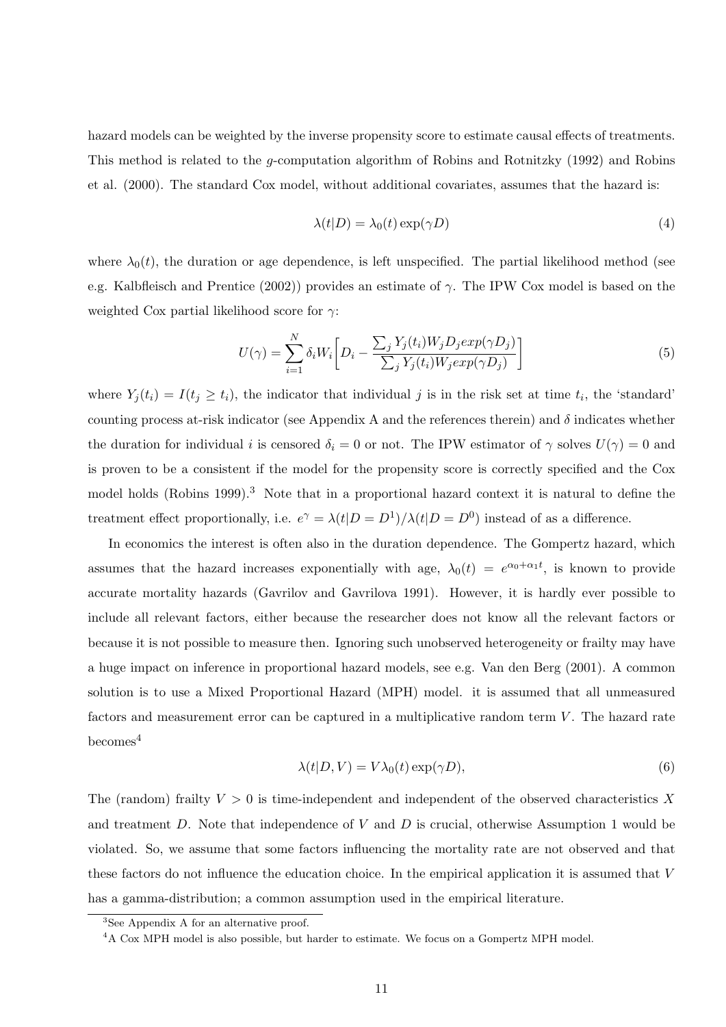hazard models can be weighted by the inverse propensity score to estimate causal effects of treatments. This method is related to the $g$-computation algorithm of Robins and Rotnitzky (1992) and Robins et al. (2000). The standard Cox model, without additional covariates, assumes that the hazard is:

$$\lambda(t|D) = \lambda_0(t) \exp(\gamma D) \tag{4}$$

where $\lambda_0(t)$, the duration or age dependence, is left unspecified. The partial likelihood method (see e.g. Kalbfleisch and Prentice (2002)) provides an estimate of $\gamma$. The IPW Cox model is based on the weighted Cox partial likelihood score for $\gamma$:

$$U(\gamma) = \sum_{i=1}^{N} \delta_i W_i \left[ D_i - \frac{\sum_j Y_j(t_i) W_j D_j exp(\gamma D_j)}{\sum_j Y_j(t_i) W_j exp(\gamma D_j)} \right] \tag{5}$$

where $Y_j(t_i) = I(t_j \geq t_i)$, the indicator that individual $j$ is in the risk set at time $t_i$, the 'standard' counting process at-risk indicator (see Appendix A and the references therein) and $\delta$ indicates whether the duration for individual $i$ is censored $\delta_i = 0$ or not. The IPW estimator of $\gamma$ solves $U(\gamma) = 0$ and is proven to be a consistent if the model for the propensity score is correctly specified and the Cox model holds (Robins 1999).[3] Note that in a proportional hazard context it is natural to define the treatment effect proportionally, i.e. $e^{\gamma} = \lambda(t|D = D^1)/\lambda(t|D = D^0)$ instead of as a difference.

In economics the interest is often also in the duration dependence. The Gompertz hazard, which assumes that the hazard increases exponentially with age, $\lambda_0(t) = e^{\alpha_0 + \alpha_1 t}$, is known to provide accurate mortality hazards (Gavrilov and Gavrilova 1991). However, it is hardly ever possible to include all relevant factors, either because the researcher does not know all the relevant factors or because it is not possible to measure then. Ignoring such unobserved heterogeneity or frailty may have a huge impact on inference in proportional hazard models, see e.g. Van den Berg (2001). A common solution is to use a Mixed Proportional Hazard (MPH) model. it is assumed that all unmeasured factors and measurement error can be captured in a multiplicative random term $V$. The hazard rate becomes[4]

$$\lambda(t|D, V) = V \lambda_0(t) \exp(\gamma D), \tag{6}$$

The (random) frailty $V > 0$ is time-independent and independent of the observed characteristics $X$ and treatment $D$. Note that independence of $V$ and $D$ is crucial, otherwise Assumption 1 would be violated. So, we assume that some factors influencing the mortality rate are not observed and that these factors do not influence the education choice. In the empirical application it is assumed that $V$ has a gamma-distribution; a common assumption used in the empirical literature.

[3] See Appendix A for an alternative proof.

[4] A Cox MPH model is also possible, but harder to estimate. We focus on a Gompertz MPH model.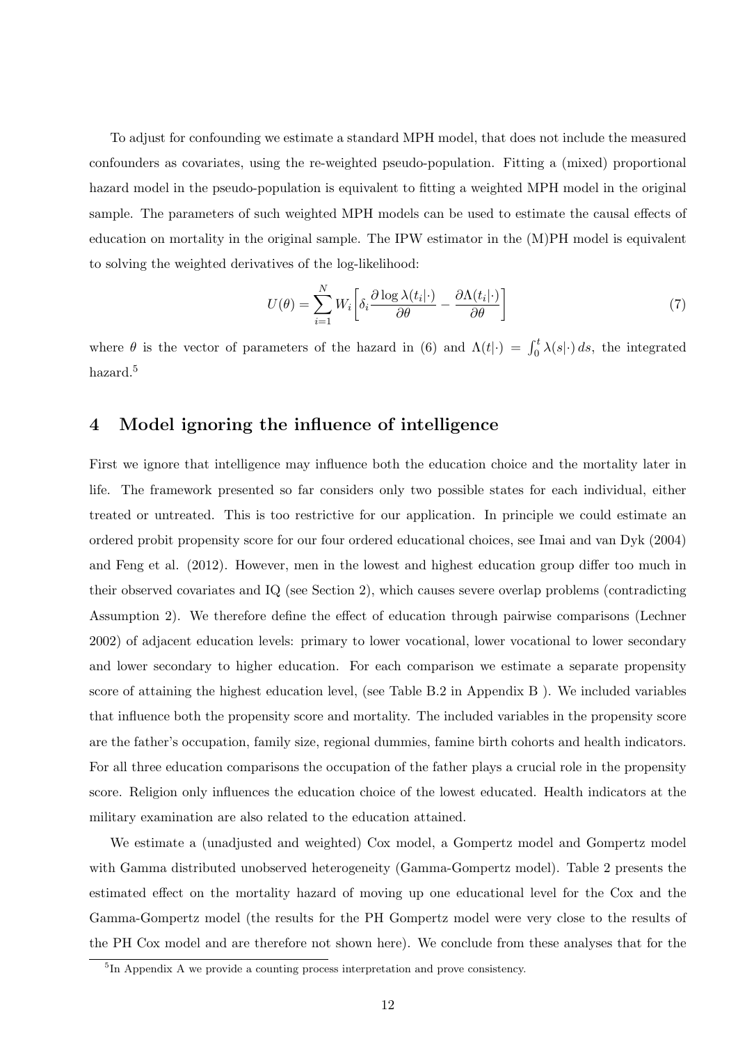To adjust for confounding we estimate a standard MPH model, that does not include the measured confounders as covariates, using the re-weighted pseudo-population. Fitting a (mixed) proportional hazard model in the pseudo-population is equivalent to fitting a weighted MPH model in the original sample. The parameters of such weighted MPH models can be used to estimate the causal effects of education on mortality in the original sample. The IPW estimator in the (M)PH model is equivalent to solving the weighted derivatives of the log-likelihood:

$$U(\theta) = \sum_{i=1}^{N} W_i \left[ \delta_i \frac{\partial \log \lambda(t_i|\cdot)}{\partial \theta} - \frac{\partial \Lambda(t_i|\cdot)}{\partial \theta} \right] \tag{7}$$

where $\theta$ is the vector of parameters of the hazard in (6) and $\Lambda(t|\cdot) = \int_0^t \lambda(s|\cdot)\, ds$, the integrated hazard.[5]

## 4 Model ignoring the influence of intelligence

First we ignore that intelligence may influence both the education choice and the mortality later in life. The framework presented so far considers only two possible states for each individual, either treated or untreated. This is too restrictive for our application. In principle we could estimate an ordered probit propensity score for our four ordered educational choices, see Imai and van Dyk (2004) and Feng et al. (2012). However, men in the lowest and highest education group differ too much in their observed covariates and IQ (see Section 2), which causes severe overlap problems (contradicting Assumption 2). We therefore define the effect of education through pairwise comparisons (Lechner 2002) of adjacent education levels: primary to lower vocational, lower vocational to lower secondary and lower secondary to higher education. For each comparison we estimate a separate propensity score of attaining the highest education level, (see Table B.2 in Appendix B ). We included variables that influence both the propensity score and mortality. The included variables in the propensity score are the father's occupation, family size, regional dummies, famine birth cohorts and health indicators. For all three education comparisons the occupation of the father plays a crucial role in the propensity score. Religion only influences the education choice of the lowest educated. Health indicators at the military examination are also related to the education attained.

We estimate a (unadjusted and weighted) Cox model, a Gompertz model and Gompertz model with Gamma distributed unobserved heterogeneity (Gamma-Gompertz model). Table 2 presents the estimated effect on the mortality hazard of moving up one educational level for the Cox and the Gamma-Gompertz model (the results for the PH Gompertz model were very close to the results of the PH Cox model and are therefore not shown here). We conclude from these analyses that for the

[5] In Appendix A we provide a counting process interpretation and prove consistency.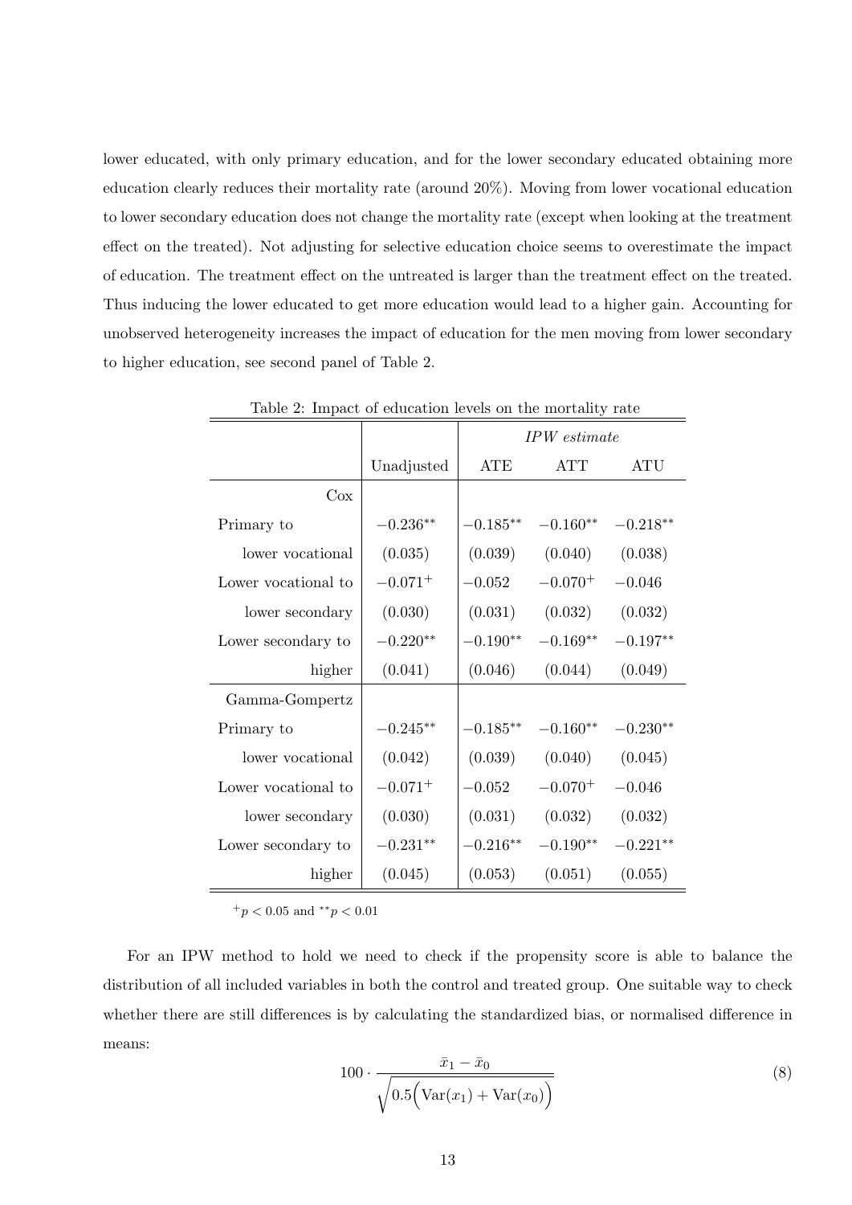lower educated, with only primary education, and for the lower secondary educated obtaining more education clearly reduces their mortality rate (around 20%). Moving from lower vocational education to lower secondary education does not change the mortality rate (except when looking at the treatment effect on the treated). Not adjusting for selective education choice seems to overestimate the impact of education. The treatment effect on the untreated is larger than the treatment effect on the treated. Thus inducing the lower educated to get more education would lead to a higher gain. Accounting for unobserved heterogeneity increases the impact of education for the men moving from lower secondary to higher education, see second panel of Table 2.

Table 2: Impact of education levels on the mortality rate

| | | *IPW estimate* | | |
|---|---|---|---|---|
| | Unadjusted | ATE | ATT | ATU |
| Cox | | | | |
| Primary to | $-0.236^{**}$ | $-0.185^{**}$ | $-0.160^{**}$ | $-0.218^{**}$ |
| lower vocational | (0.035) | (0.039) | (0.040) | (0.038) |
| Lower vocational to | $-0.071^{+}$ | $-0.052$ | $-0.070^{+}$ | $-0.046$ |
| lower secondary | (0.030) | (0.031) | (0.032) | (0.032) |
| Lower secondary to | $-0.220^{**}$ | $-0.190^{**}$ | $-0.169^{**}$ | $-0.197^{**}$ |
| higher | (0.041) | (0.046) | (0.044) | (0.049) |
| Gamma-Gompertz | | | | |
| Primary to | $-0.245^{**}$ | $-0.185^{**}$ | $-0.160^{**}$ | $-0.230^{**}$ |
| lower vocational | (0.042) | (0.039) | (0.040) | (0.045) |
| Lower vocational to | $-0.071^{+}$ | $-0.052$ | $-0.070^{+}$ | $-0.046$ |
| lower secondary | (0.030) | (0.031) | (0.032) | (0.032) |
| Lower secondary to | $-0.231^{**}$ | $-0.216^{**}$ | $-0.190^{**}$ | $-0.221^{**}$ |
| higher | (0.045) | (0.053) | (0.051) | (0.055) |

$^{+}p < 0.05$ and $^{**}p < 0.01$

For an IPW method to hold we need to check if the propensity score is able to balance the distribution of all included variables in both the control and treated group. One suitable way to check whether there are still differences is by calculating the standardized bias, or normalised difference in means:

$$100 \cdot \frac{\bar{x}_1 - \bar{x}_0}{\sqrt{0.5\Big(\text{Var}(x_1) + \text{Var}(x_0)\Big)}} \tag{8}$$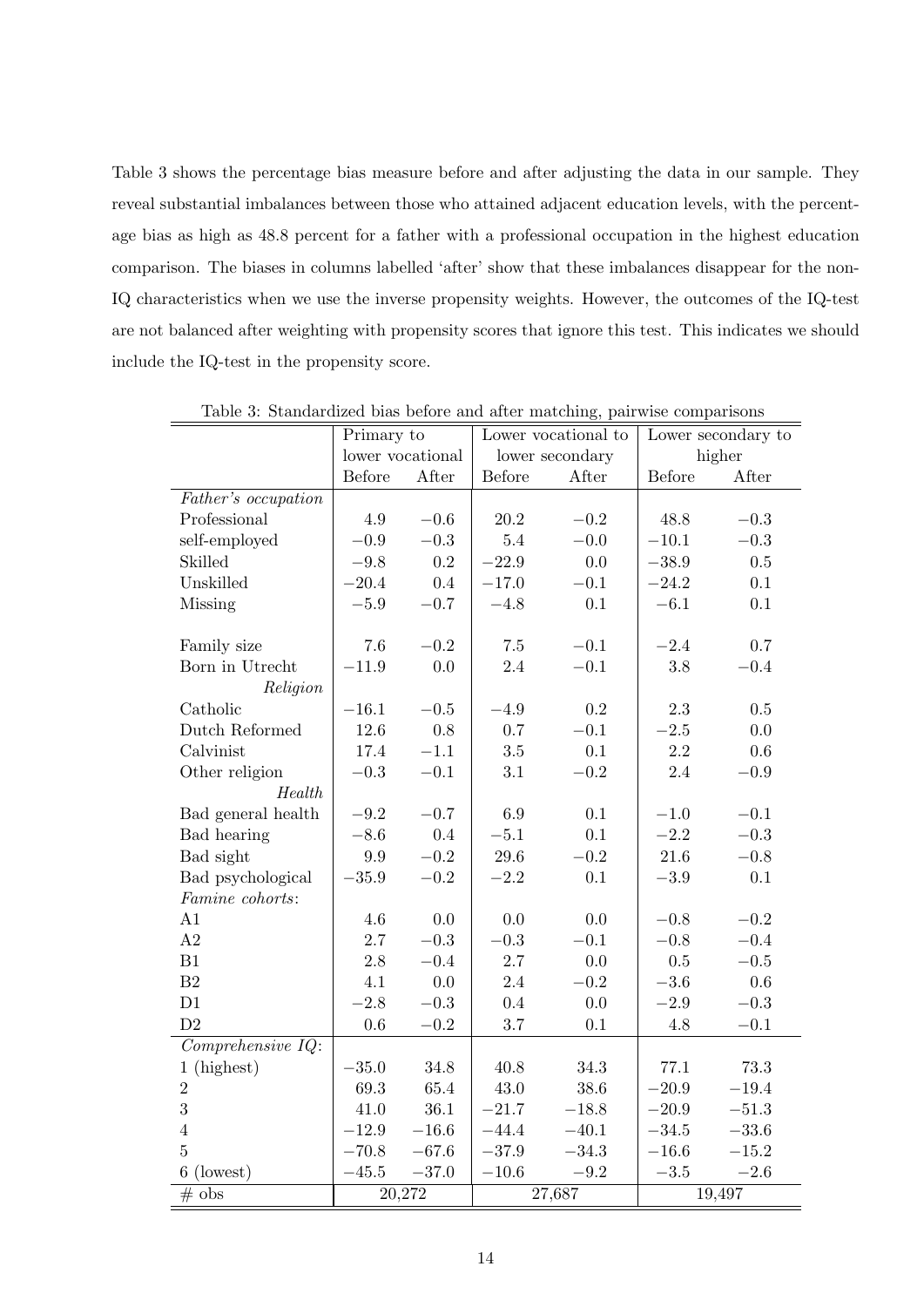Table 3 shows the percentage bias measure before and after adjusting the data in our sample. They reveal substantial imbalances between those who attained adjacent education levels, with the percentage bias as high as 48.8 percent for a father with a professional occupation in the highest education comparison. The biases in columns labelled 'after' show that these imbalances disappear for the non-IQ characteristics when we use the inverse propensity weights. However, the outcomes of the IQ-test are not balanced after weighting with propensity scores that ignore this test. This indicates we should include the IQ-test in the propensity score.

Table 3: Standardized bias before and after matching, pairwise comparisons

| | Primary to lower vocational | | Lower vocational to lower secondary | | Lower secondary to higher | |
|---|---|---|---|---|---|---|
| | Before | After | Before | After | Before | After |
| *Father's occupation* | | | | | | |
| Professional | 4.9 | −0.6 | 20.2 | −0.2 | 48.8 | −0.3 |
| self-employed | −0.9 | −0.3 | 5.4 | −0.0 | −10.1 | −0.3 |
| Skilled | −9.8 | 0.2 | −22.9 | 0.0 | −38.9 | 0.5 |
| Unskilled | −20.4 | 0.4 | −17.0 | −0.1 | −24.2 | 0.1 |
| Missing | −5.9 | −0.7 | −4.8 | 0.1 | −6.1 | 0.1 |
| Family size | 7.6 | −0.2 | 7.5 | −0.1 | −2.4 | 0.7 |
| Born in Utrecht | −11.9 | 0.0 | 2.4 | −0.1 | 3.8 | −0.4 |
| *Religion* | | | | | | |
| Catholic | −16.1 | −0.5 | −4.9 | 0.2 | 2.3 | 0.5 |
| Dutch Reformed | 12.6 | 0.8 | 0.7 | −0.1 | −2.5 | 0.0 |
| Calvinist | 17.4 | −1.1 | 3.5 | 0.1 | 2.2 | 0.6 |
| Other religion | −0.3 | −0.1 | 3.1 | −0.2 | 2.4 | −0.9 |
| *Health* | | | | | | |
| Bad general health | −9.2 | −0.7 | 6.9 | 0.1 | −1.0 | −0.1 |
| Bad hearing | −8.6 | 0.4 | −5.1 | 0.1 | −2.2 | −0.3 |
| Bad sight | 9.9 | −0.2 | 29.6 | −0.2 | 21.6 | −0.8 |
| Bad psychological | −35.9 | −0.2 | −2.2 | 0.1 | −3.9 | 0.1 |
| *Famine cohorts*: | | | | | | |
| A1 | 4.6 | 0.0 | 0.0 | 0.0 | −0.8 | −0.2 |
| A2 | 2.7 | −0.3 | −0.3 | −0.1 | −0.8 | −0.4 |
| B1 | 2.8 | −0.4 | 2.7 | 0.0 | 0.5 | −0.5 |
| B2 | 4.1 | 0.0 | 2.4 | −0.2 | −3.6 | 0.6 |
| D1 | −2.8 | −0.3 | 0.4 | 0.0 | −2.9 | −0.3 |
| D2 | 0.6 | −0.2 | 3.7 | 0.1 | 4.8 | −0.1 |
| *Comprehensive IQ*: | | | | | | |
| 1 (highest) | −35.0 | 34.8 | 40.8 | 34.3 | 77.1 | 73.3 |
| 2 | 69.3 | 65.4 | 43.0 | 38.6 | −20.9 | −19.4 |
| 3 | 41.0 | 36.1 | −21.7 | −18.8 | −20.9 | −51.3 |
| 4 | −12.9 | −16.6 | −44.4 | −40.1 | −34.5 | −33.6 |
| 5 | −70.8 | −67.6 | −37.9 | −34.3 | −16.6 | −15.2 |
| 6 (lowest) | −45.5 | −37.0 | −10.6 | −9.2 | −3.5 | −2.6 |
| # obs | 20,272 | | 27,687 | | 19,497 | |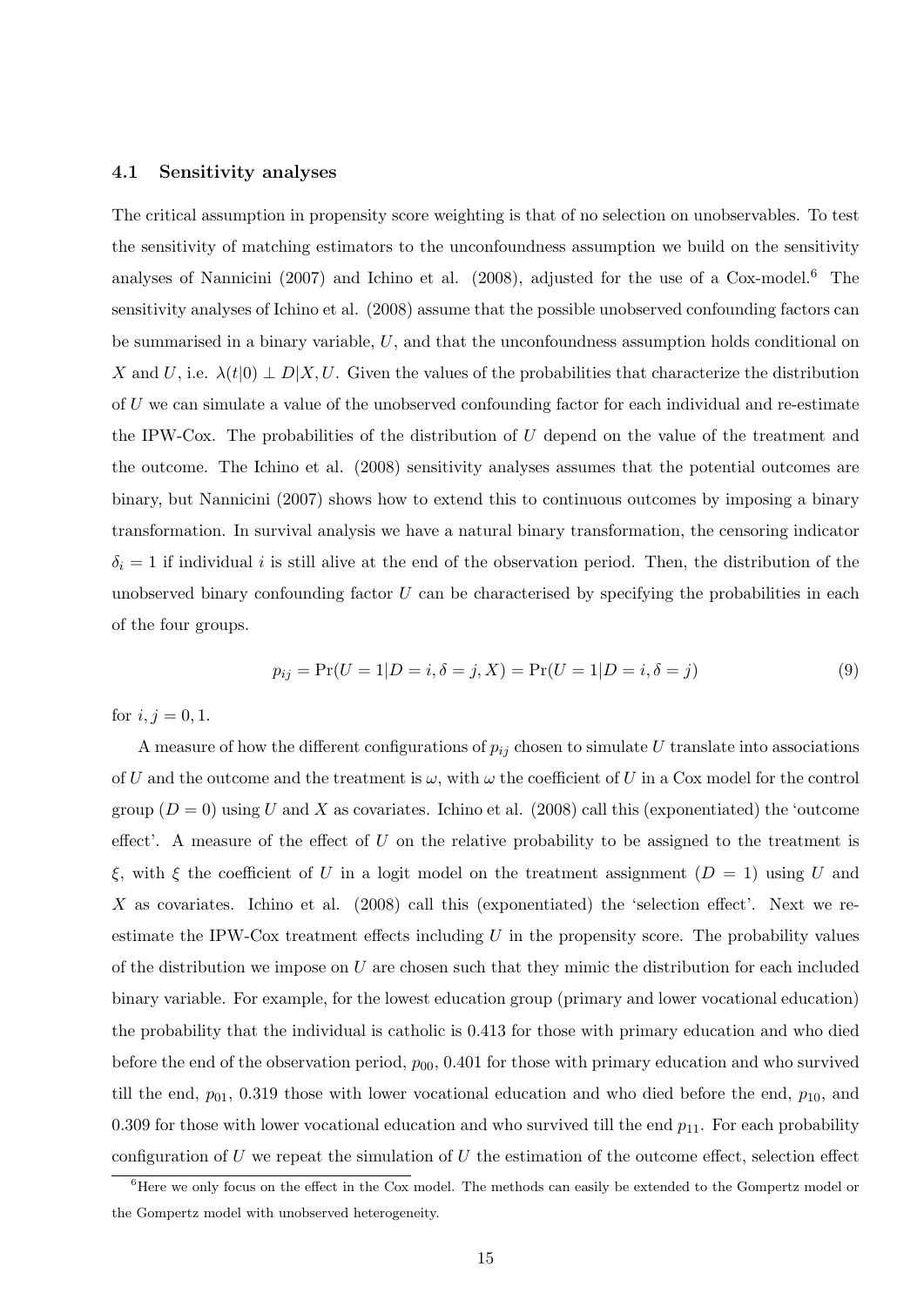### 4.1 Sensitivity analyses

The critical assumption in propensity score weighting is that of no selection on unobservables. To test the sensitivity of matching estimators to the unconfoundness assumption we build on the sensitivity analyses of Nannicini (2007) and Ichino et al. (2008), adjusted for the use of a Cox-model.[6] The sensitivity analyses of Ichino et al. (2008) assume that the possible unobserved confounding factors can be summarised in a binary variable, $U$, and that the unconfoundness assumption holds conditional on $X$ and $U$, i.e. $\lambda(t|0) \perp D|X, U$. Given the values of the probabilities that characterize the distribution of $U$ we can simulate a value of the unobserved confounding factor for each individual and re-estimate the IPW-Cox. The probabilities of the distribution of $U$ depend on the value of the treatment and the outcome. The Ichino et al. (2008) sensitivity analyses assumes that the potential outcomes are binary, but Nannicini (2007) shows how to extend this to continuous outcomes by imposing a binary transformation. In survival analysis we have a natural binary transformation, the censoring indicator $\delta_i = 1$ if individual $i$ is still alive at the end of the observation period. Then, the distribution of the unobserved binary confounding factor $U$ can be characterised by specifying the probabilities in each of the four groups.

$$p_{ij} = \Pr(U = 1|D = i, \delta = j, X) = \Pr(U = 1|D = i, \delta = j) \tag{9}$$

for $i, j = 0, 1$.

A measure of how the different configurations of $p_{ij}$ chosen to simulate $U$ translate into associations of $U$ and the outcome and the treatment is $\omega$, with $\omega$ the coefficient of $U$ in a Cox model for the control group ($D = 0$) using $U$ and $X$ as covariates. Ichino et al. (2008) call this (exponentiated) the 'outcome effect'. A measure of the effect of $U$ on the relative probability to be assigned to the treatment is $\xi$, with $\xi$ the coefficient of $U$ in a logit model on the treatment assignment ($D = 1$) using $U$ and $X$ as covariates. Ichino et al. (2008) call this (exponentiated) the 'selection effect'. Next we re-estimate the IPW-Cox treatment effects including $U$ in the propensity score. The probability values of the distribution we impose on $U$ are chosen such that they mimic the distribution for each included binary variable. For example, for the lowest education group (primary and lower vocational education) the probability that the individual is catholic is 0.413 for those with primary education and who died before the end of the observation period, $p_{00}$, 0.401 for those with primary education and who survived till the end, $p_{01}$, 0.319 those with lower vocational education and who died before the end, $p_{10}$, and 0.309 for those with lower vocational education and who survived till the end $p_{11}$. For each probability configuration of $U$ we repeat the simulation of $U$ the estimation of the outcome effect, selection effect

[6] Here we only focus on the effect in the Cox model. The methods can easily be extended to the Gompertz model or the Gompertz model with unobserved heterogeneity.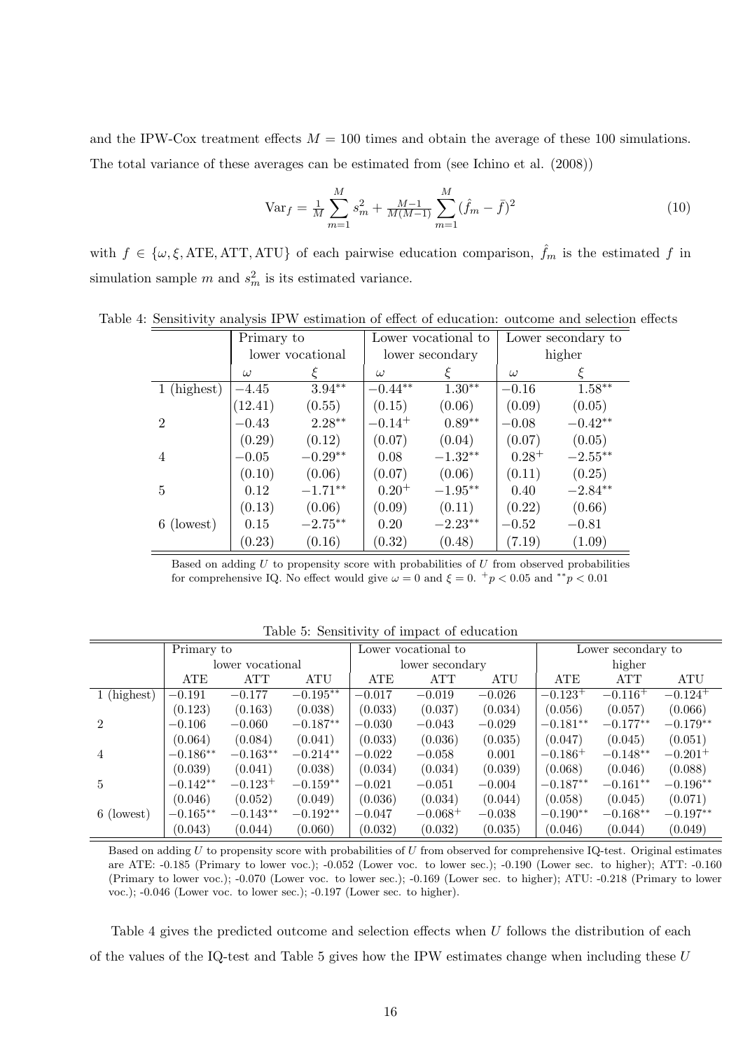and the IPW-Cox treatment effects $M = 100$ times and obtain the average of these 100 simulations. The total variance of these averages can be estimated from (see Ichino et al. (2008))

$$\text{Var}_f = \tfrac{1}{M}\sum_{m=1}^{M} s_m^2 + \tfrac{M-1}{M(M-1)}\sum_{m=1}^{M}(\hat{f}_m - \bar{f})^2 \tag{10}$$

with $f \in \{\omega, \xi, \text{ATE}, \text{ATT}, \text{ATU}\}$ of each pairwise education comparison, $\hat{f}_m$ is the estimated $f$ in simulation sample $m$ and $s_m^2$ is its estimated variance.

Table 4: Sensitivity analysis IPW estimation of effect of education: outcome and selection effects

| | Primary to lower vocational | | Lower vocational to lower secondary | | Lower secondary to higher | |
|---|---|---|---|---|---|---|
| | $\omega$ | $\xi$ | $\omega$ | $\xi$ | $\omega$ | $\xi$ |
| 1 (highest) | $-4.45$ | $3.94^{**}$ | $-0.44^{**}$ | $1.30^{**}$ | $-0.16$ | $1.58^{**}$ |
| | (12.41) | (0.55) | (0.15) | (0.06) | (0.09) | (0.05) |
| 2 | $-0.43$ | $2.28^{**}$ | $-0.14^{+}$ | $0.89^{**}$ | $-0.08$ | $-0.42^{**}$ |
| | (0.29) | (0.12) | (0.07) | (0.04) | (0.07) | (0.05) |
| 4 | $-0.05$ | $-0.29^{**}$ | 0.08 | $-1.32^{**}$ | $0.28^{+}$ | $-2.55^{**}$ |
| | (0.10) | (0.06) | (0.07) | (0.06) | (0.11) | (0.25) |
| 5 | 0.12 | $-1.71^{**}$ | $0.20^{+}$ | $-1.95^{**}$ | 0.40 | $-2.84^{**}$ |
| | (0.13) | (0.06) | (0.09) | (0.11) | (0.22) | (0.66) |
| 6 (lowest) | 0.15 | $-2.75^{**}$ | 0.20 | $-2.23^{**}$ | $-0.52$ | $-0.81$ |
| | (0.23) | (0.16) | (0.32) | (0.48) | (7.19) | (1.09) |

Based on adding $U$ to propensity score with probabilities of $U$ from observed probabilities for comprehensive IQ. No effect would give $\omega = 0$ and $\xi = 0$. $^{+}p < 0.05$ and $^{**}p < 0.01$

Table 5: Sensitivity of impact of education

| | Primary to lower vocational | | | Lower vocational to lower secondary | | | Lower secondary to higher | | |
|---|---|---|---|---|---|---|---|---|---|
| | ATE | ATT | ATU | ATE | ATT | ATU | ATE | ATT | ATU |
| 1 (highest) | $-0.191$ | $-0.177$ | $-0.195^{**}$ | $-0.017$ | $-0.019$ | $-0.026$ | $-0.123^{+}$ | $-0.116^{+}$ | $-0.124^{+}$ |
| | (0.123) | (0.163) | (0.038) | (0.033) | (0.037) | (0.034) | (0.056) | (0.057) | (0.066) |
| 2 | $-0.106$ | $-0.060$ | $-0.187^{**}$ | $-0.030$ | $-0.043$ | $-0.029$ | $-0.181^{**}$ | $-0.177^{**}$ | $-0.179^{**}$ |
| | (0.064) | (0.084) | (0.041) | (0.033) | (0.036) | (0.035) | (0.047) | (0.045) | (0.051) |
| 4 | $-0.186^{**}$ | $-0.163^{**}$ | $-0.214^{**}$ | $-0.022$ | $-0.058$ | 0.001 | $-0.186^{+}$ | $-0.148^{**}$ | $-0.201^{+}$ |
| | (0.039) | (0.041) | (0.038) | (0.034) | (0.034) | (0.039) | (0.068) | (0.046) | (0.088) |
| 5 | $-0.142^{**}$ | $-0.123^{+}$ | $-0.159^{**}$ | $-0.021$ | $-0.051$ | $-0.004$ | $-0.187^{**}$ | $-0.161^{**}$ | $-0.196^{**}$ |
| | (0.046) | (0.052) | (0.049) | (0.036) | (0.034) | (0.044) | (0.058) | (0.045) | (0.071) |
| 6 (lowest) | $-0.165^{**}$ | $-0.143^{**}$ | $-0.192^{**}$ | $-0.047$ | $-0.068^{+}$ | $-0.038$ | $-0.190^{**}$ | $-0.168^{**}$ | $-0.197^{**}$ |
| | (0.043) | (0.044) | (0.060) | (0.032) | (0.032) | (0.035) | (0.046) | (0.044) | (0.049) |

Based on adding $U$ to propensity score with probabilities of $U$ from observed for comprehensive IQ-test. Original estimates are ATE: -0.185 (Primary to lower voc.); -0.052 (Lower voc. to lower sec.); -0.190 (Lower sec. to higher); ATT: -0.160 (Primary to lower voc.); -0.070 (Lower voc. to lower sec.); -0.169 (Lower sec. to higher); ATU: -0.218 (Primary to lower voc.); -0.046 (Lower voc. to lower sec.); -0.197 (Lower sec. to higher).

Table 4 gives the predicted outcome and selection effects when $U$ follows the distribution of each of the values of the IQ-test and Table 5 gives how the IPW estimates change when including these $U$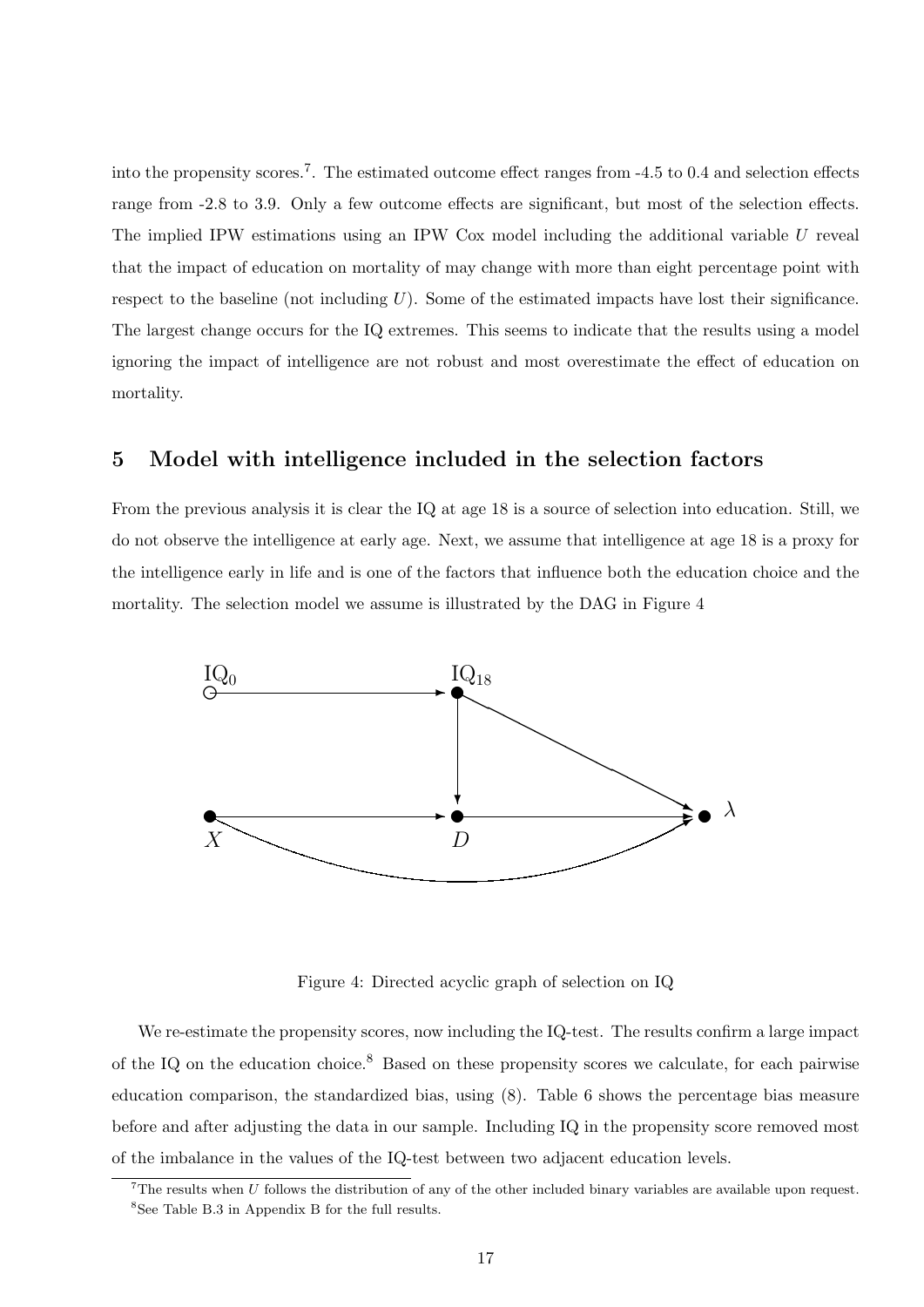into the propensity scores.[7]. The estimated outcome effect ranges from -4.5 to 0.4 and selection effects range from -2.8 to 3.9. Only a few outcome effects are significant, but most of the selection effects. The implied IPW estimations using an IPW Cox model including the additional variable $U$ reveal that the impact of education on mortality of may change with more than eight percentage point with respect to the baseline (not including $U$). Some of the estimated impacts have lost their significance. The largest change occurs for the IQ extremes. This seems to indicate that the results using a model ignoring the impact of intelligence are not robust and most overestimate the effect of education on mortality.

## 5 Model with intelligence included in the selection factors

From the previous analysis it is clear the IQ at age 18 is a source of selection into education. Still, we do not observe the intelligence at early age. Next, we assume that intelligence at age 18 is a proxy for the intelligence early in life and is one of the factors that influence both the education choice and the mortality. The selection model we assume is illustrated by the DAG in Figure 4

Figure 4: Directed acyclic graph of selection on IQ

We re-estimate the propensity scores, now including the IQ-test. The results confirm a large impact of the IQ on the education choice.[8] Based on these propensity scores we calculate, for each pairwise education comparison, the standardized bias, using (8). Table 6 shows the percentage bias measure before and after adjusting the data in our sample. Including IQ in the propensity score removed most of the imbalance in the values of the IQ-test between two adjacent education levels.

[7] The results when $U$ follows the distribution of any of the other included binary variables are available upon request.

[8] See Table B.3 in Appendix B for the full results.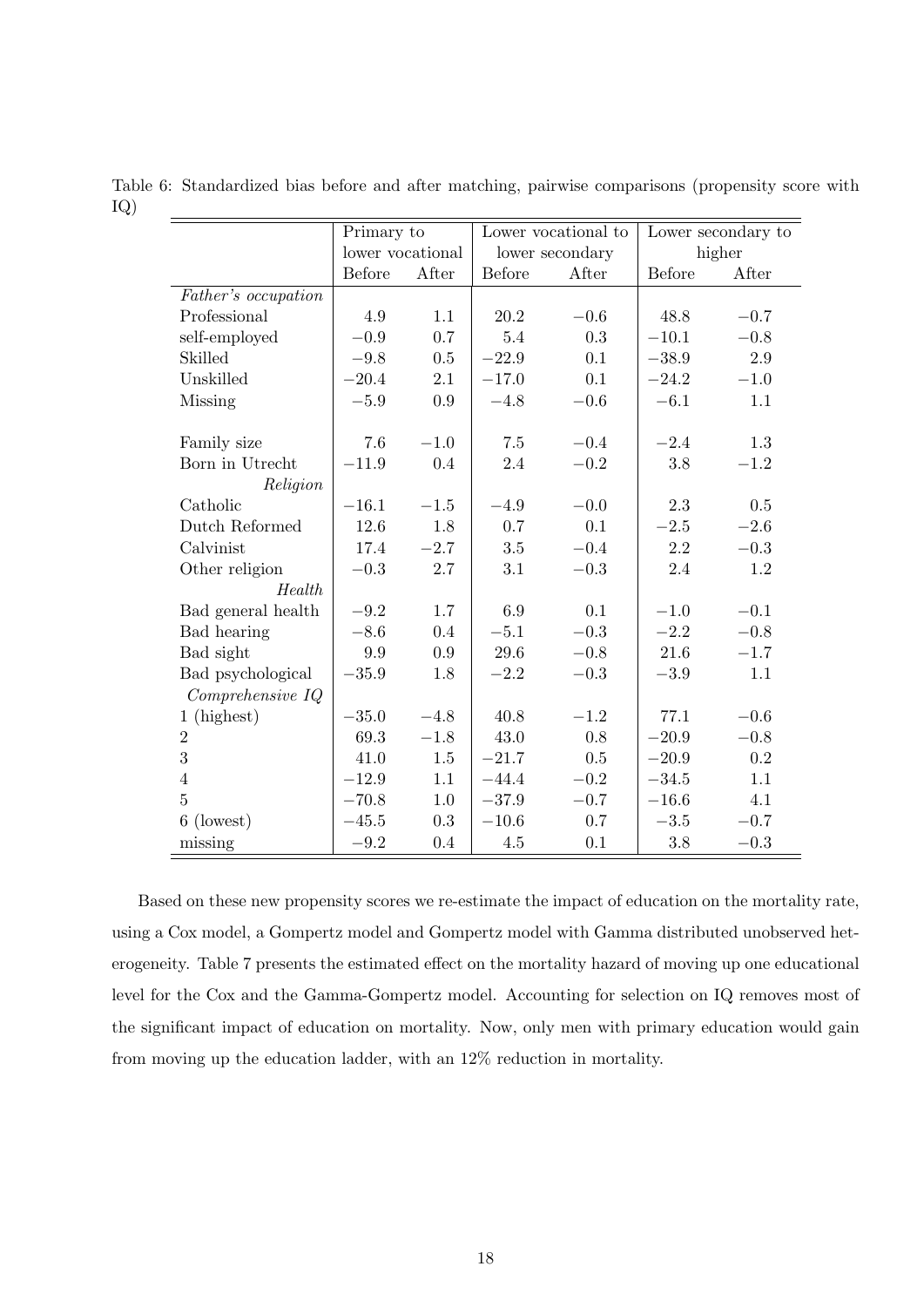Table 6: Standardized bias before and after matching, pairwise comparisons (propensity score with IQ)

| | Primary to lower vocational | | Lower vocational to lower secondary | | Lower secondary to higher | |
|---|---|---|---|---|---|---|
| | Before | After | Before | After | Before | After |
| *Father's occupation* | | | | | | |
| Professional | 4.9 | 1.1 | 20.2 | −0.6 | 48.8 | −0.7 |
| self-employed | −0.9 | 0.7 | 5.4 | 0.3 | −10.1 | −0.8 |
| Skilled | −9.8 | 0.5 | −22.9 | 0.1 | −38.9 | 2.9 |
| Unskilled | −20.4 | 2.1 | −17.0 | 0.1 | −24.2 | −1.0 |
| Missing | −5.9 | 0.9 | −4.8 | −0.6 | −6.1 | 1.1 |
| Family size | 7.6 | −1.0 | 7.5 | −0.4 | −2.4 | 1.3 |
| Born in Utrecht | −11.9 | 0.4 | 2.4 | −0.2 | 3.8 | −1.2 |
| *Religion* | | | | | | |
| Catholic | −16.1 | −1.5 | −4.9 | −0.0 | 2.3 | 0.5 |
| Dutch Reformed | 12.6 | 1.8 | 0.7 | 0.1 | −2.5 | −2.6 |
| Calvinist | 17.4 | −2.7 | 3.5 | −0.4 | 2.2 | −0.3 |
| Other religion | −0.3 | 2.7 | 3.1 | −0.3 | 2.4 | 1.2 |
| *Health* | | | | | | |
| Bad general health | −9.2 | 1.7 | 6.9 | 0.1 | −1.0 | −0.1 |
| Bad hearing | −8.6 | 0.4 | −5.1 | −0.3 | −2.2 | −0.8 |
| Bad sight | 9.9 | 0.9 | 29.6 | −0.8 | 21.6 | −1.7 |
| Bad psychological | −35.9 | 1.8 | −2.2 | −0.3 | −3.9 | 1.1 |
| *Comprehensive IQ* | | | | | | |
| 1 (highest) | −35.0 | −4.8 | 40.8 | −1.2 | 77.1 | −0.6 |
| 2 | 69.3 | −1.8 | 43.0 | 0.8 | −20.9 | −0.8 |
| 3 | 41.0 | 1.5 | −21.7 | 0.5 | −20.9 | 0.2 |
| 4 | −12.9 | 1.1 | −44.4 | −0.2 | −34.5 | 1.1 |
| 5 | −70.8 | 1.0 | −37.9 | −0.7 | −16.6 | 4.1 |
| 6 (lowest) | −45.5 | 0.3 | −10.6 | 0.7 | −3.5 | −0.7 |
| missing | −9.2 | 0.4 | 4.5 | 0.1 | 3.8 | −0.3 |

Based on these new propensity scores we re-estimate the impact of education on the mortality rate, using a Cox model, a Gompertz model and Gompertz model with Gamma distributed unobserved heterogeneity. Table 7 presents the estimated effect on the mortality hazard of moving up one educational level for the Cox and the Gamma-Gompertz model. Accounting for selection on IQ removes most of the significant impact of education on mortality. Now, only men with primary education would gain from moving up the education ladder, with an 12% reduction in mortality.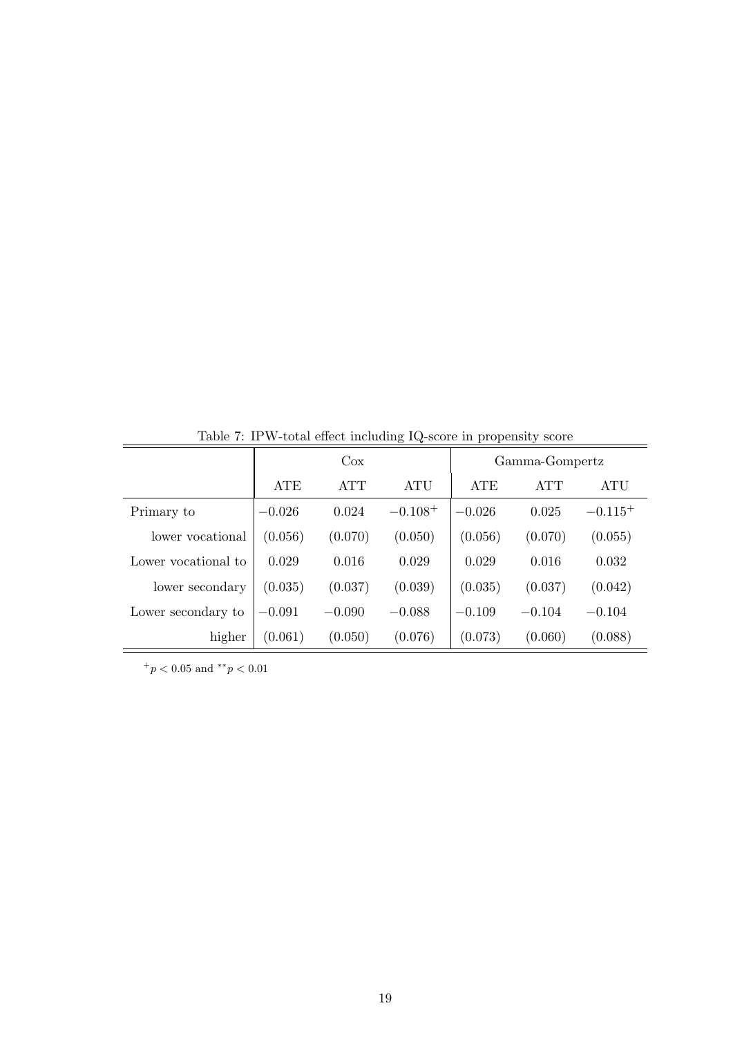Table 7: IPW-total effect including IQ-score in propensity score

| | Cox | | | Gamma-Gompertz | | |
|---|---|---|---|---|---|---|
| | ATE | ATT | ATU | ATE | ATT | ATU |
| Primary to | $-0.026$ | $0.024$ | $-0.108^{+}$ | $-0.026$ | $0.025$ | $-0.115^{+}$ |
| lower vocational | (0.056) | (0.070) | (0.050) | (0.056) | (0.070) | (0.055) |
| Lower vocational to | $0.029$ | $0.016$ | $0.029$ | $0.029$ | $0.016$ | $0.032$ |
| lower secondary | (0.035) | (0.037) | (0.039) | (0.035) | (0.037) | (0.042) |
| Lower secondary to | $-0.091$ | $-0.090$ | $-0.088$ | $-0.109$ | $-0.104$ | $-0.104$ |
| higher | (0.061) | (0.050) | (0.076) | (0.073) | (0.060) | (0.088) |

$^{+}p < 0.05$ and $^{**}p < 0.01$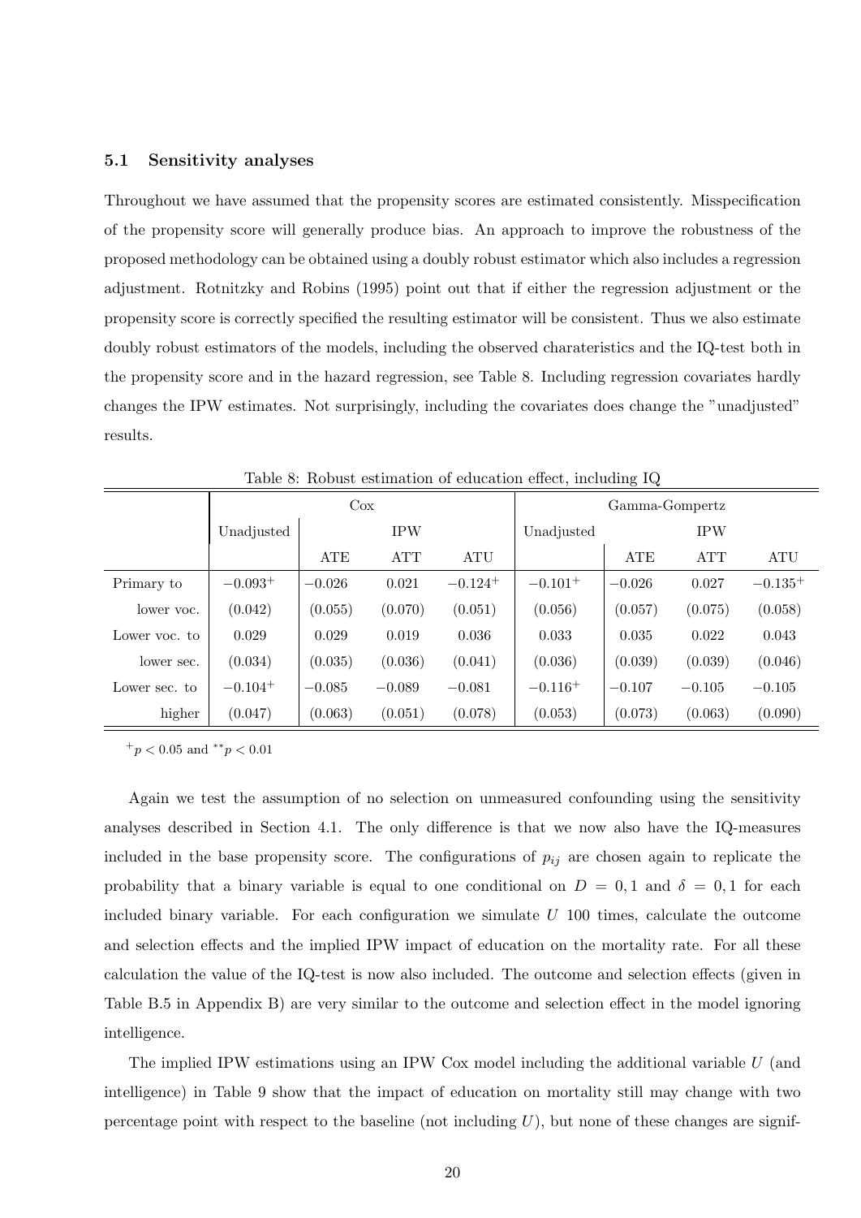### 5.1 Sensitivity analyses

Throughout we have assumed that the propensity scores are estimated consistently. Misspecification of the propensity score will generally produce bias. An approach to improve the robustness of the proposed methodology can be obtained using a doubly robust estimator which also includes a regression adjustment. Rotnitzky and Robins (1995) point out that if either the regression adjustment or the propensity score is correctly specified the resulting estimator will be consistent. Thus we also estimate doubly robust estimators of the models, including the observed charateristics and the IQ-test both in the propensity score and in the hazard regression, see Table 8. Including regression covariates hardly changes the IPW estimates. Not surprisingly, including the covariates does change the "unadjusted" results.

Table 8: Robust estimation of education effect, including IQ

| | Cox | | | | Gamma-Gompertz | | | |
|---|---|---|---|---|---|---|---|---|
| | Unadjusted | IPW | | | Unadjusted | IPW | | |
| | | ATE | ATT | ATU | | ATE | ATT | ATU |
| Primary to | $-0.093^{+}$ | $-0.026$ | 0.021 | $-0.124^{+}$ | $-0.101^{+}$ | $-0.026$ | 0.027 | $-0.135^{+}$ |
| lower voc. | (0.042) | (0.055) | (0.070) | (0.051) | (0.056) | (0.057) | (0.075) | (0.058) |
| Lower voc. to | 0.029 | 0.029 | 0.019 | 0.036 | 0.033 | 0.035 | 0.022 | 0.043 |
| lower sec. | (0.034) | (0.035) | (0.036) | (0.041) | (0.036) | (0.039) | (0.039) | (0.046) |
| Lower sec. to | $-0.104^{+}$ | $-0.085$ | $-0.089$ | $-0.081$ | $-0.116^{+}$ | $-0.107$ | $-0.105$ | $-0.105$ |
| higher | (0.047) | (0.063) | (0.051) | (0.078) | (0.053) | (0.073) | (0.063) | (0.090) |

$^{+}p < 0.05$ and $^{**}p < 0.01$

Again we test the assumption of no selection on unmeasured confounding using the sensitivity analyses described in Section 4.1. The only difference is that we now also have the IQ-measures included in the base propensity score. The configurations of $p_{ij}$ are chosen again to replicate the probability that a binary variable is equal to one conditional on $D = 0, 1$ and $\delta = 0, 1$ for each included binary variable. For each configuration we simulate $U$ 100 times, calculate the outcome and selection effects and the implied IPW impact of education on the mortality rate. For all these calculation the value of the IQ-test is now also included. The outcome and selection effects (given in Table B.5 in Appendix B) are very similar to the outcome and selection effect in the model ignoring intelligence.

The implied IPW estimations using an IPW Cox model including the additional variable $U$ (and intelligence) in Table 9 show that the impact of education on mortality still may change with two percentage point with respect to the baseline (not including $U$), but none of these changes are signif-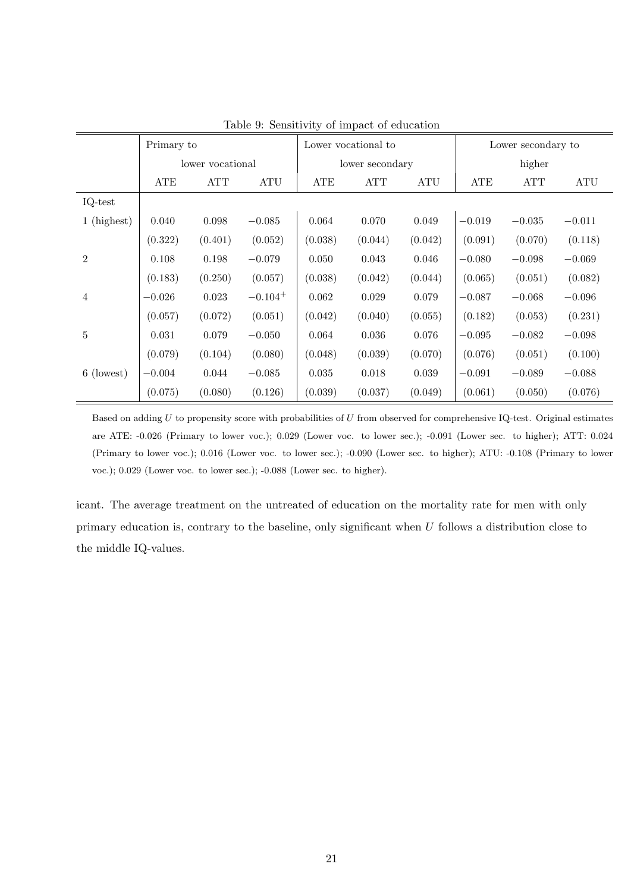Table 9: Sensitivity of impact of education

| | Primary to lower vocational | | | Lower vocational to lower secondary | | | Lower secondary to higher | | |
|---|---|---|---|---|---|---|---|---|---|
| | ATE | ATT | ATU | ATE | ATT | ATU | ATE | ATT | ATU |
| IQ-test | | | | | | | | | |
| 1 (highest) | 0.040 | 0.098 | $-0.085$ | 0.064 | 0.070 | 0.049 | $-0.019$ | $-0.035$ | $-0.011$ |
| | (0.322) | (0.401) | (0.052) | (0.038) | (0.044) | (0.042) | (0.091) | (0.070) | (0.118) |
| 2 | 0.108 | 0.198 | $-0.079$ | 0.050 | 0.043 | 0.046 | $-0.080$ | $-0.098$ | $-0.069$ |
| | (0.183) | (0.250) | (0.057) | (0.038) | (0.042) | (0.044) | (0.065) | (0.051) | (0.082) |
| 4 | $-0.026$ | 0.023 | $-0.104^{+}$ | 0.062 | 0.029 | 0.079 | $-0.087$ | $-0.068$ | $-0.096$ |
| | (0.057) | (0.072) | (0.051) | (0.042) | (0.040) | (0.055) | (0.182) | (0.053) | (0.231) |
| 5 | 0.031 | 0.079 | $-0.050$ | 0.064 | 0.036 | 0.076 | $-0.095$ | $-0.082$ | $-0.098$ |
| | (0.079) | (0.104) | (0.080) | (0.048) | (0.039) | (0.070) | (0.076) | (0.051) | (0.100) |
| 6 (lowest) | $-0.004$ | 0.044 | $-0.085$ | 0.035 | 0.018 | 0.039 | $-0.091$ | $-0.089$ | $-0.088$ |
| | (0.075) | (0.080) | (0.126) | (0.039) | (0.037) | (0.049) | (0.061) | (0.050) | (0.076) |

Based on adding $U$ to propensity score with probabilities of $U$ from observed for comprehensive IQ-test. Original estimates are ATE: -0.026 (Primary to lower voc.); 0.029 (Lower voc. to lower sec.); -0.091 (Lower sec. to higher); ATT: 0.024 (Primary to lower voc.); 0.016 (Lower voc. to lower sec.); -0.090 (Lower sec. to higher); ATU: -0.108 (Primary to lower voc.); 0.029 (Lower voc. to lower sec.); -0.088 (Lower sec. to higher).

icant. The average treatment on the untreated of education on the mortality rate for men with only primary education is, contrary to the baseline, only significant when $U$ follows a distribution close to the middle IQ-values.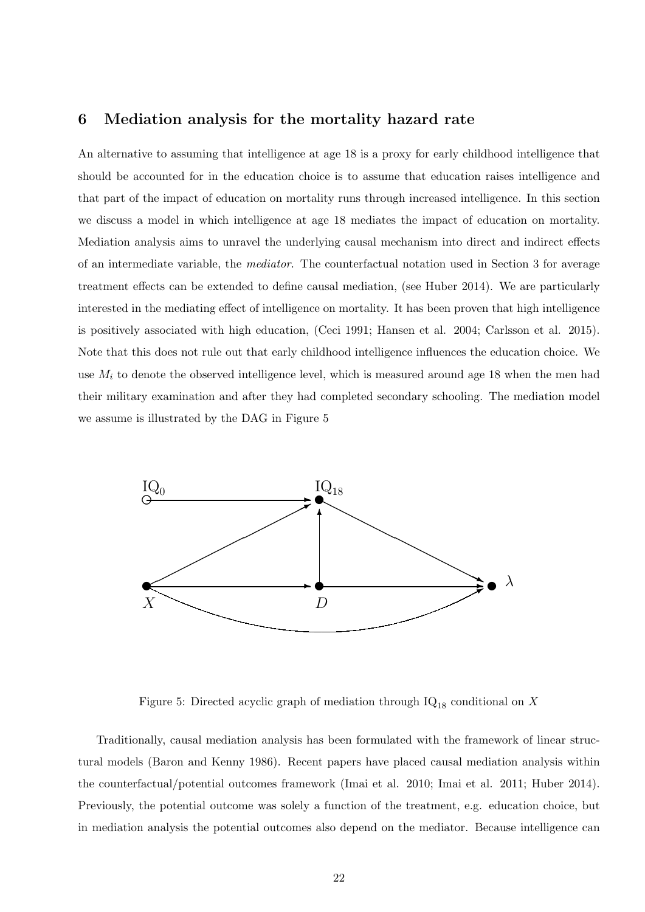## 6 Mediation analysis for the mortality hazard rate

An alternative to assuming that intelligence at age 18 is a proxy for early childhood intelligence that should be accounted for in the education choice is to assume that education raises intelligence and that part of the impact of education on mortality runs through increased intelligence. In this section we discuss a model in which intelligence at age 18 mediates the impact of education on mortality. Mediation analysis aims to unravel the underlying causal mechanism into direct and indirect effects of an intermediate variable, the *mediator*. The counterfactual notation used in Section 3 for average treatment effects can be extended to define causal mediation, (see Huber 2014). We are particularly interested in the mediating effect of intelligence on mortality. It has been proven that high intelligence is positively associated with high education, (Ceci 1991; Hansen et al. 2004; Carlsson et al. 2015). Note that this does not rule out that early childhood intelligence influences the education choice. We use $M_i$ to denote the observed intelligence level, which is measured around age 18 when the men had their military examination and after they had completed secondary schooling. The mediation model we assume is illustrated by the DAG in Figure 5

Figure 5: Directed acyclic graph of mediation through $\text{IQ}_{18}$ conditional on $X$

Traditionally, causal mediation analysis has been formulated with the framework of linear structural models (Baron and Kenny 1986). Recent papers have placed causal mediation analysis within the counterfactual/potential outcomes framework (Imai et al. 2010; Imai et al. 2011; Huber 2014). Previously, the potential outcome was solely a function of the treatment, e.g. education choice, but in mediation analysis the potential outcomes also depend on the mediator. Because intelligence can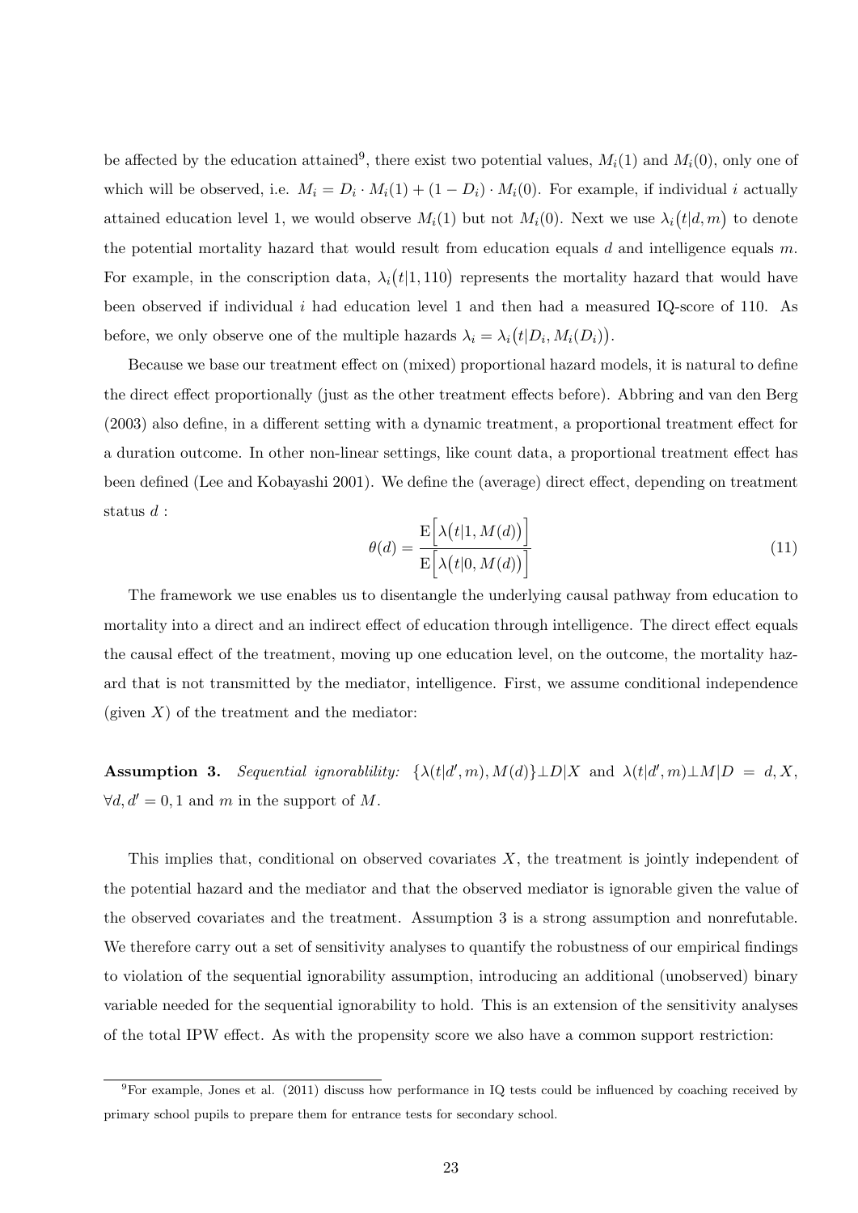be affected by the education attained[9], there exist two potential values, $M_i(1)$ and $M_i(0)$, only one of which will be observed, i.e. $M_i = D_i \cdot M_i(1) + (1 - D_i) \cdot M_i(0)$. For example, if individual $i$ actually attained education level 1, we would observe $M_i(1)$ but not $M_i(0)$. Next we use $\lambda_i\big(t|d, m\big)$ to denote the potential mortality hazard that would result from education equals $d$ and intelligence equals $m$. For example, in the conscription data, $\lambda_i\big(t|1, 110\big)$ represents the mortality hazard that would have been observed if individual $i$ had education level 1 and then had a measured IQ-score of 110. As before, we only observe one of the multiple hazards $\lambda_i = \lambda_i\big(t|D_i, M_i(D_i)\big)$.

Because we base our treatment effect on (mixed) proportional hazard models, it is natural to define the direct effect proportionally (just as the other treatment effects before). Abbring and van den Berg (2003) also define, in a different setting with a dynamic treatment, a proportional treatment effect for a duration outcome. In other non-linear settings, like count data, a proportional treatment effect has been defined (Lee and Kobayashi 2001). We define the (average) direct effect, depending on treatment status $d$ :

$$\theta(d) = \frac{\mathrm{E}\Big[\lambda\big(t|1, M(d)\big)\Big]}{\mathrm{E}\Big[\lambda\big(t|0, M(d)\big)\Big]} \tag{11}$$

The framework we use enables us to disentangle the underlying causal pathway from education to mortality into a direct and an indirect effect of education through intelligence. The direct effect equals the causal effect of the treatment, moving up one education level, on the outcome, the mortality hazard that is not transmitted by the mediator, intelligence. First, we assume conditional independence (given $X$) of the treatment and the mediator:

**Assumption 3.** *Sequential ignorablility:* $\{\lambda(t|d', m), M(d)\} \perp D|X$ and $\lambda(t|d', m) \perp M|D = d, X$, $\forall d, d' = 0, 1$ and $m$ in the support of $M$.

This implies that, conditional on observed covariates $X$, the treatment is jointly independent of the potential hazard and the mediator and that the observed mediator is ignorable given the value of the observed covariates and the treatment. Assumption 3 is a strong assumption and nonrefutable. We therefore carry out a set of sensitivity analyses to quantify the robustness of our empirical findings to violation of the sequential ignorability assumption, introducing an additional (unobserved) binary variable needed for the sequential ignorability to hold. This is an extension of the sensitivity analyses of the total IPW effect. As with the propensity score we also have a common support restriction:

[9] For example, Jones et al. (2011) discuss how performance in IQ tests could be influenced by coaching received by primary school pupils to prepare them for entrance tests for secondary school.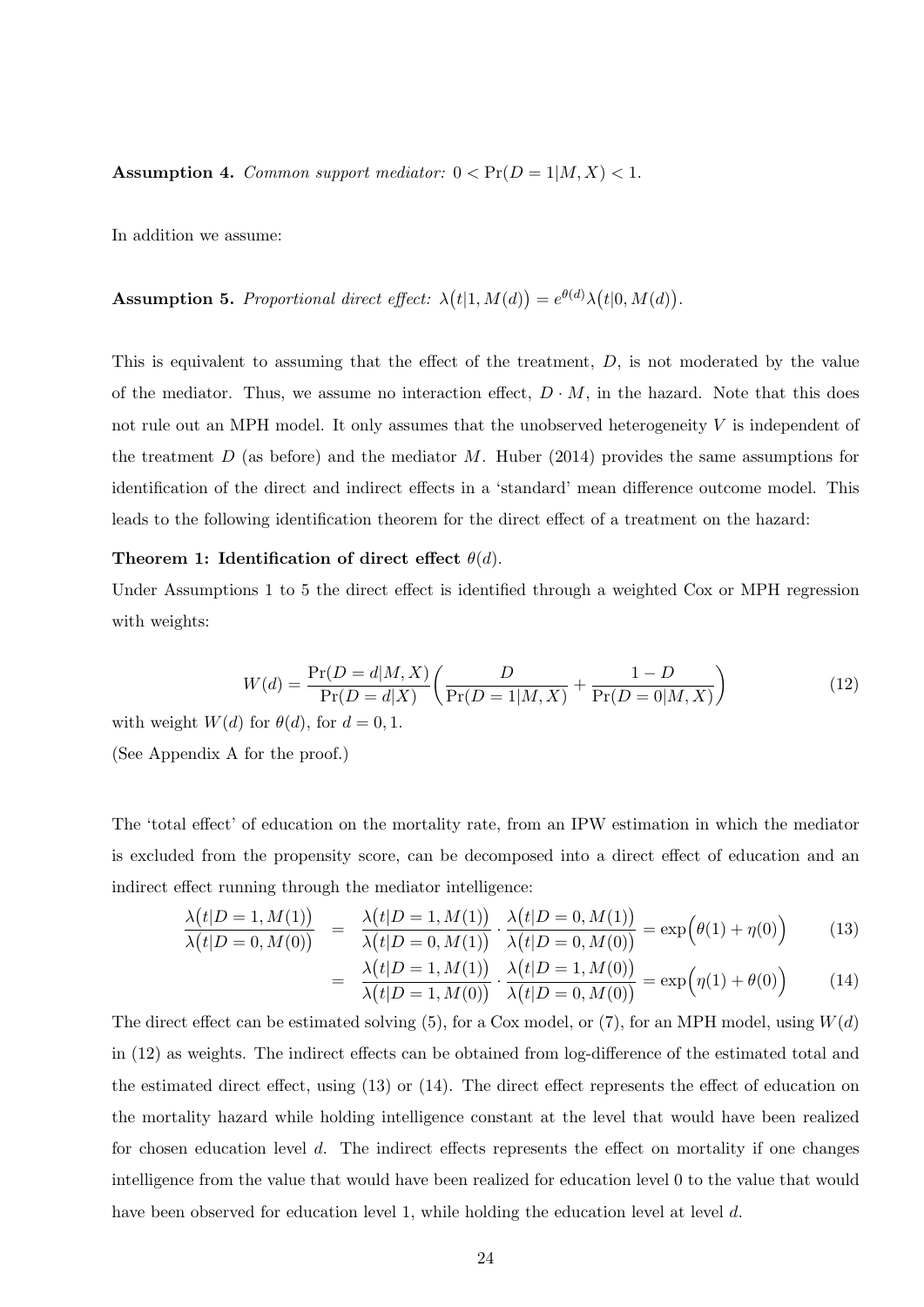**Assumption 4.** *Common support mediator:* $0 < \Pr(D = 1|M, X) < 1$.

In addition we assume:

**Assumption 5.** *Proportional direct effect:* $\lambda\big(t|1, M(d)\big) = e^{\theta(d)}\lambda\big(t|0, M(d)\big)$.

This is equivalent to assuming that the effect of the treatment, $D$, is not moderated by the value of the mediator. Thus, we assume no interaction effect, $D \cdot M$, in the hazard. Note that this does not rule out an MPH model. It only assumes that the unobserved heterogeneity $V$ is independent of the treatment $D$ (as before) and the mediator $M$. Huber (2014) provides the same assumptions for identification of the direct and indirect effects in a 'standard' mean difference outcome model. This leads to the following identification theorem for the direct effect of a treatment on the hazard:

**Theorem 1: Identification of direct effect $\theta(d)$.**

Under Assumptions 1 to 5 the direct effect is identified through a weighted Cox or MPH regression with weights:

$$W(d) = \frac{\Pr(D = d|M, X)}{\Pr(D = d|X)}\left(\frac{D}{\Pr(D = 1|M, X)} + \frac{1 - D}{\Pr(D = 0|M, X)}\right) \tag{12}$$

with weight $W(d)$ for $\theta(d)$, for $d = 0, 1$.

(See Appendix A for the proof.)

The 'total effect' of education on the mortality rate, from an IPW estimation in which the mediator is excluded from the propensity score, can be decomposed into a direct effect of education and an indirect effect running through the mediator intelligence:

$$\frac{\lambda\big(t|D = 1, M(1)\big)}{\lambda\big(t|D = 0, M(0)\big)} = \frac{\lambda\big(t|D = 1, M(1)\big)}{\lambda\big(t|D = 0, M(1)\big)} \cdot \frac{\lambda\big(t|D = 0, M(1)\big)}{\lambda\big(t|D = 0, M(0)\big)} = \exp\Big(\theta(1) + \eta(0)\Big) \tag{13}$$

$$= \frac{\lambda\big(t|D = 1, M(1)\big)}{\lambda\big(t|D = 1, M(0)\big)} \cdot \frac{\lambda\big(t|D = 1, M(0)\big)}{\lambda\big(t|D = 0, M(0)\big)} = \exp\Big(\eta(1) + \theta(0)\Big) \tag{14}$$

The direct effect can be estimated solving (5), for a Cox model, or (7), for an MPH model, using $W(d)$ in (12) as weights. The indirect effects can be obtained from log-difference of the estimated total and the estimated direct effect, using (13) or (14). The direct effect represents the effect of education on the mortality hazard while holding intelligence constant at the level that would have been realized for chosen education level $d$. The indirect effects represents the effect on mortality if one changes intelligence from the value that would have been realized for education level 0 to the value that would have been observed for education level 1, while holding the education level at level $d$.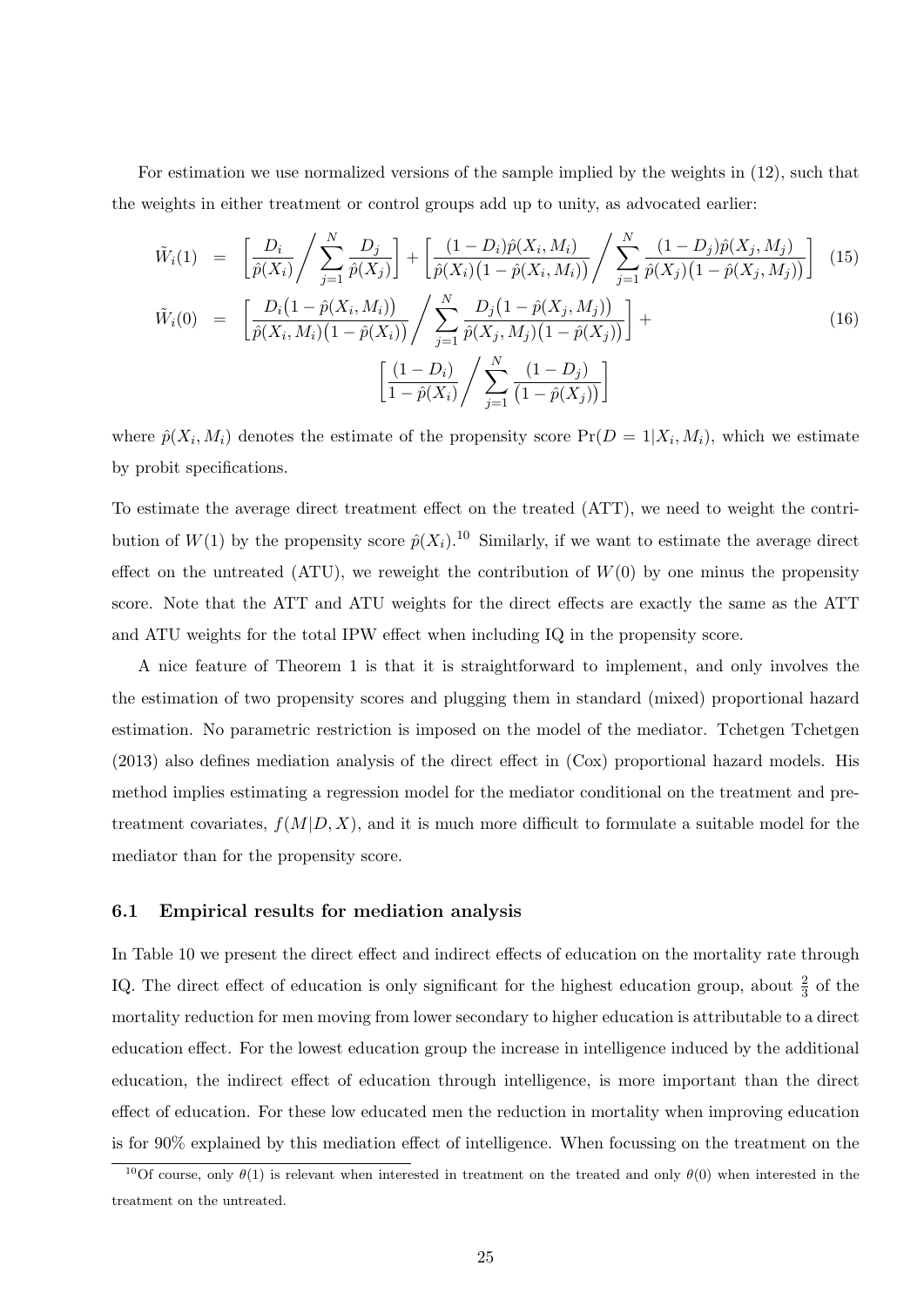For estimation we use normalized versions of the sample implied by the weights in (12), such that the weights in either treatment or control groups add up to unity, as advocated earlier:

$$\tilde{W}_i(1) = \left[\frac{D_i}{\hat{p}(X_i)} \Bigg/ \sum_{j=1}^{N} \frac{D_j}{\hat{p}(X_j)}\right] + \left[\frac{(1-D_i)\hat{p}(X_i,M_i)}{\hat{p}(X_i)\big(1-\hat{p}(X_i,M_i)\big)} \Bigg/ \sum_{j=1}^{N} \frac{(1-D_j)\hat{p}(X_j,M_j)}{\hat{p}(X_j)\big(1-\hat{p}(X_j,M_j)\big)}\right] \quad (15)$$

$$\tilde{W}_i(0) = \left[\frac{D_i\big(1-\hat{p}(X_i,M_i)\big)}{\hat{p}(X_i,M_i)\big(1-\hat{p}(X_i)\big)} \Bigg/ \sum_{j=1}^{N} \frac{D_j\big(1-\hat{p}(X_j,M_j)\big)}{\hat{p}(X_j,M_j)\big(1-\hat{p}(X_j)\big)}\right] + \left[\frac{(1-D_i)}{1-\hat{p}(X_i)} \Bigg/ \sum_{j=1}^{N} \frac{(1-D_j)}{\big(1-\hat{p}(X_j)\big)}\right] \quad (16)$$

where $\hat{p}(X_i, M_i)$ denotes the estimate of the propensity score $\Pr(D = 1|X_i, M_i)$, which we estimate by probit specifications.

To estimate the average direct treatment effect on the treated (ATT), we need to weight the contribution of $W(1)$ by the propensity score $\hat{p}(X_i)$.[10] Similarly, if we want to estimate the average direct effect on the untreated (ATU), we reweight the contribution of $W(0)$ by one minus the propensity score. Note that the ATT and ATU weights for the direct effects are exactly the same as the ATT and ATU weights for the total IPW effect when including IQ in the propensity score.

A nice feature of Theorem 1 is that it is straightforward to implement, and only involves the the estimation of two propensity scores and plugging them in standard (mixed) proportional hazard estimation. No parametric restriction is imposed on the model of the mediator. Tchetgen Tchetgen (2013) also defines mediation analysis of the direct effect in (Cox) proportional hazard models. His method implies estimating a regression model for the mediator conditional on the treatment and pre-treatment covariates, $f(M|D, X)$, and it is much more difficult to formulate a suitable model for the mediator than for the propensity score.

### 6.1 Empirical results for mediation analysis

In Table 10 we present the direct effect and indirect effects of education on the mortality rate through IQ. The direct effect of education is only significant for the highest education group, about $\frac{2}{3}$ of the mortality reduction for men moving from lower secondary to higher education is attributable to a direct education effect. For the lowest education group the increase in intelligence induced by the additional education, the indirect effect of education through intelligence, is more important than the direct effect of education. For these low educated men the reduction in mortality when improving education is for 90% explained by this mediation effect of intelligence. When focussing on the treatment on the

[10] Of course, only $\theta(1)$ is relevant when interested in treatment on the treated and only $\theta(0)$ when interested in the treatment on the untreated.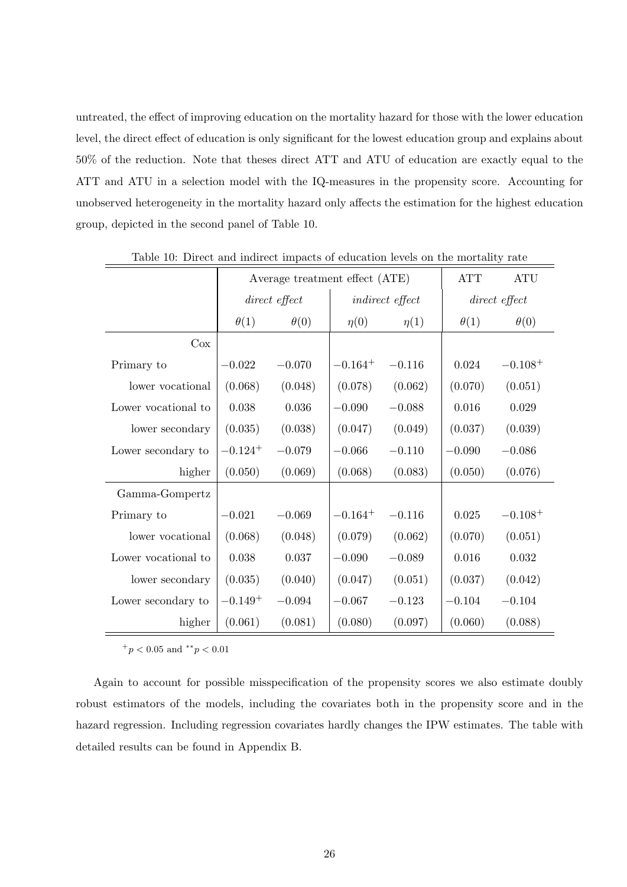untreated, the effect of improving education on the mortality hazard for those with the lower education level, the direct effect of education is only significant for the lowest education group and explains about 50% of the reduction. Note that theses direct ATT and ATU of education are exactly equal to the ATT and ATU in a selection model with the IQ-measures in the propensity score. Accounting for unobserved heterogeneity in the mortality hazard only affects the estimation for the highest education group, depicted in the second panel of Table 10.

Table 10: Direct and indirect impacts of education levels on the mortality rate

| | Average treatment effect (ATE) | | | | ATT | ATU |
|---|---|---|---|---|---|---|
| | *direct effect* | | *indirect effect* | | *direct effect* | |
| | $\theta(1)$ | $\theta(0)$ | $\eta(0)$ | $\eta(1)$ | $\theta(1)$ | $\theta(0)$ |
| Cox | | | | | | |
| Primary to | $-0.022$ | $-0.070$ | $-0.164^{+}$ | $-0.116$ | $0.024$ | $-0.108^{+}$ |
| lower vocational | (0.068) | (0.048) | (0.078) | (0.062) | (0.070) | (0.051) |
| Lower vocational to | $0.038$ | $0.036$ | $-0.090$ | $-0.088$ | $0.016$ | $0.029$ |
| lower secondary | (0.035) | (0.038) | (0.047) | (0.049) | (0.037) | (0.039) |
| Lower secondary to | $-0.124^{+}$ | $-0.079$ | $-0.066$ | $-0.110$ | $-0.090$ | $-0.086$ |
| higher | (0.050) | (0.069) | (0.068) | (0.083) | (0.050) | (0.076) |
| Gamma-Gompertz | | | | | | |
| Primary to | $-0.021$ | $-0.069$ | $-0.164^{+}$ | $-0.116$ | $0.025$ | $-0.108^{+}$ |
| lower vocational | (0.068) | (0.048) | (0.079) | (0.062) | (0.070) | (0.051) |
| Lower vocational to | $0.038$ | $0.037$ | $-0.090$ | $-0.089$ | $0.016$ | $0.032$ |
| lower secondary | (0.035) | (0.040) | (0.047) | (0.051) | (0.037) | (0.042) |
| Lower secondary to | $-0.149^{+}$ | $-0.094$ | $-0.067$ | $-0.123$ | $-0.104$ | $-0.104$ |
| higher | (0.061) | (0.081) | (0.080) | (0.097) | (0.060) | (0.088) |

$^{+}p < 0.05$ and $^{**}p < 0.01$

Again to account for possible misspecification of the propensity scores we also estimate doubly robust estimators of the models, including the covariates both in the propensity score and in the hazard regression. Including regression covariates hardly changes the IPW estimates. The table with detailed results can be found in Appendix B.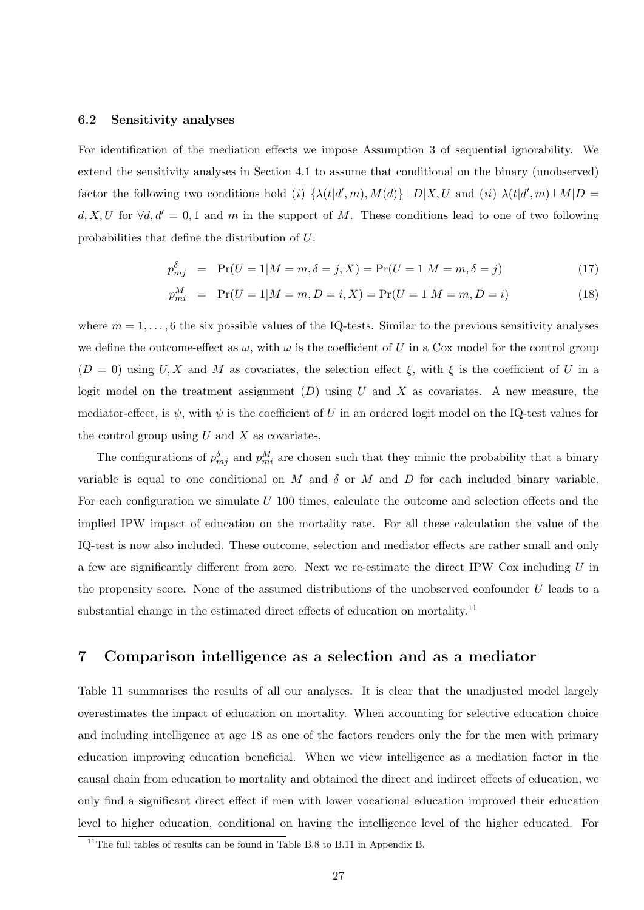### 6.2 Sensitivity analyses

For identification of the mediation effects we impose Assumption 3 of sequential ignorability. We extend the sensitivity analyses in Section 4.1 to assume that conditional on the binary (unobserved) factor the following two conditions hold $(i)$ $\{\lambda(t|d',m), M(d)\} \perp D|X,U$ and $(ii)$ $\lambda(t|d',m) \perp M|D = d, X, U$ for $\forall d, d' = 0, 1$ and $m$ in the support of $M$. These conditions lead to one of two following probabilities that define the distribution of $U$:

$$p^{\delta}_{mj} = \Pr(U = 1|M = m, \delta = j, X) = \Pr(U = 1|M = m, \delta = j) \tag{17}$$

$$p^{M}_{mi} = \Pr(U = 1|M = m, D = i, X) = \Pr(U = 1|M = m, D = i) \tag{18}$$

where $m = 1, \ldots, 6$ the six possible values of the IQ-tests. Similar to the previous sensitivity analyses we define the outcome-effect as $\omega$, with $\omega$ is the coefficient of $U$ in a Cox model for the control group ($D = 0$) using $U, X$ and $M$ as covariates, the selection effect $\xi$, with $\xi$ is the coefficient of $U$ in a logit model on the treatment assignment ($D$) using $U$ and $X$ as covariates. A new measure, the mediator-effect, is $\psi$, with $\psi$ is the coefficient of $U$ in an ordered logit model on the IQ-test values for the control group using $U$ and $X$ as covariates.

The configurations of $p^{\delta}_{mj}$ and $p^{M}_{mi}$ are chosen such that they mimic the probability that a binary variable is equal to one conditional on $M$ and $\delta$ or $M$ and $D$ for each included binary variable. For each configuration we simulate $U$ 100 times, calculate the outcome and selection effects and the implied IPW impact of education on the mortality rate. For all these calculation the value of the IQ-test is now also included. These outcome, selection and mediator effects are rather small and only a few are significantly different from zero. Next we re-estimate the direct IPW Cox including $U$ in the propensity score. None of the assumed distributions of the unobserved confounder $U$ leads to a substantial change in the estimated direct effects of education on mortality.[11]

## 7 Comparison intelligence as a selection and as a mediator

Table 11 summarises the results of all our analyses. It is clear that the unadjusted model largely overestimates the impact of education on mortality. When accounting for selective education choice and including intelligence at age 18 as one of the factors renders only the for the men with primary education improving education beneficial. When we view intelligence as a mediation factor in the causal chain from education to mortality and obtained the direct and indirect effects of education, we only find a significant direct effect if men with lower vocational education improved their education level to higher education, conditional on having the intelligence level of the higher educated. For

[11] The full tables of results can be found in Table B.8 to B.11 in Appendix B.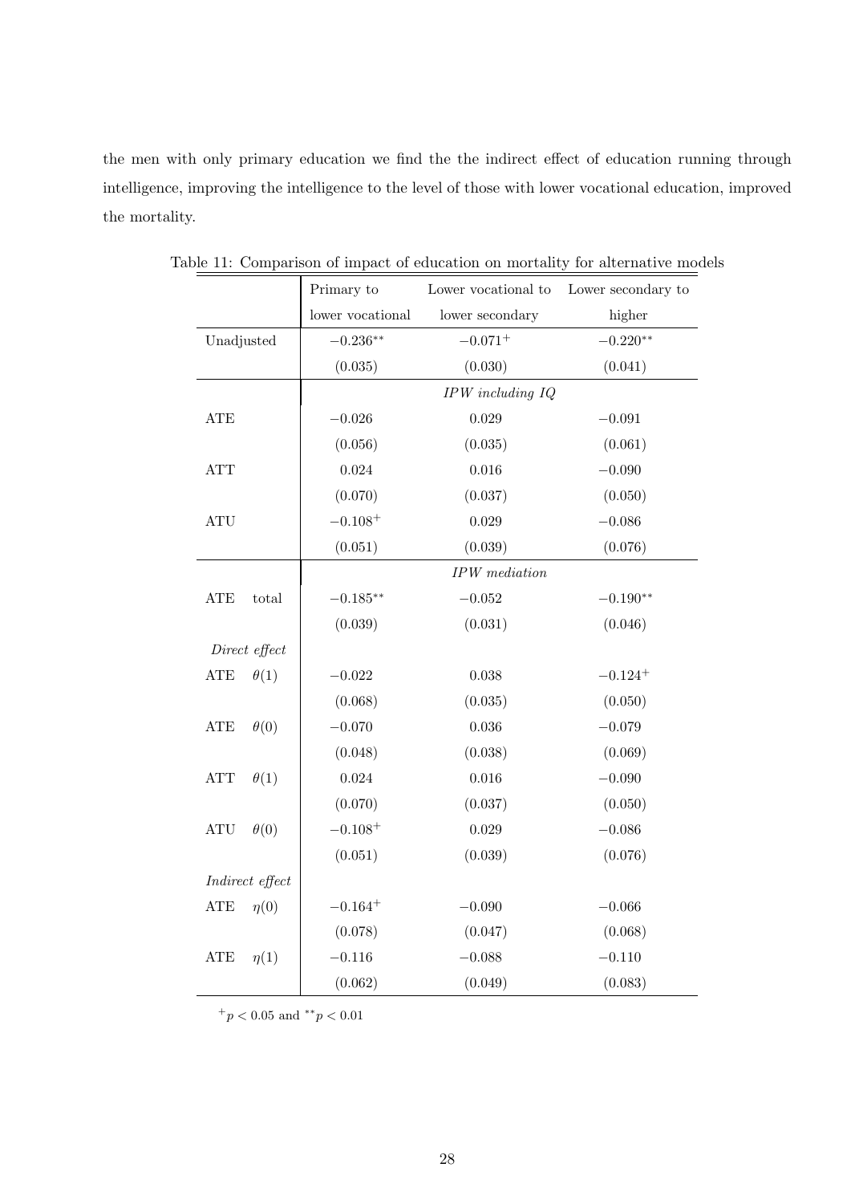the men with only primary education we find the the indirect effect of education running through intelligence, improving the intelligence to the level of those with lower vocational education, improved the mortality.

Table 11: Comparison of impact of education on mortality for alternative models

| | Primary to lower vocational | Lower vocational to lower secondary | Lower secondary to higher |
|---|---|---|---|
| Unadjusted | $-0.236^{**}$ | $-0.071^{+}$ | $-0.220^{**}$ |
| | (0.035) | (0.030) | (0.041) |
| | | *IPW including IQ* | |
| ATE | $-0.026$ | 0.029 | $-0.091$ |
| | (0.056) | (0.035) | (0.061) |
| ATT | 0.024 | 0.016 | $-0.090$ |
| | (0.070) | (0.037) | (0.050) |
| ATU | $-0.108^{+}$ | 0.029 | $-0.086$ |
| | (0.051) | (0.039) | (0.076) |
| | | *IPW mediation* | |
| ATE total | $-0.185^{**}$ | $-0.052$ | $-0.190^{**}$ |
| | (0.039) | (0.031) | (0.046) |
| *Direct effect* | | | |
| ATE $\theta(1)$ | $-0.022$ | 0.038 | $-0.124^{+}$ |
| | (0.068) | (0.035) | (0.050) |
| ATE $\theta(0)$ | $-0.070$ | 0.036 | $-0.079$ |
| | (0.048) | (0.038) | (0.069) |
| ATT $\theta(1)$ | 0.024 | 0.016 | $-0.090$ |
| | (0.070) | (0.037) | (0.050) |
| ATU $\theta(0)$ | $-0.108^{+}$ | 0.029 | $-0.086$ |
| | (0.051) | (0.039) | (0.076) |
| *Indirect effect* | | | |
| ATE $\eta(0)$ | $-0.164^{+}$ | $-0.090$ | $-0.066$ |
| | (0.078) | (0.047) | (0.068) |
| ATE $\eta(1)$ | $-0.116$ | $-0.088$ | $-0.110$ |
| | (0.062) | (0.049) | (0.083) |

$^{+}p < 0.05$ and $^{**}p < 0.01$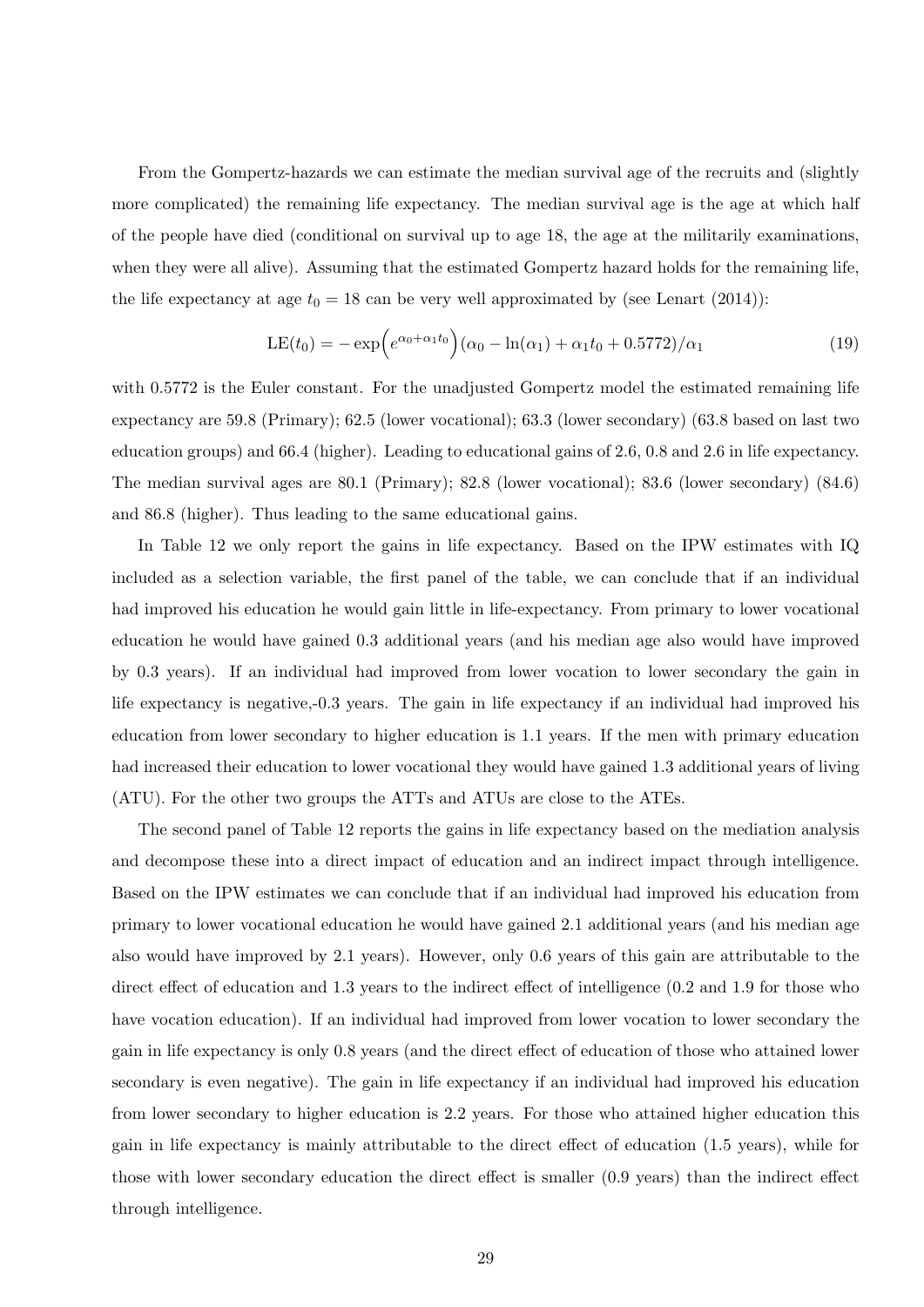From the Gompertz-hazards we can estimate the median survival age of the recruits and (slightly more complicated) the remaining life expectancy. The median survival age is the age at which half of the people have died (conditional on survival up to age 18, the age at the militarily examinations, when they were all alive). Assuming that the estimated Gompertz hazard holds for the remaining life, the life expectancy at age $t_0 = 18$ can be very well approximated by (see Lenart (2014)):

$$\text{LE}(t_0) = -\exp\Big(e^{\alpha_0 + \alpha_1 t_0}\Big)(\alpha_0 - \ln(\alpha_1) + \alpha_1 t_0 + 0.5772)/\alpha_1 \tag{19}$$

with 0.5772 is the Euler constant. For the unadjusted Gompertz model the estimated remaining life expectancy are 59.8 (Primary); 62.5 (lower vocational); 63.3 (lower secondary) (63.8 based on last two education groups) and 66.4 (higher). Leading to educational gains of 2.6, 0.8 and 2.6 in life expectancy. The median survival ages are 80.1 (Primary); 82.8 (lower vocational); 83.6 (lower secondary) (84.6) and 86.8 (higher). Thus leading to the same educational gains.

In Table 12 we only report the gains in life expectancy. Based on the IPW estimates with IQ included as a selection variable, the first panel of the table, we can conclude that if an individual had improved his education he would gain little in life-expectancy. From primary to lower vocational education he would have gained 0.3 additional years (and his median age also would have improved by 0.3 years). If an individual had improved from lower vocation to lower secondary the gain in life expectancy is negative,-0.3 years. The gain in life expectancy if an individual had improved his education from lower secondary to higher education is 1.1 years. If the men with primary education had increased their education to lower vocational they would have gained 1.3 additional years of living (ATU). For the other two groups the ATTs and ATUs are close to the ATEs.

The second panel of Table 12 reports the gains in life expectancy based on the mediation analysis and decompose these into a direct impact of education and an indirect impact through intelligence. Based on the IPW estimates we can conclude that if an individual had improved his education from primary to lower vocational education he would have gained 2.1 additional years (and his median age also would have improved by 2.1 years). However, only 0.6 years of this gain are attributable to the direct effect of education and 1.3 years to the indirect effect of intelligence (0.2 and 1.9 for those who have vocation education). If an individual had improved from lower vocation to lower secondary the gain in life expectancy is only 0.8 years (and the direct effect of education of those who attained lower secondary is even negative). The gain in life expectancy if an individual had improved his education from lower secondary to higher education is 2.2 years. For those who attained higher education this gain in life expectancy is mainly attributable to the direct effect of education (1.5 years), while for those with lower secondary education the direct effect is smaller (0.9 years) than the indirect effect through intelligence.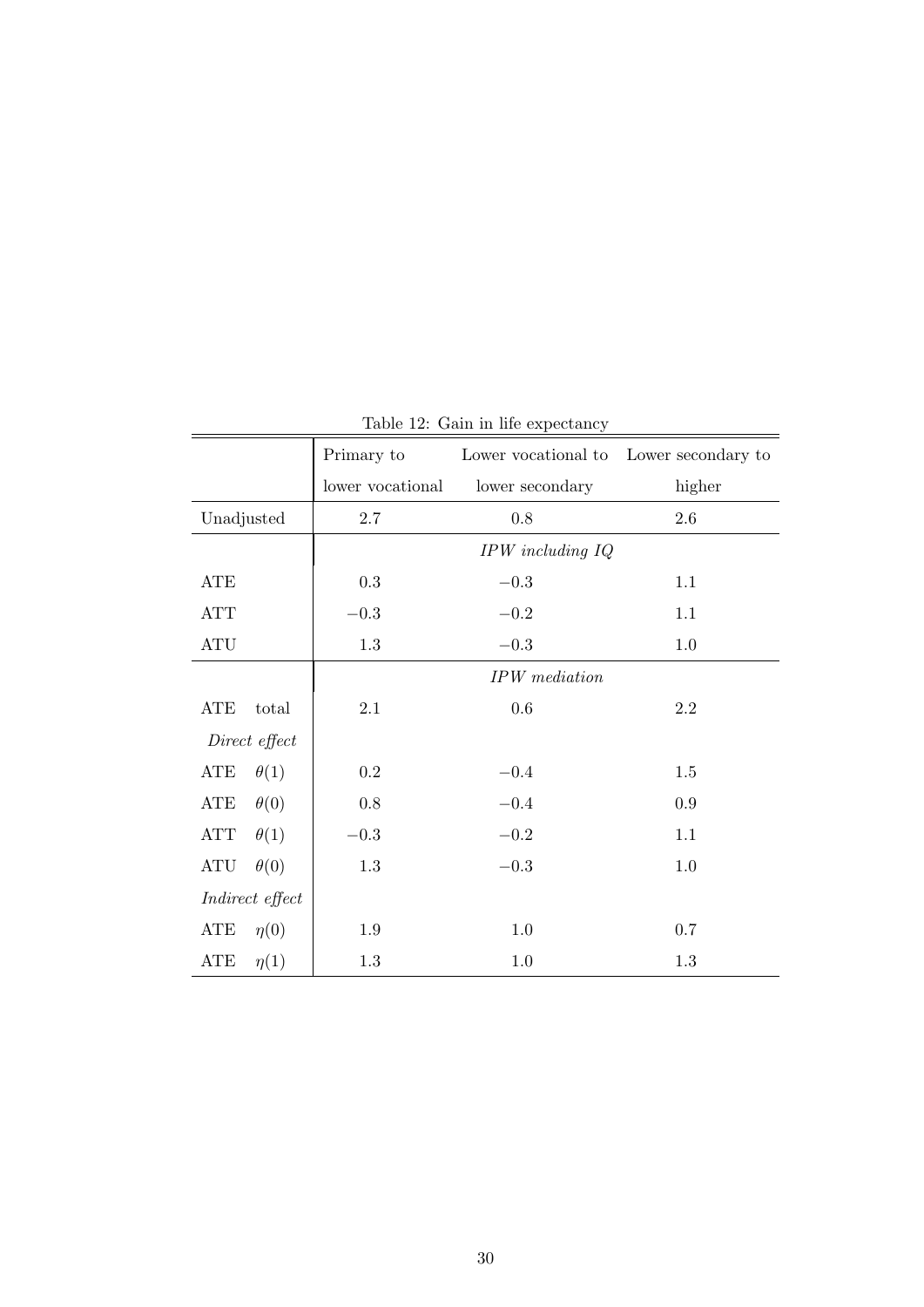Table 12: Gain in life expectancy

| | Primary to lower vocational | Lower vocational to lower secondary | Lower secondary to higher |
|---|---|---|---|
| Unadjusted | 2.7 | 0.8 | 2.6 |
| | | *IPW including IQ* | |
| ATE | 0.3 | $-0.3$ | 1.1 |
| ATT | $-0.3$ | $-0.2$ | 1.1 |
| ATU | 1.3 | $-0.3$ | 1.0 |
| | | *IPW mediation* | |
| ATE total | 2.1 | 0.6 | 2.2 |
| *Direct effect* | | | |
| ATE $\theta(1)$ | 0.2 | $-0.4$ | 1.5 |
| ATE $\theta(0)$ | 0.8 | $-0.4$ | 0.9 |
| ATT $\theta(1)$ | $-0.3$ | $-0.2$ | 1.1 |
| ATU $\theta(0)$ | 1.3 | $-0.3$ | 1.0 |
| *Indirect effect* | | | |
| ATE $\eta(0)$ | 1.9 | 1.0 | 0.7 |
| ATE $\eta(1)$ | 1.3 | 1.0 | 1.3 |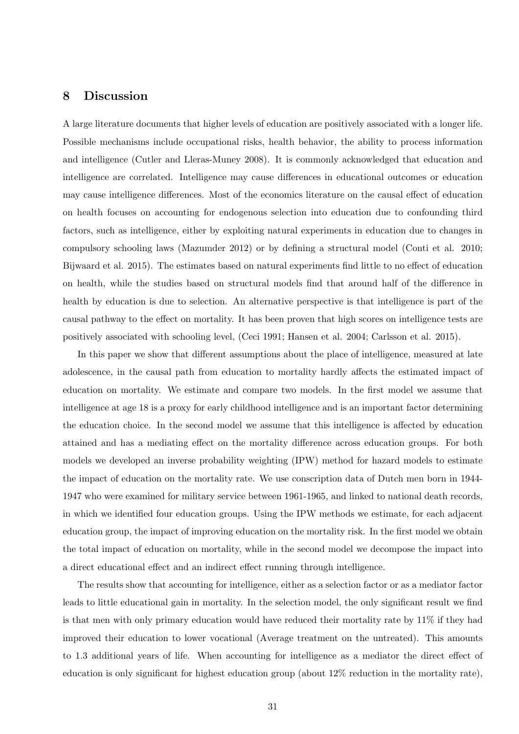## 8 Discussion

A large literature documents that higher levels of education are positively associated with a longer life. Possible mechanisms include occupational risks, health behavior, the ability to process information and intelligence (Cutler and Lleras-Muney 2008). It is commonly acknowledged that education and intelligence are correlated. Intelligence may cause differences in educational outcomes or education may cause intelligence differences. Most of the economics literature on the causal effect of education on health focuses on accounting for endogenous selection into education due to confounding third factors, such as intelligence, either by exploiting natural experiments in education due to changes in compulsory schooling laws (Mazumder 2012) or by defining a structural model (Conti et al. 2010; Bijwaard et al. 2015). The estimates based on natural experiments find little to no effect of education on health, while the studies based on structural models find that around half of the difference in health by education is due to selection. An alternative perspective is that intelligence is part of the causal pathway to the effect on mortality. It has been proven that high scores on intelligence tests are positively associated with schooling level, (Ceci 1991; Hansen et al. 2004; Carlsson et al. 2015).

In this paper we show that different assumptions about the place of intelligence, measured at late adolescence, in the causal path from education to mortality hardly affects the estimated impact of education on mortality. We estimate and compare two models. In the first model we assume that intelligence at age 18 is a proxy for early childhood intelligence and is an important factor determining the education choice. In the second model we assume that this intelligence is affected by education attained and has a mediating effect on the mortality difference across education groups. For both models we developed an inverse probability weighting (IPW) method for hazard models to estimate the impact of education on the mortality rate. We use conscription data of Dutch men born in 1944-1947 who were examined for military service between 1961-1965, and linked to national death records, in which we identified four education groups. Using the IPW methods we estimate, for each adjacent education group, the impact of improving education on the mortality risk. In the first model we obtain the total impact of education on mortality, while in the second model we decompose the impact into a direct educational effect and an indirect effect running through intelligence.

The results show that accounting for intelligence, either as a selection factor or as a mediator factor leads to little educational gain in mortality. In the selection model, the only significant result we find is that men with only primary education would have reduced their mortality rate by 11% if they had improved their education to lower vocational (Average treatment on the untreated). This amounts to 1.3 additional years of life. When accounting for intelligence as a mediator the direct effect of education is only significant for highest education group (about 12% reduction in the mortality rate),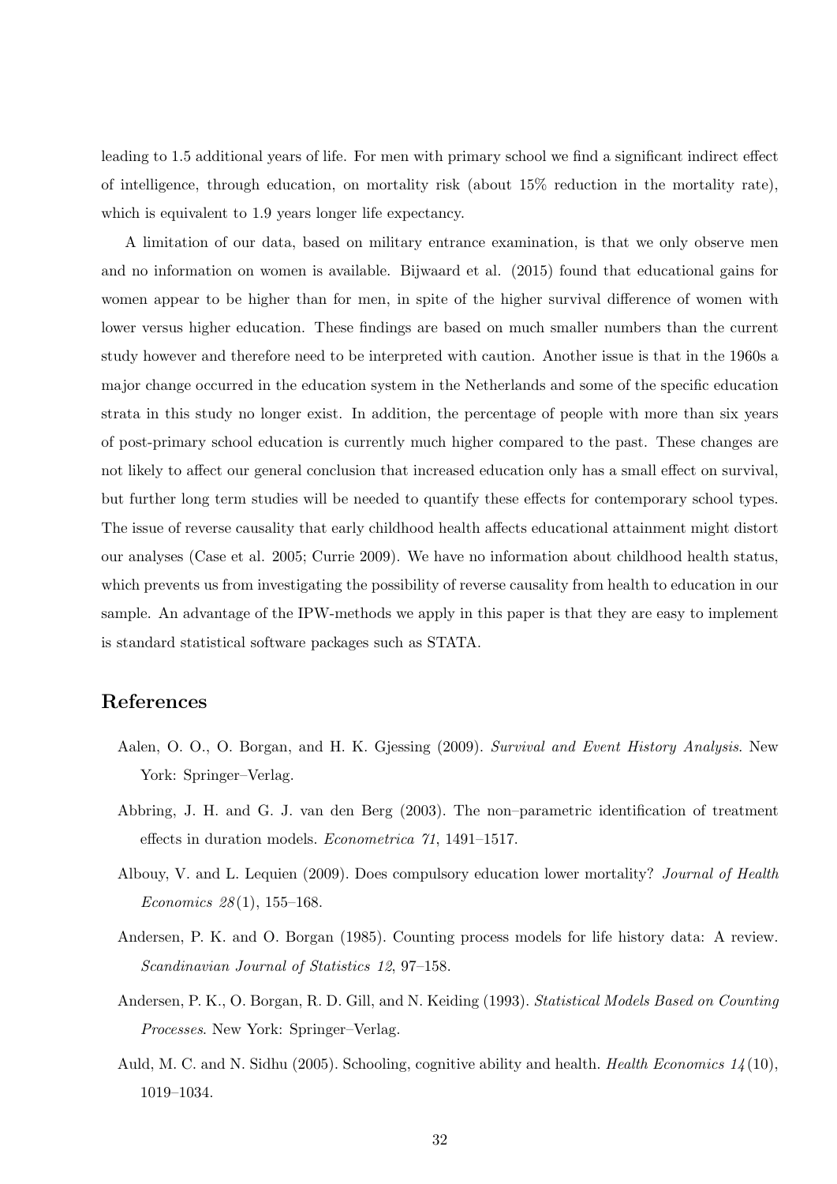leading to 1.5 additional years of life. For men with primary school we find a significant indirect effect of intelligence, through education, on mortality risk (about 15% reduction in the mortality rate), which is equivalent to 1.9 years longer life expectancy.

A limitation of our data, based on military entrance examination, is that we only observe men and no information on women is available. Bijwaard et al. (2015) found that educational gains for women appear to be higher than for men, in spite of the higher survival difference of women with lower versus higher education. These findings are based on much smaller numbers than the current study however and therefore need to be interpreted with caution. Another issue is that in the 1960s a major change occurred in the education system in the Netherlands and some of the specific education strata in this study no longer exist. In addition, the percentage of people with more than six years of post-primary school education is currently much higher compared to the past. These changes are not likely to affect our general conclusion that increased education only has a small effect on survival, but further long term studies will be needed to quantify these effects for contemporary school types. The issue of reverse causality that early childhood health affects educational attainment might distort our analyses (Case et al. 2005; Currie 2009). We have no information about childhood health status, which prevents us from investigating the possibility of reverse causality from health to education in our sample. An advantage of the IPW-methods we apply in this paper is that they are easy to implement is standard statistical software packages such as STATA.

## References

Aalen, O. O., O. Borgan, and H. K. Gjessing (2009). *Survival and Event History Analysis*. New York: Springer–Verlag.

Abbring, J. H. and G. J. van den Berg (2003). The non–parametric identification of treatment effects in duration models. *Econometrica 71*, 1491–1517.

Albouy, V. and L. Lequien (2009). Does compulsory education lower mortality? *Journal of Health Economics 28*(1), 155–168.

Andersen, P. K. and O. Borgan (1985). Counting process models for life history data: A review. *Scandinavian Journal of Statistics 12*, 97–158.

Andersen, P. K., O. Borgan, R. D. Gill, and N. Keiding (1993). *Statistical Models Based on Counting Processes*. New York: Springer–Verlag.

Auld, M. C. and N. Sidhu (2005). Schooling, cognitive ability and health. *Health Economics 14*(10), 1019–1034.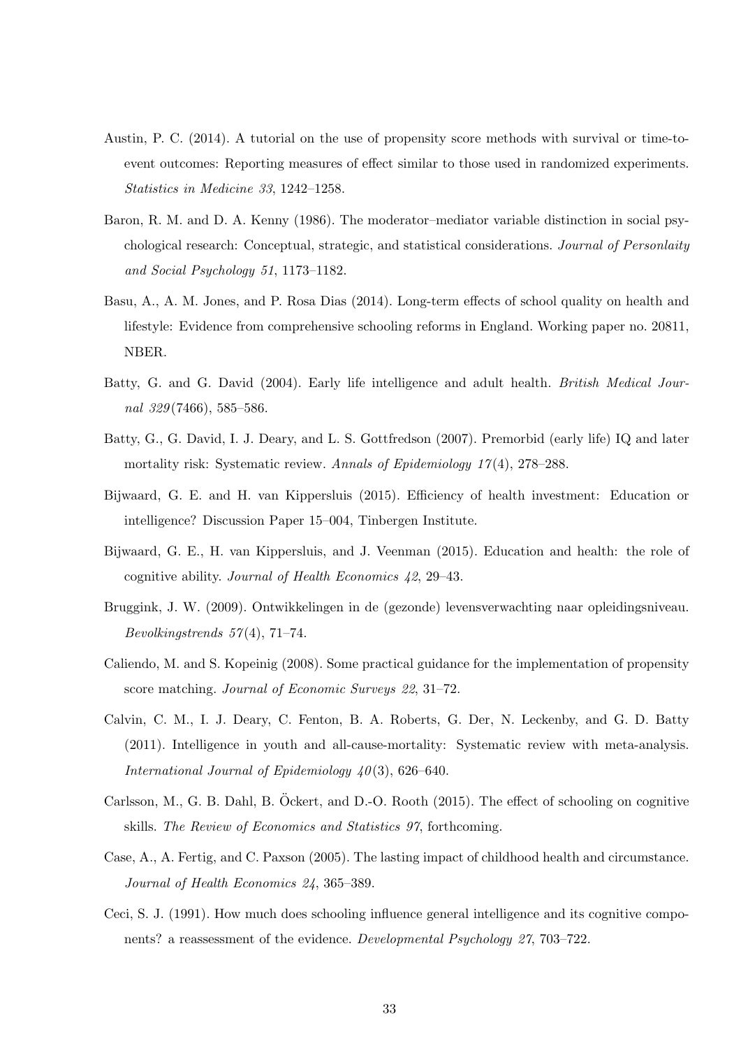Austin, P. C. (2014). A tutorial on the use of propensity score methods with survival or time-to-event outcomes: Reporting measures of effect similar to those used in randomized experiments. *Statistics in Medicine 33*, 1242–1258.

Baron, R. M. and D. A. Kenny (1986). The moderator–mediator variable distinction in social psychological research: Conceptual, strategic, and statistical considerations. *Journal of Personlaity and Social Psychology 51*, 1173–1182.

Basu, A., A. M. Jones, and P. Rosa Dias (2014). Long-term effects of school quality on health and lifestyle: Evidence from comprehensive schooling reforms in England. Working paper no. 20811, NBER.

Batty, G. and G. David (2004). Early life intelligence and adult health. *British Medical Journal 329*(7466), 585–586.

Batty, G., G. David, I. J. Deary, and L. S. Gottfredson (2007). Premorbid (early life) IQ and later mortality risk: Systematic review. *Annals of Epidemiology 17*(4), 278–288.

Bijwaard, G. E. and H. van Kippersluis (2015). Efficiency of health investment: Education or intelligence? Discussion Paper 15–004, Tinbergen Institute.

Bijwaard, G. E., H. van Kippersluis, and J. Veenman (2015). Education and health: the role of cognitive ability. *Journal of Health Economics 42*, 29–43.

Bruggink, J. W. (2009). Ontwikkelingen in de (gezonde) levensverwachting naar opleidingsniveau. *Bevolkingstrends 57*(4), 71–74.

Caliendo, M. and S. Kopeinig (2008). Some practical guidance for the implementation of propensity score matching. *Journal of Economic Surveys 22*, 31–72.

Calvin, C. M., I. J. Deary, C. Fenton, B. A. Roberts, G. Der, N. Leckenby, and G. D. Batty (2011). Intelligence in youth and all-cause-mortality: Systematic review with meta-analysis. *International Journal of Epidemiology 40*(3), 626–640.

Carlsson, M., G. B. Dahl, B. Öckert, and D.-O. Rooth (2015). The effect of schooling on cognitive skills. *The Review of Economics and Statistics 97*, forthcoming.

Case, A., A. Fertig, and C. Paxson (2005). The lasting impact of childhood health and circumstance. *Journal of Health Economics 24*, 365–389.

Ceci, S. J. (1991). How much does schooling influence general intelligence and its cognitive components? a reassessment of the evidence. *Developmental Psychology 27*, 703–722.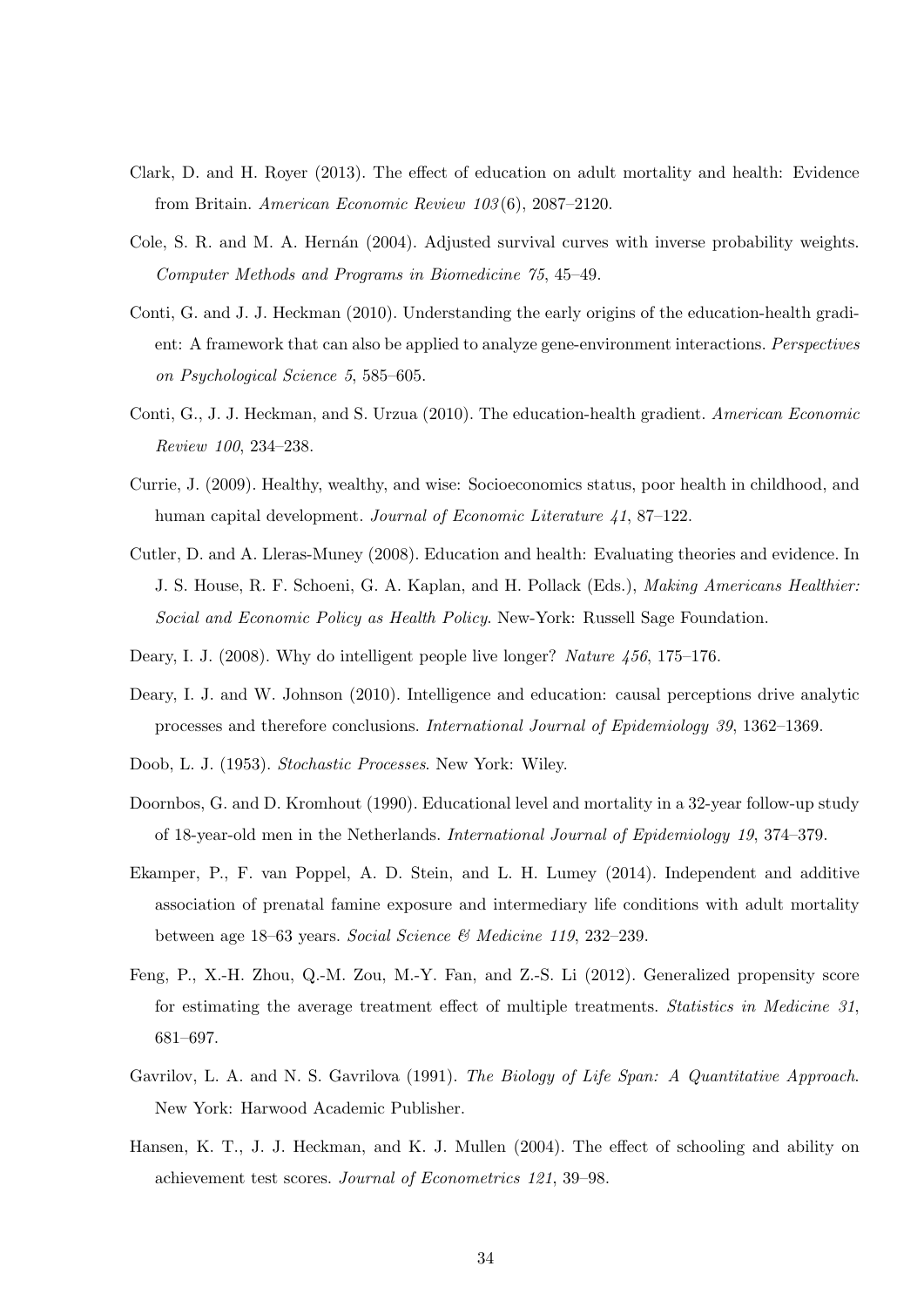Clark, D. and H. Royer (2013). The effect of education on adult mortality and health: Evidence from Britain. *American Economic Review 103*(6), 2087–2120.

Cole, S. R. and M. A. Hernán (2004). Adjusted survival curves with inverse probability weights. *Computer Methods and Programs in Biomedicine 75*, 45–49.

Conti, G. and J. J. Heckman (2010). Understanding the early origins of the education-health gradient: A framework that can also be applied to analyze gene-environment interactions. *Perspectives on Psychological Science 5*, 585–605.

Conti, G., J. J. Heckman, and S. Urzua (2010). The education-health gradient. *American Economic Review 100*, 234–238.

Currie, J. (2009). Healthy, wealthy, and wise: Socioeconomics status, poor health in childhood, and human capital development. *Journal of Economic Literature 41*, 87–122.

Cutler, D. and A. Lleras-Muney (2008). Education and health: Evaluating theories and evidence. In J. S. House, R. F. Schoeni, G. A. Kaplan, and H. Pollack (Eds.), *Making Americans Healthier: Social and Economic Policy as Health Policy*. New-York: Russell Sage Foundation.

Deary, I. J. (2008). Why do intelligent people live longer? *Nature 456*, 175–176.

Deary, I. J. and W. Johnson (2010). Intelligence and education: causal perceptions drive analytic processes and therefore conclusions. *International Journal of Epidemiology 39*, 1362–1369.

Doob, L. J. (1953). *Stochastic Processes*. New York: Wiley.

Doornbos, G. and D. Kromhout (1990). Educational level and mortality in a 32-year follow-up study of 18-year-old men in the Netherlands. *International Journal of Epidemiology 19*, 374–379.

Ekamper, P., F. van Poppel, A. D. Stein, and L. H. Lumey (2014). Independent and additive association of prenatal famine exposure and intermediary life conditions with adult mortality between age 18–63 years. *Social Science & Medicine 119*, 232–239.

Feng, P., X.-H. Zhou, Q.-M. Zou, M.-Y. Fan, and Z.-S. Li (2012). Generalized propensity score for estimating the average treatment effect of multiple treatments. *Statistics in Medicine 31*, 681–697.

Gavrilov, L. A. and N. S. Gavrilova (1991). *The Biology of Life Span: A Quantitative Approach*. New York: Harwood Academic Publisher.

Hansen, K. T., J. J. Heckman, and K. J. Mullen (2004). The effect of schooling and ability on achievement test scores. *Journal of Econometrics 121*, 39–98.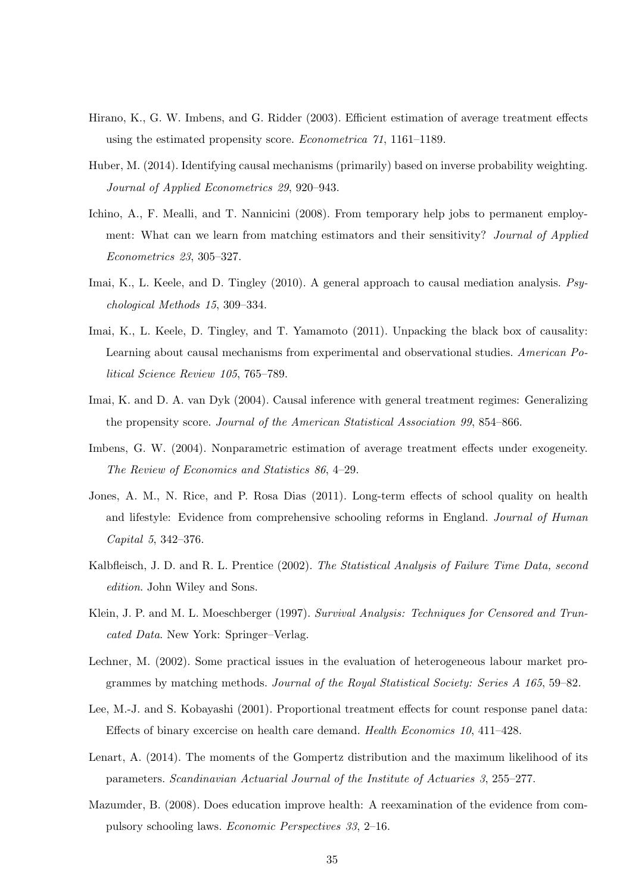Hirano, K., G. W. Imbens, and G. Ridder (2003). Efficient estimation of average treatment effects using the estimated propensity score. *Econometrica 71*, 1161–1189.

Huber, M. (2014). Identifying causal mechanisms (primarily) based on inverse probability weighting. *Journal of Applied Econometrics 29*, 920–943.

Ichino, A., F. Mealli, and T. Nannicini (2008). From temporary help jobs to permanent employment: What can we learn from matching estimators and their sensitivity? *Journal of Applied Econometrics 23*, 305–327.

Imai, K., L. Keele, and D. Tingley (2010). A general approach to causal mediation analysis. *Psychological Methods 15*, 309–334.

Imai, K., L. Keele, D. Tingley, and T. Yamamoto (2011). Unpacking the black box of causality: Learning about causal mechanisms from experimental and observational studies. *American Political Science Review 105*, 765–789.

Imai, K. and D. A. van Dyk (2004). Causal inference with general treatment regimes: Generalizing the propensity score. *Journal of the American Statistical Association 99*, 854–866.

Imbens, G. W. (2004). Nonparametric estimation of average treatment effects under exogeneity. *The Review of Economics and Statistics 86*, 4–29.

Jones, A. M., N. Rice, and P. Rosa Dias (2011). Long-term effects of school quality on health and lifestyle: Evidence from comprehensive schooling reforms in England. *Journal of Human Capital 5*, 342–376.

Kalbfleisch, J. D. and R. L. Prentice (2002). *The Statistical Analysis of Failure Time Data, second edition*. John Wiley and Sons.

Klein, J. P. and M. L. Moeschberger (1997). *Survival Analysis: Techniques for Censored and Truncated Data*. New York: Springer–Verlag.

Lechner, M. (2002). Some practical issues in the evaluation of heterogeneous labour market programmes by matching methods. *Journal of the Royal Statistical Society: Series A 165*, 59–82.

Lee, M.-J. and S. Kobayashi (2001). Proportional treatment effects for count response panel data: Effects of binary excercise on health care demand. *Health Economics 10*, 411–428.

Lenart, A. (2014). The moments of the Gompertz distribution and the maximum likelihood of its parameters. *Scandinavian Actuarial Journal of the Institute of Actuaries 3*, 255–277.

Mazumder, B. (2008). Does education improve health: A reexamination of the evidence from compulsory schooling laws. *Economic Perspectives 33*, 2–16.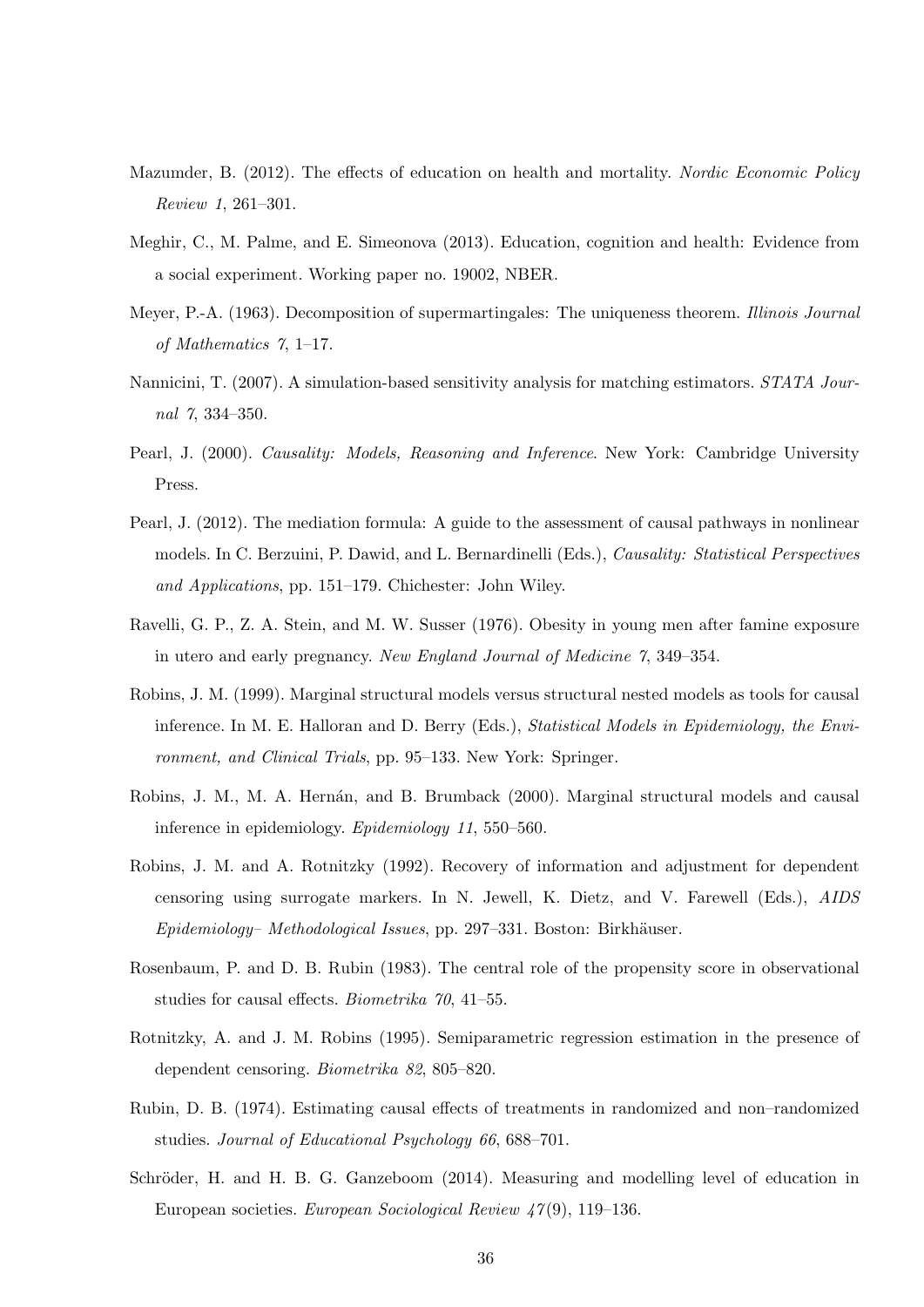Mazumder, B. (2012). The effects of education on health and mortality. *Nordic Economic Policy Review 1*, 261–301.

Meghir, C., M. Palme, and E. Simeonova (2013). Education, cognition and health: Evidence from a social experiment. Working paper no. 19002, NBER.

Meyer, P.-A. (1963). Decomposition of supermartingales: The uniqueness theorem. *Illinois Journal of Mathematics 7*, 1–17.

Nannicini, T. (2007). A simulation-based sensitivity analysis for matching estimators. *STATA Journal 7*, 334–350.

Pearl, J. (2000). *Causality: Models, Reasoning and Inference*. New York: Cambridge University Press.

Pearl, J. (2012). The mediation formula: A guide to the assessment of causal pathways in nonlinear models. In C. Berzuini, P. Dawid, and L. Bernardinelli (Eds.), *Causality: Statistical Perspectives and Applications*, pp. 151–179. Chichester: John Wiley.

Ravelli, G. P., Z. A. Stein, and M. W. Susser (1976). Obesity in young men after famine exposure in utero and early pregnancy. *New England Journal of Medicine 7*, 349–354.

Robins, J. M. (1999). Marginal structural models versus structural nested models as tools for causal inference. In M. E. Halloran and D. Berry (Eds.), *Statistical Models in Epidemiology, the Environment, and Clinical Trials*, pp. 95–133. New York: Springer.

Robins, J. M., M. A. Hernán, and B. Brumback (2000). Marginal structural models and causal inference in epidemiology. *Epidemiology 11*, 550–560.

Robins, J. M. and A. Rotnitzky (1992). Recovery of information and adjustment for dependent censoring using surrogate markers. In N. Jewell, K. Dietz, and V. Farewell (Eds.), *AIDS Epidemiology– Methodological Issues*, pp. 297–331. Boston: Birkhäuser.

Rosenbaum, P. and D. B. Rubin (1983). The central role of the propensity score in observational studies for causal effects. *Biometrika 70*, 41–55.

Rotnitzky, A. and J. M. Robins (1995). Semiparametric regression estimation in the presence of dependent censoring. *Biometrika 82*, 805–820.

Rubin, D. B. (1974). Estimating causal effects of treatments in randomized and non–randomized studies. *Journal of Educational Psychology 66*, 688–701.

Schröder, H. and H. B. G. Ganzeboom (2014). Measuring and modelling level of education in European societies. *European Sociological Review 47*(9), 119–136.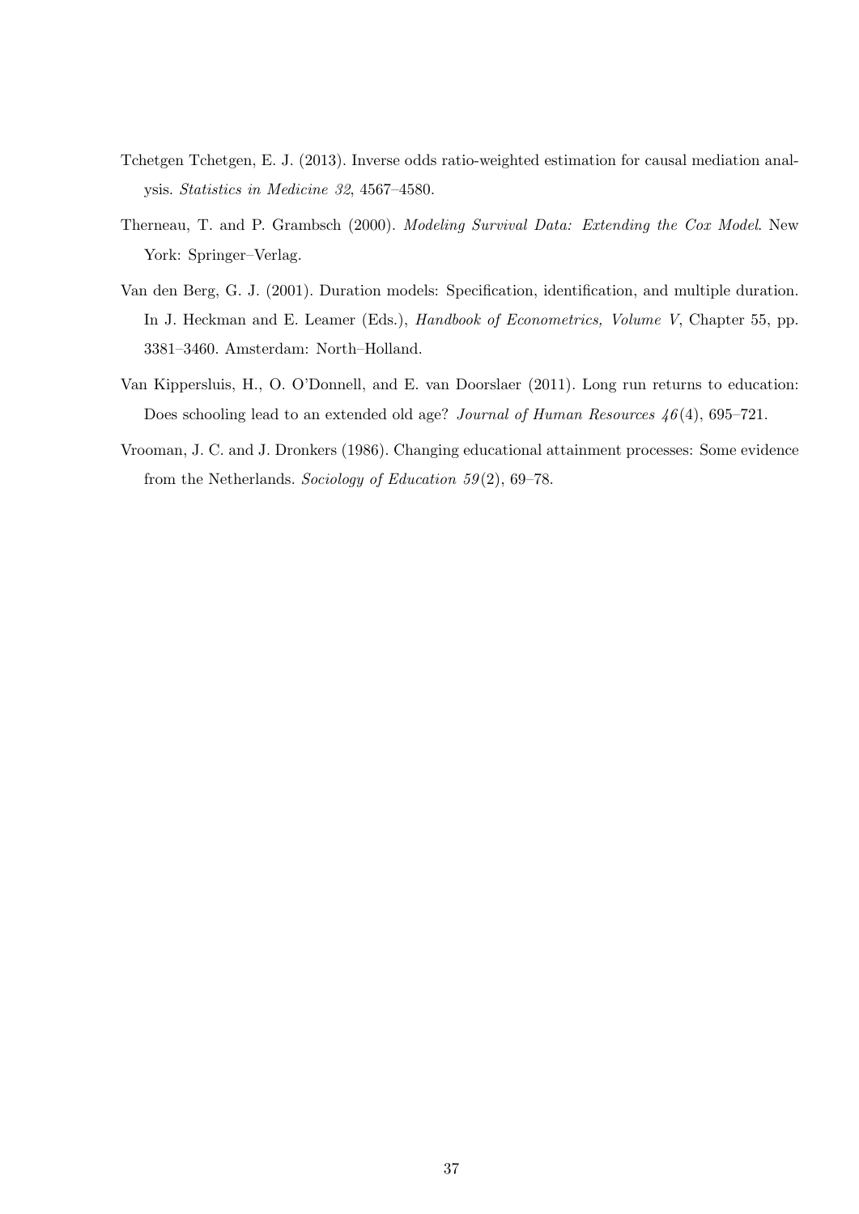Tchetgen Tchetgen, E. J. (2013). Inverse odds ratio-weighted estimation for causal mediation analysis. *Statistics in Medicine 32*, 4567–4580.

Therneau, T. and P. Grambsch (2000). *Modeling Survival Data: Extending the Cox Model*. New York: Springer–Verlag.

Van den Berg, G. J. (2001). Duration models: Specification, identification, and multiple duration. In J. Heckman and E. Leamer (Eds.), *Handbook of Econometrics, Volume V*, Chapter 55, pp. 3381–3460. Amsterdam: North–Holland.

Van Kippersluis, H., O. O'Donnell, and E. van Doorslaer (2011). Long run returns to education: Does schooling lead to an extended old age? *Journal of Human Resources 46*(4), 695–721.

Vrooman, J. C. and J. Dronkers (1986). Changing educational attainment processes: Some evidence from the Netherlands. *Sociology of Education 59*(2), 69–78.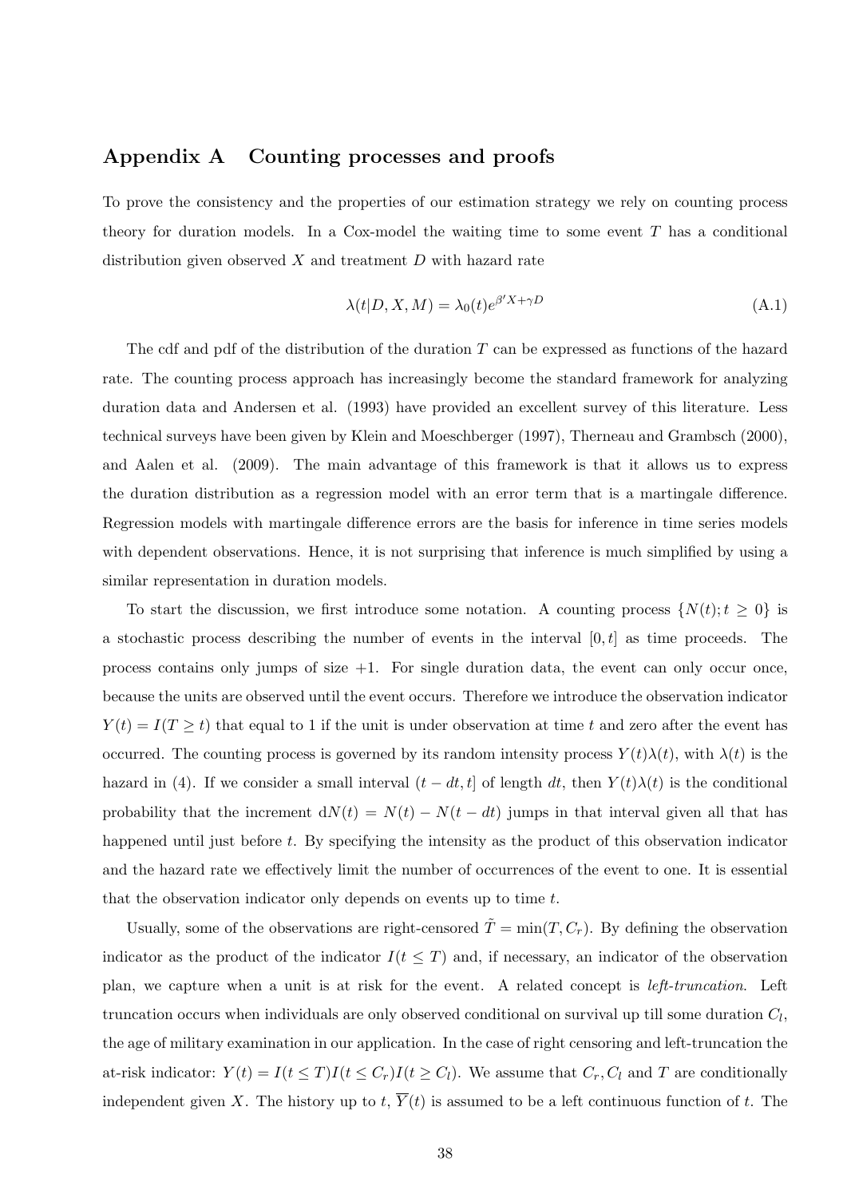# Appendix A Counting processes and proofs

To prove the consistency and the properties of our estimation strategy we rely on counting process theory for duration models. In a Cox-model the waiting time to some event $T$ has a conditional distribution given observed $X$ and treatment $D$ with hazard rate

$$\lambda(t|D, X, M) = \lambda_0(t)e^{\beta' X + \gamma D} \tag{A.1}$$

The cdf and pdf of the distribution of the duration $T$ can be expressed as functions of the hazard rate. The counting process approach has increasingly become the standard framework for analyzing duration data and Andersen et al. (1993) have provided an excellent survey of this literature. Less technical surveys have been given by Klein and Moeschberger (1997), Therneau and Grambsch (2000), and Aalen et al. (2009). The main advantage of this framework is that it allows us to express the duration distribution as a regression model with an error term that is a martingale difference. Regression models with martingale difference errors are the basis for inference in time series models with dependent observations. Hence, it is not surprising that inference is much simplified by using a similar representation in duration models.

To start the discussion, we first introduce some notation. A counting process $\{N(t); t \geq 0\}$ is a stochastic process describing the number of events in the interval $[0, t]$ as time proceeds. The process contains only jumps of size $+1$. For single duration data, the event can only occur once, because the units are observed until the event occurs. Therefore we introduce the observation indicator $Y(t) = I(T \geq t)$ that equal to 1 if the unit is under observation at time $t$ and zero after the event has occurred. The counting process is governed by its random intensity process $Y(t)\lambda(t)$, with $\lambda(t)$ is the hazard in (4). If we consider a small interval $(t - dt, t]$ of length $dt$, then $Y(t)\lambda(t)$ is the conditional probability that the increment $\mathrm{d}N(t) = N(t) - N(t - dt)$ jumps in that interval given all that has happened until just before $t$. By specifying the intensity as the product of this observation indicator and the hazard rate we effectively limit the number of occurrences of the event to one. It is essential that the observation indicator only depends on events up to time $t$.

Usually, some of the observations are right-censored $\tilde{T} = \min(T, C_r)$. By defining the observation indicator as the product of the indicator $I(t \leq T)$ and, if necessary, an indicator of the observation plan, we capture when a unit is at risk for the event. A related concept is *left-truncation*. Left truncation occurs when individuals are only observed conditional on survival up till some duration $C_l$, the age of military examination in our application. In the case of right censoring and left-truncation the at-risk indicator: $Y(t) = I(t \leq T)I(t \leq C_r)I(t \geq C_l)$. We assume that $C_r, C_l$ and $T$ are conditionally independent given $X$. The history up to $t$, $\overline{Y}(t)$ is assumed to be a left continuous function of $t$. The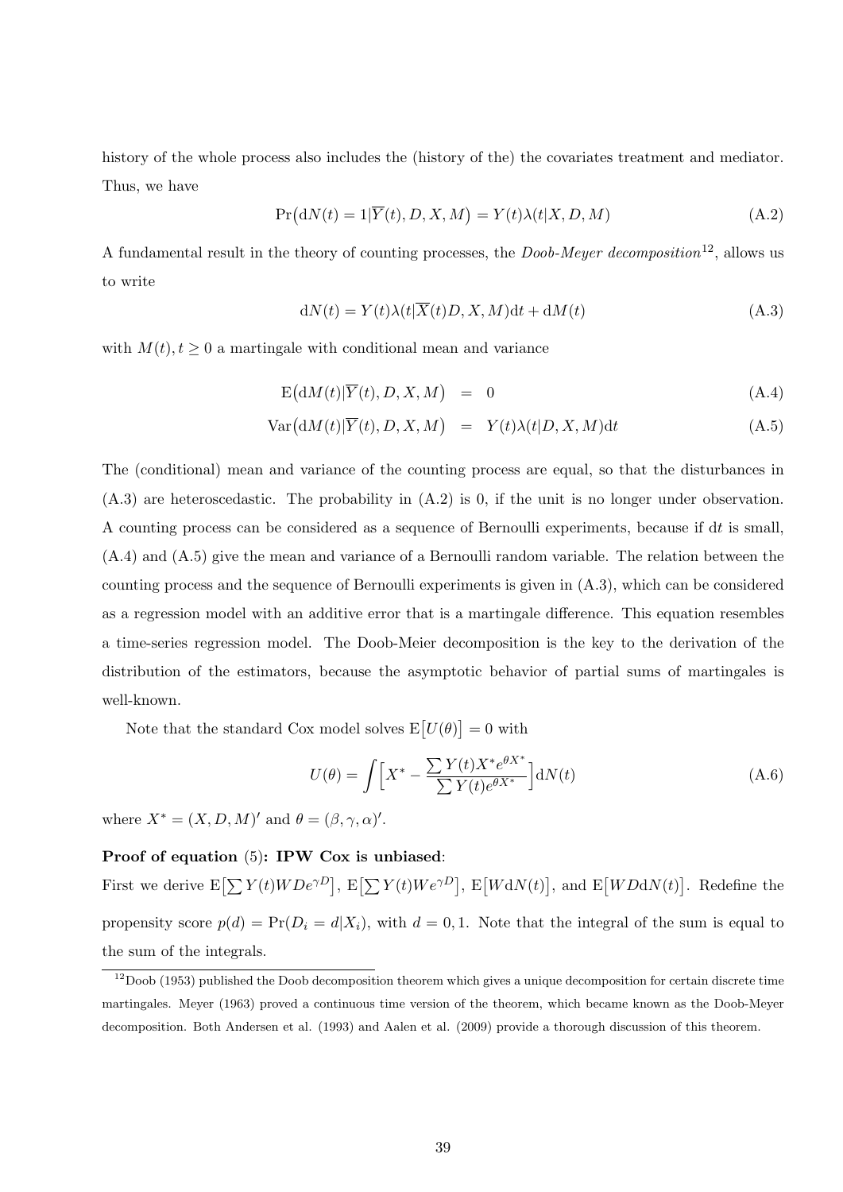history of the whole process also includes the (history of the) the covariates treatment and mediator. Thus, we have

$$\Pr\big(\mathrm{d}N(t) = 1|\overline{Y}(t), D, X, M\big) = Y(t)\lambda(t|X, D, M) \tag{A.2}$$

A fundamental result in the theory of counting processes, the *Doob-Meyer decomposition*[12], allows us to write

$$\mathrm{d}N(t) = Y(t)\lambda(t|\overline{X}(t)D, X, M)\mathrm{d}t + \mathrm{d}M(t) \tag{A.3}$$

with $M(t), t \geq 0$ a martingale with conditional mean and variance

$$\mathrm{E}\big(\mathrm{d}M(t)|\overline{Y}(t), D, X, M\big) = 0 \tag{A.4}$$

$$\mathrm{Var}\big(\mathrm{d}M(t)|\overline{Y}(t), D, X, M\big) = Y(t)\lambda(t|D, X, M)\mathrm{d}t \tag{A.5}$$

The (conditional) mean and variance of the counting process are equal, so that the disturbances in (A.3) are heteroscedastic. The probability in (A.2) is 0, if the unit is no longer under observation. A counting process can be considered as a sequence of Bernoulli experiments, because if $\mathrm{d}t$ is small, (A.4) and (A.5) give the mean and variance of a Bernoulli random variable. The relation between the counting process and the sequence of Bernoulli experiments is given in (A.3), which can be considered as a regression model with an additive error that is a martingale difference. This equation resembles a time-series regression model. The Doob-Meier decomposition is the key to the derivation of the distribution of the estimators, because the asymptotic behavior of partial sums of martingales is well-known.

Note that the standard Cox model solves $\mathrm{E}\big[U(\theta)\big] = 0$ with

$$U(\theta) = \int \Big[X^* - \frac{\sum Y(t)X^* e^{\theta X^*}}{\sum Y(t)e^{\theta X^*}}\Big]\mathrm{d}N(t) \tag{A.6}$$

where $X^* = (X, D, M)'$ and $\theta = (\beta, \gamma, \alpha)'$.

**Proof of equation** (5)**: IPW Cox is unbiased**:

First we derive $\mathrm{E}\big[\sum Y(t)WDe^{\gamma D}\big]$, $\mathrm{E}\big[\sum Y(t)We^{\gamma D}\big]$, $\mathrm{E}\big[W\mathrm{d}N(t)\big]$, and $\mathrm{E}\big[WD\mathrm{d}N(t)\big]$. Redefine the propensity score $p(d) = \Pr(D_i = d|X_i)$, with $d = 0, 1$. Note that the integral of the sum is equal to the sum of the integrals.

[12] Doob (1953) published the Doob decomposition theorem which gives a unique decomposition for certain discrete time martingales. Meyer (1963) proved a continuous time version of the theorem, which became known as the Doob-Meyer decomposition. Both Andersen et al. (1993) and Aalen et al. (2009) provide a thorough discussion of this theorem.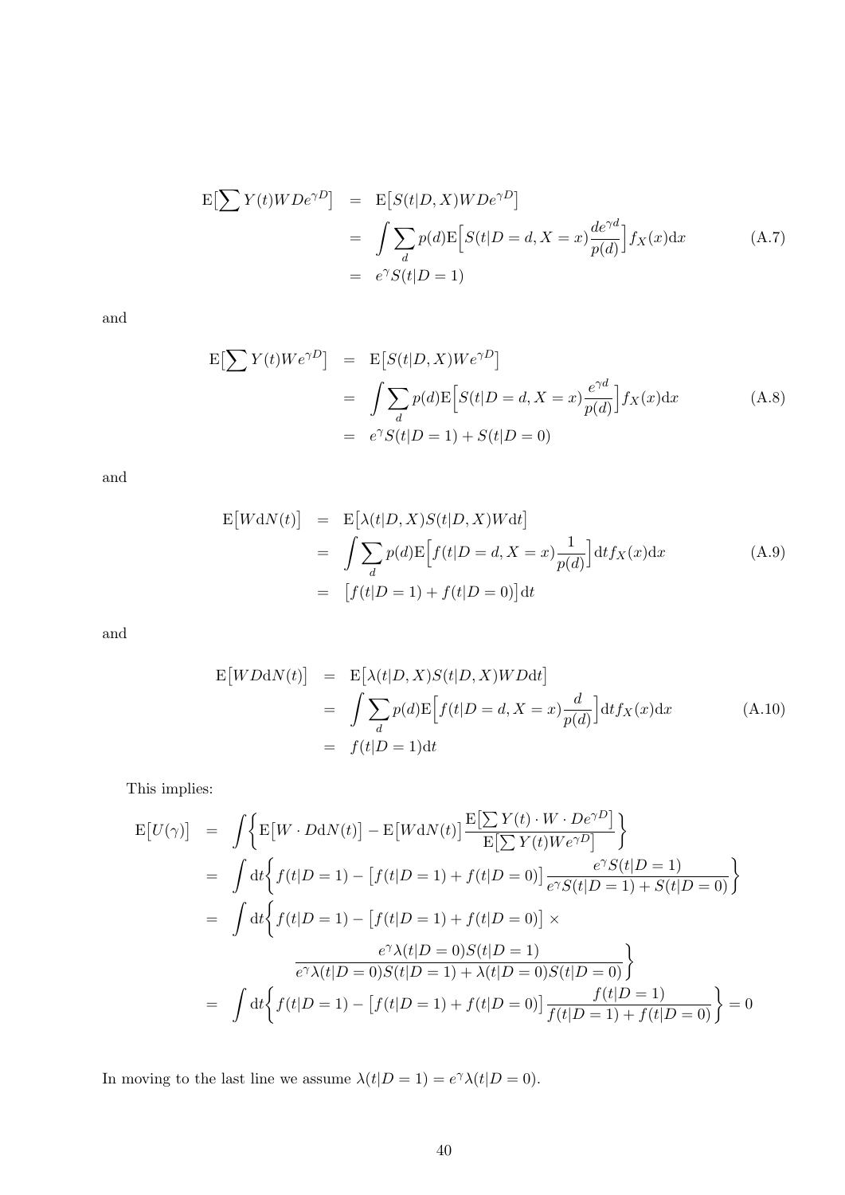$$
\begin{aligned}
\mathrm{E}\big[\sum Y(t) W D e^{\gamma D}\big] &= \mathrm{E}\big[S(t|D,X) W D e^{\gamma D}\big] \\
&= \int \sum_d p(d) \mathrm{E}\Big[S(t|D=d, X=x) \frac{d e^{\gamma d}}{p(d)}\Big] f_X(x) \mathrm{d}x \\
&= e^{\gamma} S(t|D=1)
\end{aligned}
\tag{A.7}
$$

and

$$
\begin{aligned}
\mathrm{E}\big[\sum Y(t) W e^{\gamma D}\big] &= \mathrm{E}\big[S(t|D,X) W e^{\gamma D}\big] \\
&= \int \sum_d p(d) \mathrm{E}\Big[S(t|D=d, X=x) \frac{e^{\gamma d}}{p(d)}\Big] f_X(x) \mathrm{d}x \\
&= e^{\gamma} S(t|D=1) + S(t|D=0)
\end{aligned}
\tag{A.8}
$$

and

$$
\begin{aligned}
\mathrm{E}\big[W \mathrm{d}N(t)\big] &= \mathrm{E}\big[\lambda(t|D,X) S(t|D,X) W \mathrm{d}t\big] \\
&= \int \sum_d p(d) \mathrm{E}\Big[f(t|D=d, X=x) \frac{1}{p(d)}\Big] \mathrm{d}t f_X(x) \mathrm{d}x \\
&= \big[f(t|D=1) + f(t|D=0)\big] \mathrm{d}t
\end{aligned}
\tag{A.9}
$$

and

$$
\begin{aligned}
\mathrm{E}\big[W D \mathrm{d}N(t)\big] &= \mathrm{E}\big[\lambda(t|D,X) S(t|D,X) W D \mathrm{d}t\big] \\
&= \int \sum_d p(d) \mathrm{E}\Big[f(t|D=d, X=x) \frac{d}{p(d)}\Big] \mathrm{d}t f_X(x) \mathrm{d}x \\
&= f(t|D=1) \mathrm{d}t
\end{aligned}
\tag{A.10}
$$

This implies:

$$
\begin{aligned}
\mathrm{E}\big[U(\gamma)\big] &= \int \Bigg\{ \mathrm{E}\big[W \cdot D \mathrm{d}N(t)\big] - \mathrm{E}\big[W \mathrm{d}N(t)\big] \frac{\mathrm{E}\big[\sum Y(t) \cdot W \cdot D e^{\gamma D}\big]}{\mathrm{E}\big[\sum Y(t) W e^{\gamma D}\big]} \Bigg\} \\
&= \int \mathrm{d}t \Bigg\{ f(t|D=1) - \big[f(t|D=1) + f(t|D=0)\big] \frac{e^{\gamma} S(t|D=1)}{e^{\gamma} S(t|D=1) + S(t|D=0)} \Bigg\} \\
&= \int \mathrm{d}t \Bigg\{ f(t|D=1) - \big[f(t|D=1) + f(t|D=0)\big] \times \\
&\qquad \frac{e^{\gamma} \lambda(t|D=0) S(t|D=1)}{e^{\gamma} \lambda(t|D=0) S(t|D=1) + \lambda(t|D=0) S(t|D=0)} \Bigg\} \\
&= \int \mathrm{d}t \Bigg\{ f(t|D=1) - \big[f(t|D=1) + f(t|D=0)\big] \frac{f(t|D=1)}{f(t|D=1) + f(t|D=0)} \Bigg\} = 0
\end{aligned}
$$

In moving to the last line we assume $\lambda(t|D=1) = e^{\gamma} \lambda(t|D=0)$.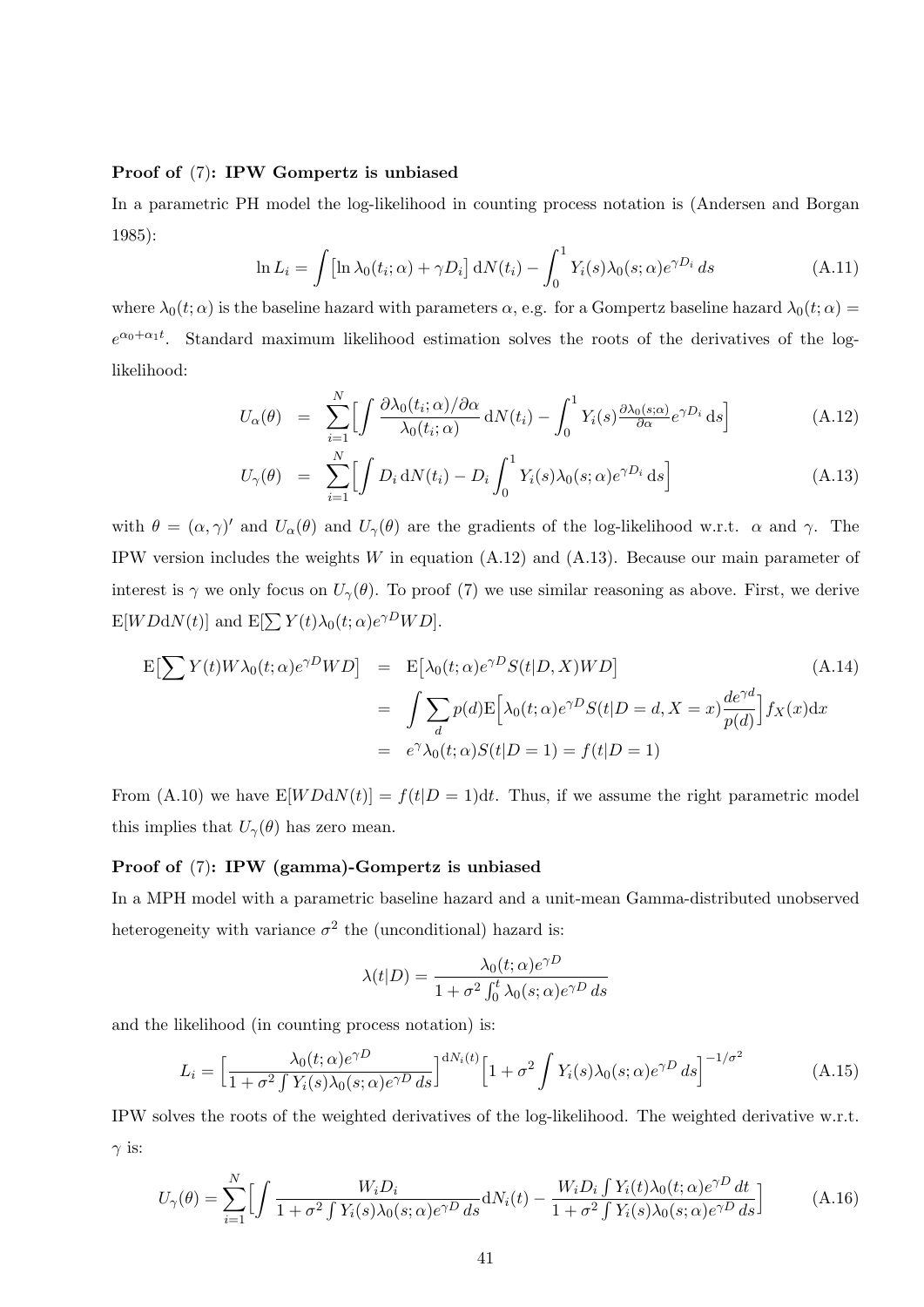**Proof of (7): IPW Gompertz is unbiased**

In a parametric PH model the log-likelihood in counting process notation is (Andersen and Borgan 1985):

$$\ln L_i = \int \left[\ln \lambda_0(t_i;\alpha) + \gamma D_i\right] \mathrm{d}N(t_i) - \int_0^1 Y_i(s)\lambda_0(s;\alpha)e^{\gamma D_i}\, ds \tag{A.11}$$

where $\lambda_0(t;\alpha)$ is the baseline hazard with parameters $\alpha$, e.g. for a Gompertz baseline hazard $\lambda_0(t;\alpha) = e^{\alpha_0+\alpha_1 t}$. Standard maximum likelihood estimation solves the roots of the derivatives of the log-likelihood:

$$U_\alpha(\theta) = \sum_{i=1}^N \Big[\int \frac{\partial \lambda_0(t_i;\alpha)/\partial\alpha}{\lambda_0(t_i;\alpha)}\, \mathrm{d}N(t_i) - \int_0^1 Y_i(s)\tfrac{\partial\lambda_0(s;\alpha)}{\partial\alpha}e^{\gamma D_i}\, \mathrm{d}s\Big] \tag{A.12}$$

$$U_\gamma(\theta) = \sum_{i=1}^N \Big[\int D_i\, \mathrm{d}N(t_i) - D_i\int_0^1 Y_i(s)\lambda_0(s;\alpha)e^{\gamma D_i}\, \mathrm{d}s\Big] \tag{A.13}$$

with $\theta = (\alpha,\gamma)'$ and $U_\alpha(\theta)$ and $U_\gamma(\theta)$ are the gradients of the log-likelihood w.r.t. $\alpha$ and $\gamma$. The IPW version includes the weights $W$ in equation (A.12) and (A.13). Because our main parameter of interest is $\gamma$ we only focus on $U_\gamma(\theta)$. To proof (7) we use similar reasoning as above. First, we derive $\mathrm{E}[WD\mathrm{d}N(t)]$ and $\mathrm{E}[\sum Y(t)\lambda_0(t;\alpha)e^{\gamma D}WD]$.

$$\begin{aligned}
\mathrm{E}\big[\sum Y(t)W\lambda_0(t;\alpha)e^{\gamma D}WD\big] &= \mathrm{E}\big[\lambda_0(t;\alpha)e^{\gamma D}S(t|D,X)WD\big] \\
&= \int \sum_d p(d)\mathrm{E}\Big[\lambda_0(t;\alpha)e^{\gamma D}S(t|D=d,X=x)\frac{de^{\gamma d}}{p(d)}\Big]f_X(x)\mathrm{d}x \\
&= e^{\gamma}\lambda_0(t;\alpha)S(t|D=1) = f(t|D=1)
\end{aligned} \tag{A.14}$$

From (A.10) we have $\mathrm{E}[WD\mathrm{d}N(t)] = f(t|D=1)\mathrm{d}t$. Thus, if we assume the right parametric model this implies that $U_\gamma(\theta)$ has zero mean.

**Proof of (7): IPW (gamma)-Gompertz is unbiased**

In a MPH model with a parametric baseline hazard and a unit-mean Gamma-distributed unobserved heterogeneity with variance $\sigma^2$ the (unconditional) hazard is:

$$\lambda(t|D) = \frac{\lambda_0(t;\alpha)e^{\gamma D}}{1+\sigma^2\int_0^t \lambda_0(s;\alpha)e^{\gamma D}\, ds}$$

and the likelihood (in counting process notation) is:

$$L_i = \Big[\frac{\lambda_0(t;\alpha)e^{\gamma D}}{1+\sigma^2\int Y_i(s)\lambda_0(s;\alpha)e^{\gamma D}\, ds}\Big]^{\mathrm{d}N_i(t)}\Big[1+\sigma^2\int Y_i(s)\lambda_0(s;\alpha)e^{\gamma D}\, ds\Big]^{-1/\sigma^2} \tag{A.15}$$

IPW solves the roots of the weighted derivatives of the log-likelihood. The weighted derivative w.r.t. $\gamma$ is:

$$U_\gamma(\theta) = \sum_{i=1}^N \Big[\int \frac{W_i D_i}{1+\sigma^2\int Y_i(s)\lambda_0(s;\alpha)e^{\gamma D}\, ds}\mathrm{d}N_i(t) - \frac{W_i D_i\int Y_i(t)\lambda_0(t;\alpha)e^{\gamma D}\, dt}{1+\sigma^2\int Y_i(s)\lambda_0(s;\alpha)e^{\gamma D}\, ds}\Big] \tag{A.16}$$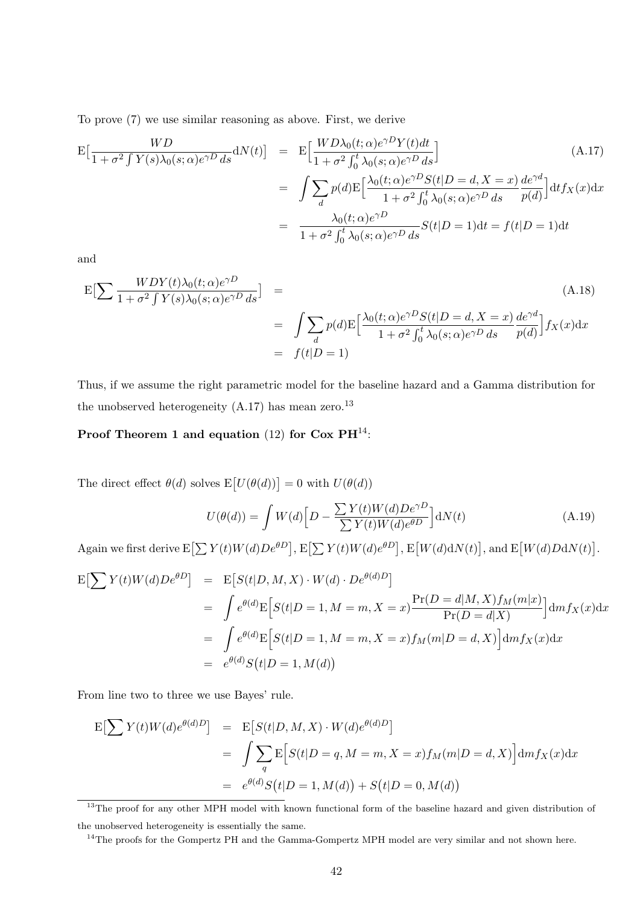To prove (7) we use similar reasoning as above. First, we derive

$$
\begin{aligned}
\mathrm{E}\Big[\frac{WD}{1+\sigma^2\int Y(s)\lambda_0(s;\alpha)e^{\gamma D}\,ds}\mathrm{d}N(t)\Big] &= \mathrm{E}\Big[\frac{WD\lambda_0(t;\alpha)e^{\gamma D}Y(t)dt}{1+\sigma^2\int_0^t\lambda_0(s;\alpha)e^{\gamma D}\,ds}\Big] \\
&= \int\sum_d p(d)\mathrm{E}\Big[\frac{\lambda_0(t;\alpha)e^{\gamma D}S(t|D=d,X=x)}{1+\sigma^2\int_0^t\lambda_0(s;\alpha)e^{\gamma D}\,ds}\frac{de^{\gamma d}}{p(d)}\Big]\mathrm{d}tf_X(x)\mathrm{d}x \\
&= \frac{\lambda_0(t;\alpha)e^{\gamma D}}{1+\sigma^2\int_0^t\lambda_0(s;\alpha)e^{\gamma D}\,ds}S(t|D=1)\mathrm{d}t = f(t|D=1)\mathrm{d}t
\end{aligned}
\tag{A.17}
$$

and

$$
\begin{aligned}
\mathrm{E}\Big[\sum\frac{WDY(t)\lambda_0(t;\alpha)e^{\gamma D}}{1+\sigma^2\int Y(s)\lambda_0(s;\alpha)e^{\gamma D}\,ds}\Big] &= \\
&= \int\sum_d p(d)\mathrm{E}\Big[\frac{\lambda_0(t;\alpha)e^{\gamma D}S(t|D=d,X=x)}{1+\sigma^2\int_0^t\lambda_0(s;\alpha)e^{\gamma D}\,ds}\frac{de^{\gamma d}}{p(d)}\Big]f_X(x)\mathrm{d}x \\
&= f(t|D=1)
\end{aligned}
\tag{A.18}
$$

Thus, if we assume the right parametric model for the baseline hazard and a Gamma distribution for the unobserved heterogeneity (A.17) has mean zero.[13]

**Proof Theorem 1 and equation (12) for Cox PH**[14]:

The direct effect $\theta(d)$ solves $\mathrm{E}\big[U(\theta(d))\big]=0$ with $U(\theta(d))$

$$
U(\theta(d)) = \int W(d)\Big[D - \frac{\sum Y(t)W(d)De^{\gamma D}}{\sum Y(t)W(d)e^{\theta D}}\Big]\mathrm{d}N(t)
\tag{A.19}
$$

Again we first derive $\mathrm{E}\big[\sum Y(t)W(d)De^{\theta D}\big]$, $\mathrm{E}\big[\sum Y(t)W(d)e^{\theta D}\big]$, $\mathrm{E}\big[W(d)\mathrm{d}N(t)\big]$, and $\mathrm{E}\big[W(d)D\mathrm{d}N(t)\big]$.

$$
\begin{aligned}
\mathrm{E}\Big[\sum Y(t)W(d)De^{\theta D}\Big] &= \mathrm{E}\big[S(t|D,M,X)\cdot W(d)\cdot De^{\theta(d)D}\big] \\
&= \int e^{\theta(d)}\mathrm{E}\Big[S(t|D=1,M=m,X=x)\frac{\Pr(D=d|M,X)f_M(m|x)}{\Pr(D=d|X)}\Big]\mathrm{d}mf_X(x)\mathrm{d}x \\
&= \int e^{\theta(d)}\mathrm{E}\Big[S(t|D=1,M=m,X=x)f_M(m|D=d,X)\Big]\mathrm{d}mf_X(x)\mathrm{d}x \\
&= e^{\theta(d)}S\big(t|D=1,M(d)\big)
\end{aligned}
$$

From line two to three we use Bayes' rule.

$$
\begin{aligned}
\mathrm{E}\Big[\sum Y(t)W(d)e^{\theta(d)D}\Big] &= \mathrm{E}\big[S(t|D,M,X)\cdot W(d)e^{\theta(d)D}\big] \\
&= \int\sum_q\mathrm{E}\Big[S(t|D=q,M=m,X=x)f_M(m|D=d,X)\Big]\mathrm{d}mf_X(x)\mathrm{d}x \\
&= e^{\theta(d)}S\big(t|D=1,M(d)\big) + S\big(t|D=0,M(d)\big)
\end{aligned}
$$

---

[13] The proof for any other MPH model with known functional form of the baseline hazard and given distribution of the unobserved heterogeneity is essentially the same.

[14] The proofs for the Gompertz PH and the Gamma-Gompertz MPH model are very similar and not shown here.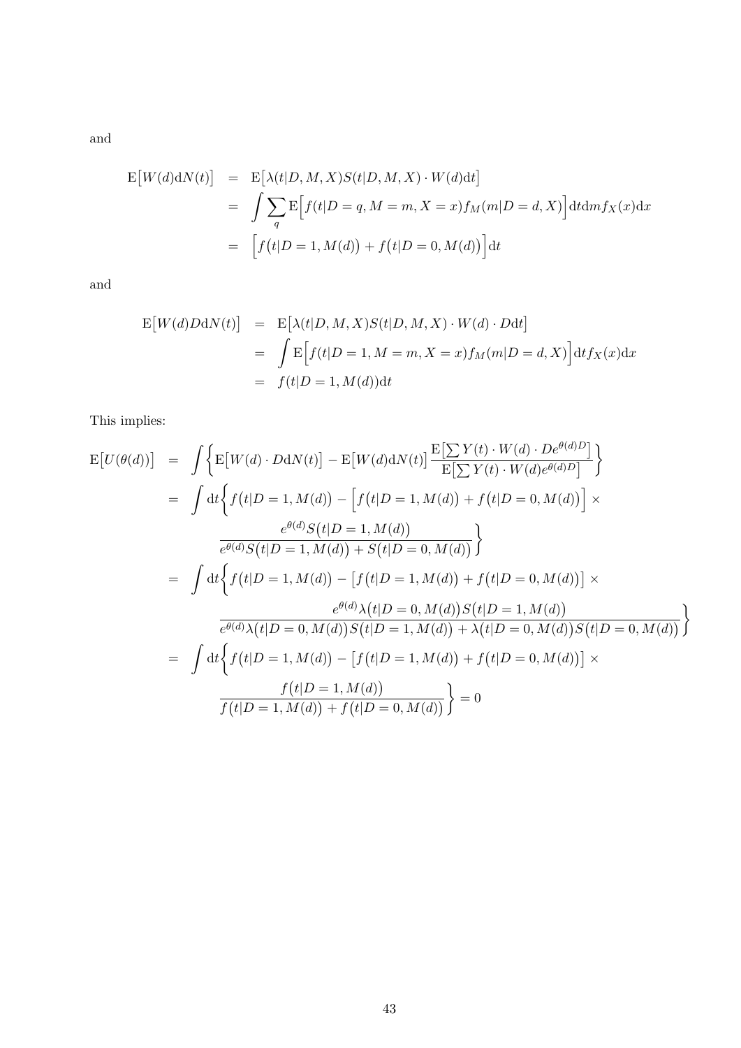and

$$
\begin{aligned}
\mathrm{E}\big[W(d)\mathrm{d}N(t)\big] &= \mathrm{E}\big[\lambda(t|D,M,X)S(t|D,M,X)\cdot W(d)\mathrm{d}t\big] \\
&= \int \sum_{q} \mathrm{E}\Big[f(t|D=q,M=m,X=x)f_M(m|D=d,X)\Big]\mathrm{d}t\mathrm{d}m f_X(x)\mathrm{d}x \\
&= \Big[f\big(t|D=1,M(d)\big)+f\big(t|D=0,M(d)\big)\Big]\mathrm{d}t
\end{aligned}
$$

and

$$
\begin{aligned}
\mathrm{E}\big[W(d)D\mathrm{d}N(t)\big] &= \mathrm{E}\big[\lambda(t|D,M,X)S(t|D,M,X)\cdot W(d)\cdot D\mathrm{d}t\big] \\
&= \int \mathrm{E}\Big[f(t|D=1,M=m,X=x)f_M(m|D=d,X)\Big]\mathrm{d}t f_X(x)\mathrm{d}x \\
&= f(t|D=1,M(d))\mathrm{d}t
\end{aligned}
$$

This implies:

$$
\begin{aligned}
\mathrm{E}\big[U(\theta(d))\big] &= \int \left\{ \mathrm{E}\big[W(d)\cdot D\mathrm{d}N(t)\big] - \mathrm{E}\big[W(d)\mathrm{d}N(t)\big]\frac{\mathrm{E}\big[\sum Y(t)\cdot W(d)\cdot De^{\theta(d)D}\big]}{\mathrm{E}\big[\sum Y(t)\cdot W(d)e^{\theta(d)D}\big]}\right\} \\
&= \int \mathrm{d}t \Bigg\{ f\big(t|D=1,M(d)\big) - \Big[f\big(t|D=1,M(d)\big)+f\big(t|D=0,M(d)\big)\Big] \times \\
&\qquad \frac{e^{\theta(d)}S\big(t|D=1,M(d)\big)}{e^{\theta(d)}S\big(t|D=1,M(d)\big)+S\big(t|D=0,M(d)\big)}\Bigg\} \\
&= \int \mathrm{d}t \Bigg\{ f\big(t|D=1,M(d)\big) - \Big[f\big(t|D=1,M(d)\big)+f\big(t|D=0,M(d)\big)\Big] \times \\
&\qquad \frac{e^{\theta(d)}\lambda\big(t|D=0,M(d)\big)S\big(t|D=1,M(d)\big)}{e^{\theta(d)}\lambda\big(t|D=0,M(d)\big)S\big(t|D=1,M(d)\big)+\lambda\big(t|D=0,M(d)\big)S\big(t|D=0,M(d)\big)}\Bigg\} \\
&= \int \mathrm{d}t \Bigg\{ f\big(t|D=1,M(d)\big) - \Big[f\big(t|D=1,M(d)\big)+f\big(t|D=0,M(d)\big)\Big] \times \\
&\qquad \frac{f\big(t|D=1,M(d)\big)}{f\big(t|D=1,M(d)\big)+f\big(t|D=0,M(d)\big)}\Bigg\} = 0
\end{aligned}
$$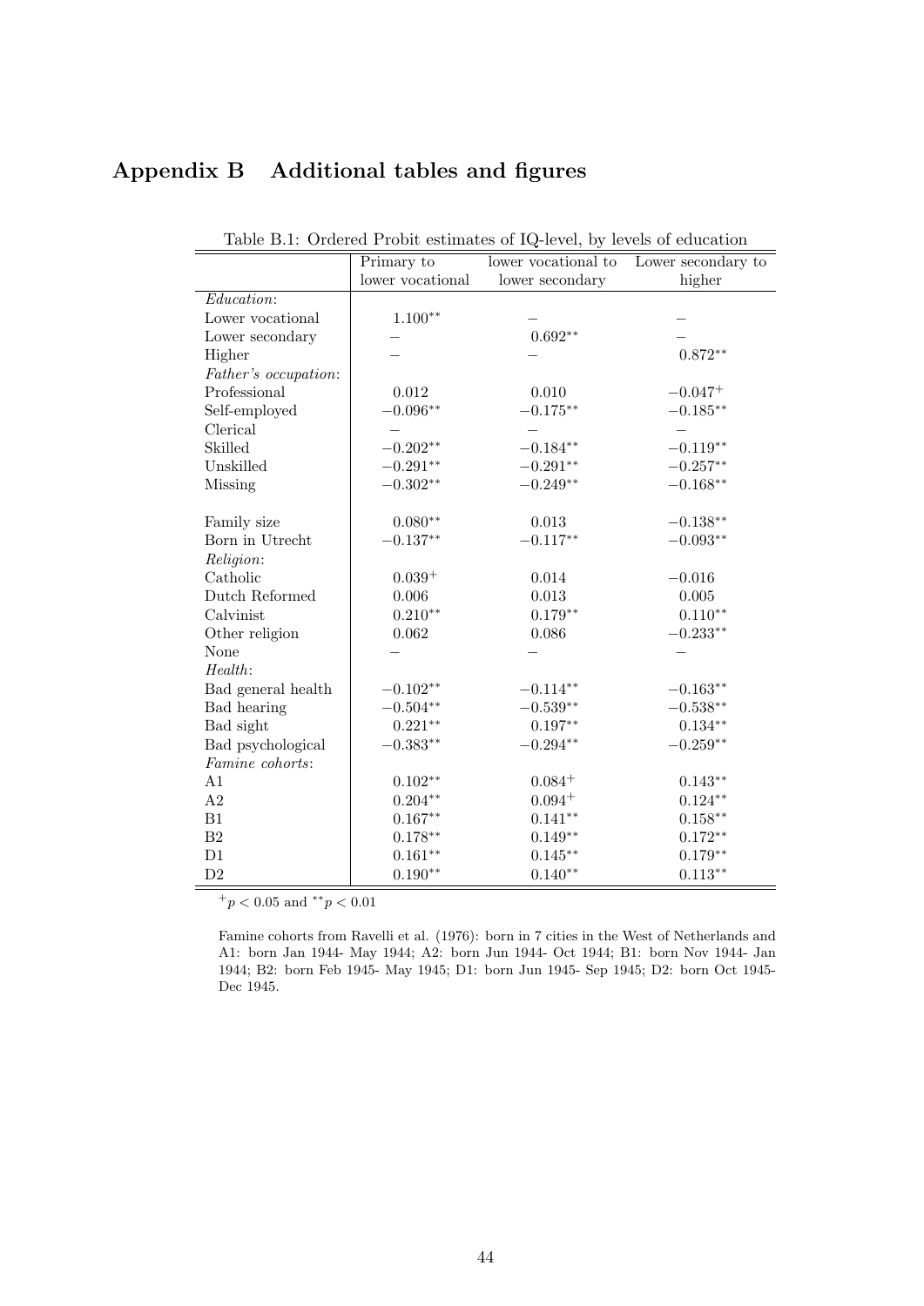# Appendix B Additional tables and figures

Table B.1: Ordered Probit estimates of IQ-level, by levels of education

| | Primary to lower vocational | lower vocational to lower secondary | Lower secondary to higher |
|---|---|---|---|
| *Education*: | | | |
| Lower vocational | $1.100^{**}$ | – | – |
| Lower secondary | – | $0.692^{**}$ | – |
| Higher | – | – | $0.872^{**}$ |
| *Father's occupation*: | | | |
| Professional | 0.012 | 0.010 | $-0.047^{+}$ |
| Self-employed | $-0.096^{**}$ | $-0.175^{**}$ | $-0.185^{**}$ |
| Clerical | – | – | – |
| Skilled | $-0.202^{**}$ | $-0.184^{**}$ | $-0.119^{**}$ |
| Unskilled | $-0.291^{**}$ | $-0.291^{**}$ | $-0.257^{**}$ |
| Missing | $-0.302^{**}$ | $-0.249^{**}$ | $-0.168^{**}$ |
| Family size | $0.080^{**}$ | 0.013 | $-0.138^{**}$ |
| Born in Utrecht | $-0.137^{**}$ | $-0.117^{**}$ | $-0.093^{**}$ |
| *Religion*: | | | |
| Catholic | $0.039^{+}$ | 0.014 | $-0.016$ |
| Dutch Reformed | 0.006 | 0.013 | 0.005 |
| Calvinist | $0.210^{**}$ | $0.179^{**}$ | $0.110^{**}$ |
| Other religion | 0.062 | 0.086 | $-0.233^{**}$ |
| None | – | – | – |
| *Health*: | | | |
| Bad general health | $-0.102^{**}$ | $-0.114^{**}$ | $-0.163^{**}$ |
| Bad hearing | $-0.504^{**}$ | $-0.539^{**}$ | $-0.538^{**}$ |
| Bad sight | $0.221^{**}$ | $0.197^{**}$ | $0.134^{**}$ |
| Bad psychological | $-0.383^{**}$ | $-0.294^{**}$ | $-0.259^{**}$ |
| *Famine cohorts*: | | | |
| A1 | $0.102^{**}$ | $0.084^{+}$ | $0.143^{**}$ |
| A2 | $0.204^{**}$ | $0.094^{+}$ | $0.124^{**}$ |
| B1 | $0.167^{**}$ | $0.141^{**}$ | $0.158^{**}$ |
| B2 | $0.178^{**}$ | $0.149^{**}$ | $0.172^{**}$ |
| D1 | $0.161^{**}$ | $0.145^{**}$ | $0.179^{**}$ |
| D2 | $0.190^{**}$ | $0.140^{**}$ | $0.113^{**}$ |

$^{+}p < 0.05$ and $^{**}p < 0.01$

Famine cohorts from Ravelli et al. (1976): born in 7 cities in the West of Netherlands and A1: born Jan 1944- May 1944; A2: born Jun 1944- Oct 1944; B1: born Nov 1944- Jan 1944; B2: born Feb 1945- May 1945; D1: born Jun 1945- Sep 1945; D2: born Oct 1945- Dec 1945.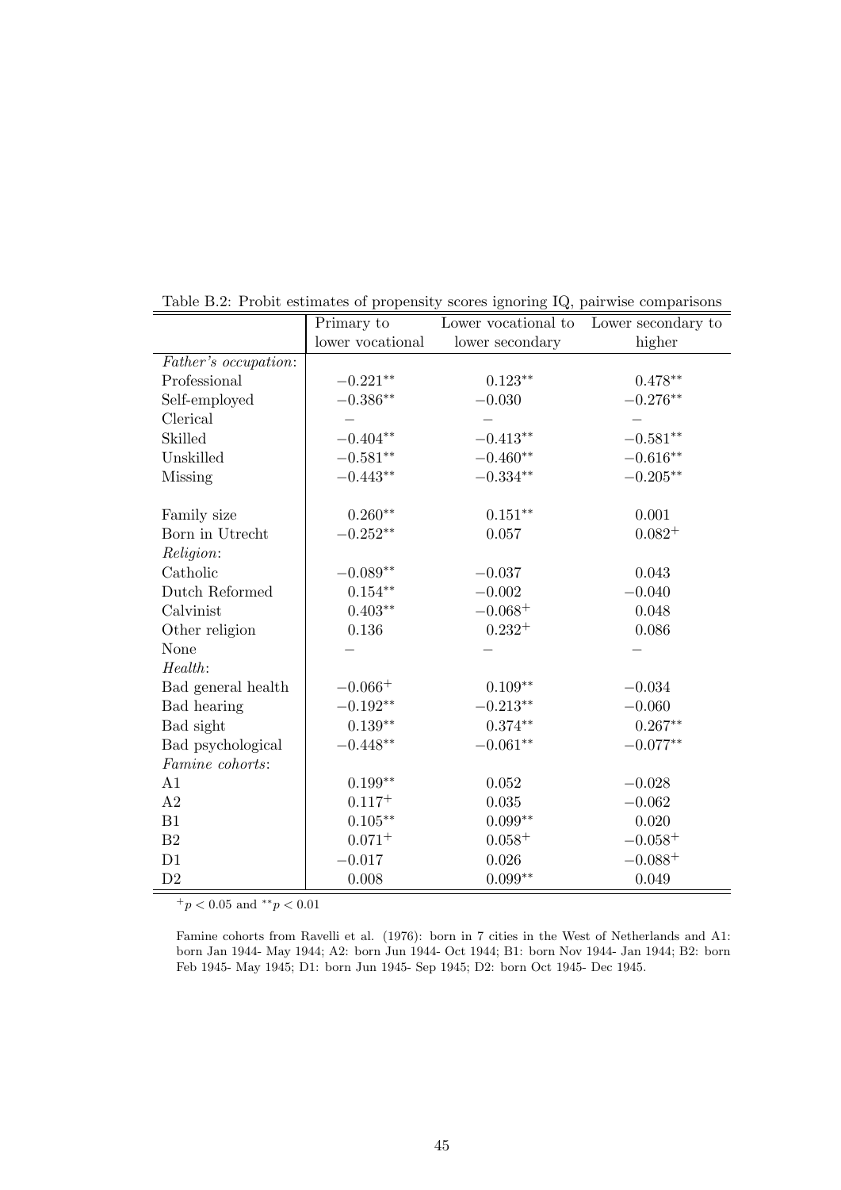Table B.2: Probit estimates of propensity scores ignoring IQ, pairwise comparisons

| | Primary to lower vocational | Lower vocational to lower secondary | Lower secondary to higher |
|---|---|---|---|
| *Father's occupation*: | | | |
| Professional | $-0.221^{**}$ | $0.123^{**}$ | $0.478^{**}$ |
| Self-employed | $-0.386^{**}$ | $-0.030$ | $-0.276^{**}$ |
| Clerical | – | – | – |
| Skilled | $-0.404^{**}$ | $-0.413^{**}$ | $-0.581^{**}$ |
| Unskilled | $-0.581^{**}$ | $-0.460^{**}$ | $-0.616^{**}$ |
| Missing | $-0.443^{**}$ | $-0.334^{**}$ | $-0.205^{**}$ |
| | | | |
| Family size | $0.260^{**}$ | $0.151^{**}$ | $0.001$ |
| Born in Utrecht | $-0.252^{**}$ | $0.057$ | $0.082^{+}$ |
| *Religion*: | | | |
| Catholic | $-0.089^{**}$ | $-0.037$ | $0.043$ |
| Dutch Reformed | $0.154^{**}$ | $-0.002$ | $-0.040$ |
| Calvinist | $0.403^{**}$ | $-0.068^{+}$ | $0.048$ |
| Other religion | $0.136$ | $0.232^{+}$ | $0.086$ |
| None | – | – | – |
| *Health*: | | | |
| Bad general health | $-0.066^{+}$ | $0.109^{**}$ | $-0.034$ |
| Bad hearing | $-0.192^{**}$ | $-0.213^{**}$ | $-0.060$ |
| Bad sight | $0.139^{**}$ | $0.374^{**}$ | $0.267^{**}$ |
| Bad psychological | $-0.448^{**}$ | $-0.061^{**}$ | $-0.077^{**}$ |
| *Famine cohorts*: | | | |
| A1 | $0.199^{**}$ | $0.052$ | $-0.028$ |
| A2 | $0.117^{+}$ | $0.035$ | $-0.062$ |
| B1 | $0.105^{**}$ | $0.099^{**}$ | $0.020$ |
| B2 | $0.071^{+}$ | $0.058^{+}$ | $-0.058^{+}$ |
| D1 | $-0.017$ | $0.026$ | $-0.088^{+}$ |
| D2 | $0.008$ | $0.099^{**}$ | $0.049$ |

$^{+}p < 0.05$ and $^{**}p < 0.01$

Famine cohorts from Ravelli et al. (1976): born in 7 cities in the West of Netherlands and A1: born Jan 1944- May 1944; A2: born Jun 1944- Oct 1944; B1: born Nov 1944- Jan 1944; B2: born Feb 1945- May 1945; D1: born Jun 1945- Sep 1945; D2: born Oct 1945- Dec 1945.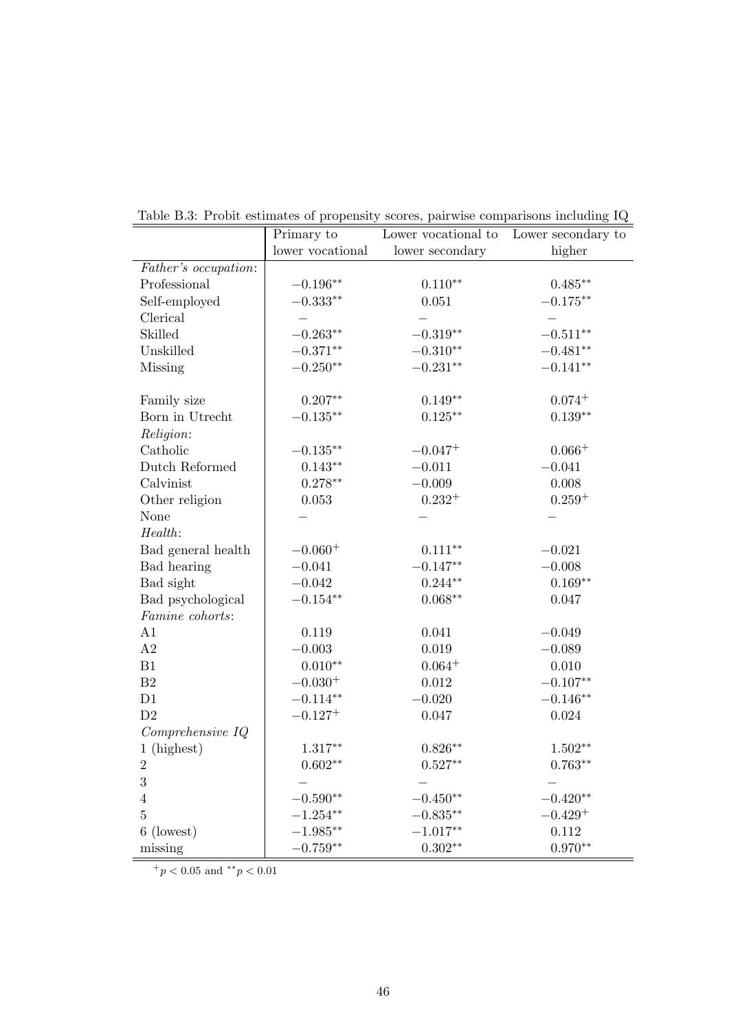Table B.3: Probit estimates of propensity scores, pairwise comparisons including IQ

| | Primary to lower vocational | Lower vocational to lower secondary | Lower secondary to higher |
|---|---|---|---|
| *Father's occupation*: | | | |
| Professional | $-0.196^{**}$ | $0.110^{**}$ | $0.485^{**}$ |
| Self-employed | $-0.333^{**}$ | 0.051 | $-0.175^{**}$ |
| Clerical | – | – | – |
| Skilled | $-0.263^{**}$ | $-0.319^{**}$ | $-0.511^{**}$ |
| Unskilled | $-0.371^{**}$ | $-0.310^{**}$ | $-0.481^{**}$ |
| Missing | $-0.250^{**}$ | $-0.231^{**}$ | $-0.141^{**}$ |
| | | | |
| Family size | $0.207^{**}$ | $0.149^{**}$ | $0.074^{+}$ |
| Born in Utrecht | $-0.135^{**}$ | $0.125^{**}$ | $0.139^{**}$ |
| *Religion*: | | | |
| Catholic | $-0.135^{**}$ | $-0.047^{+}$ | $0.066^{+}$ |
| Dutch Reformed | $0.143^{**}$ | $-0.011$ | $-0.041$ |
| Calvinist | $0.278^{**}$ | $-0.009$ | 0.008 |
| Other religion | 0.053 | $0.232^{+}$ | $0.259^{+}$ |
| None | – | – | – |
| *Health*: | | | |
| Bad general health | $-0.060^{+}$ | $0.111^{**}$ | $-0.021$ |
| Bad hearing | $-0.041$ | $-0.147^{**}$ | $-0.008$ |
| Bad sight | $-0.042$ | $0.244^{**}$ | $0.169^{**}$ |
| Bad psychological | $-0.154^{**}$ | $0.068^{**}$ | 0.047 |
| *Famine cohorts*: | | | |
| A1 | 0.119 | 0.041 | $-0.049$ |
| A2 | $-0.003$ | 0.019 | $-0.089$ |
| B1 | $0.010^{**}$ | $0.064^{+}$ | 0.010 |
| B2 | $-0.030^{+}$ | 0.012 | $-0.107^{**}$ |
| D1 | $-0.114^{**}$ | $-0.020$ | $-0.146^{**}$ |
| D2 | $-0.127^{+}$ | 0.047 | 0.024 |
| *Comprehensive IQ* | | | |
| 1 (highest) | $1.317^{**}$ | $0.826^{**}$ | $1.502^{**}$ |
| 2 | $0.602^{**}$ | $0.527^{**}$ | $0.763^{**}$ |
| 3 | – | – | – |
| 4 | $-0.590^{**}$ | $-0.450^{**}$ | $-0.420^{**}$ |
| 5 | $-1.254^{**}$ | $-0.835^{**}$ | $-0.429^{+}$ |
| 6 (lowest) | $-1.985^{**}$ | $-1.017^{**}$ | 0.112 |
| missing | $-0.759^{**}$ | $0.302^{**}$ | $0.970^{**}$ |

$^{+}p < 0.05$ and $^{**}p < 0.01$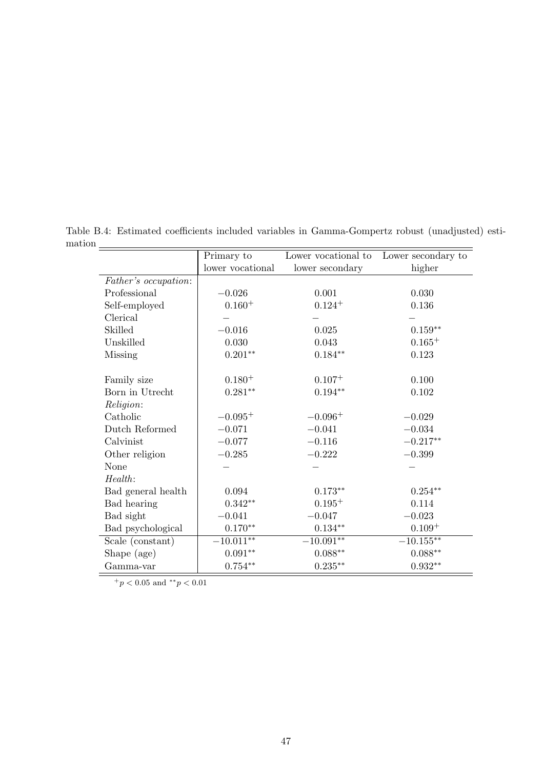Table B.4: Estimated coefficients included variables in Gamma-Gompertz robust (unadjusted) estimation

| | Primary to lower vocational | Lower vocational to lower secondary | Lower secondary to higher |
|---|---|---|---|
| *Father's occupation*: | | | |
| Professional | $-0.026$ | $0.001$ | $0.030$ |
| Self-employed | $0.160^{+}$ | $0.124^{+}$ | $0.136$ |
| Clerical | – | – | – |
| Skilled | $-0.016$ | $0.025$ | $0.159^{**}$ |
| Unskilled | $0.030$ | $0.043$ | $0.165^{+}$ |
| Missing | $0.201^{**}$ | $0.184^{**}$ | $0.123$ |
| Family size | $0.180^{+}$ | $0.107^{+}$ | $0.100$ |
| Born in Utrecht | $0.281^{**}$ | $0.194^{**}$ | $0.102$ |
| *Religion*: | | | |
| Catholic | $-0.095^{+}$ | $-0.096^{+}$ | $-0.029$ |
| Dutch Reformed | $-0.071$ | $-0.041$ | $-0.034$ |
| Calvinist | $-0.077$ | $-0.116$ | $-0.217^{**}$ |
| Other religion | $-0.285$ | $-0.222$ | $-0.399$ |
| None | – | – | – |
| *Health*: | | | |
| Bad general health | $0.094$ | $0.173^{**}$ | $0.254^{**}$ |
| Bad hearing | $0.342^{**}$ | $0.195^{+}$ | $0.114$ |
| Bad sight | $-0.041$ | $-0.047$ | $-0.023$ |
| Bad psychological | $0.170^{**}$ | $0.134^{**}$ | $0.109^{+}$ |
| Scale (constant) | $-10.011^{**}$ | $-10.091^{**}$ | $-10.155^{**}$ |
| Shape (age) | $0.091^{**}$ | $0.088^{**}$ | $0.088^{**}$ |
| Gamma-var | $0.754^{**}$ | $0.235^{**}$ | $0.932^{**}$ |

$^{+}p < 0.05$ and $^{**}p < 0.01$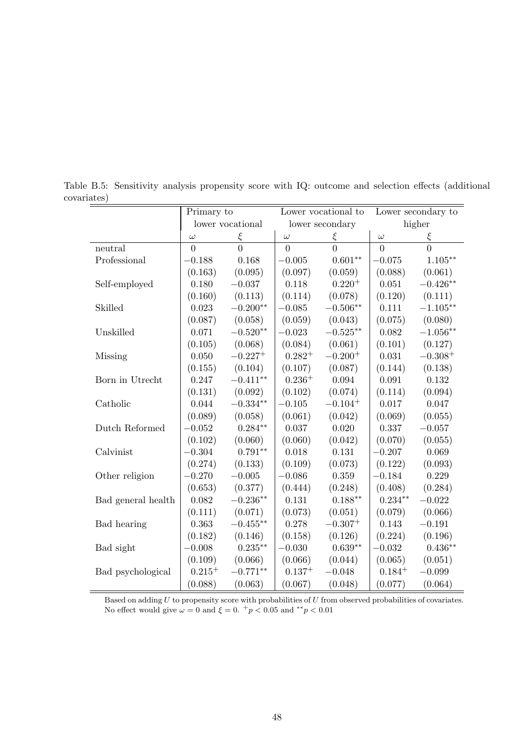Table B.5: Sensitivity analysis propensity score with IQ: outcome and selection effects (additional covariates)

| | Primary to lower vocational | | Lower vocational to lower secondary | | Lower secondary to higher | |
|---|---|---|---|---|---|---|
| | $\omega$ | $\xi$ | $\omega$ | $\xi$ | $\omega$ | $\xi$ |
| neutral | 0 | 0 | 0 | 0 | 0 | 0 |
| Professional | $-0.188$ | 0.168 | $-0.005$ | $0.601^{**}$ | $-0.075$ | $1.105^{**}$ |
| | (0.163) | (0.095) | (0.097) | (0.059) | (0.088) | (0.061) |
| Self-employed | 0.180 | $-0.037$ | 0.118 | $0.220^{+}$ | 0.051 | $-0.426^{**}$ |
| | (0.160) | (0.113) | (0.114) | (0.078) | (0.120) | (0.111) |
| Skilled | 0.023 | $-0.200^{**}$ | $-0.085$ | $-0.506^{**}$ | 0.111 | $-1.105^{**}$ |
| | (0.087) | (0.058) | (0.059) | (0.043) | (0.075) | (0.080) |
| Unskilled | 0.071 | $-0.520^{**}$ | $-0.023$ | $-0.525^{**}$ | 0.082 | $-1.056^{**}$ |
| | (0.105) | (0.068) | (0.084) | (0.061) | (0.101) | (0.127) |
| Missing | 0.050 | $-0.227^{+}$ | $0.282^{+}$ | $-0.200^{+}$ | 0.031 | $-0.308^{+}$ |
| | (0.155) | (0.104) | (0.107) | (0.087) | (0.144) | (0.138) |
| Born in Utrecht | 0.247 | $-0.411^{**}$ | $0.236^{+}$ | 0.094 | 0.091 | 0.132 |
| | (0.131) | (0.092) | (0.102) | (0.074) | (0.114) | (0.094) |
| Catholic | 0.044 | $-0.334^{**}$ | $-0.105$ | $-0.104^{+}$ | 0.017 | 0.047 |
| | (0.089) | (0.058) | (0.061) | (0.042) | (0.069) | (0.055) |
| Dutch Reformed | $-0.052$ | $0.284^{**}$ | 0.037 | 0.020 | 0.337 | $-0.057$ |
| | (0.102) | (0.060) | (0.060) | (0.042) | (0.070) | (0.055) |
| Calvinist | $-0.304$ | $0.791^{**}$ | 0.018 | 0.131 | $-0.207$ | 0.069 |
| | (0.274) | (0.133) | (0.109) | (0.073) | (0.122) | (0.093) |
| Other religion | $-0.270$ | $-0.005$ | $-0.086$ | 0.359 | $-0.184$ | 0.229 |
| | (0.653) | (0.377) | (0.444) | (0.248) | (0.408) | (0.284) |
| Bad general health | 0.082 | $-0.236^{**}$ | 0.131 | $0.188^{**}$ | $0.234^{**}$ | $-0.022$ |
| | (0.111) | (0.071) | (0.073) | (0.051) | (0.079) | (0.066) |
| Bad hearing | 0.363 | $-0.455^{**}$ | 0.278 | $-0.307^{+}$ | 0.143 | $-0.191$ |
| | (0.182) | (0.146) | (0.158) | (0.126) | (0.224) | (0.196) |
| Bad sight | $-0.008$ | $0.235^{**}$ | $-0.030$ | $0.639^{**}$ | $-0.032$ | $0.436^{**}$ |
| | (0.109) | (0.066) | (0.066) | (0.044) | (0.065) | (0.051) |
| Bad psychological | $0.215^{+}$ | $-0.771^{**}$ | $0.137^{+}$ | $-0.048$ | $0.184^{+}$ | $-0.099$ |
| | (0.088) | (0.063) | (0.067) | (0.048) | (0.077) | (0.064) |

Based on adding $U$ to propensity score with probabilities of $U$ from observed probabilities of covariates. No effect would give $\omega = 0$ and $\xi = 0$. $^{+}p < 0.05$ and $^{**}p < 0.01$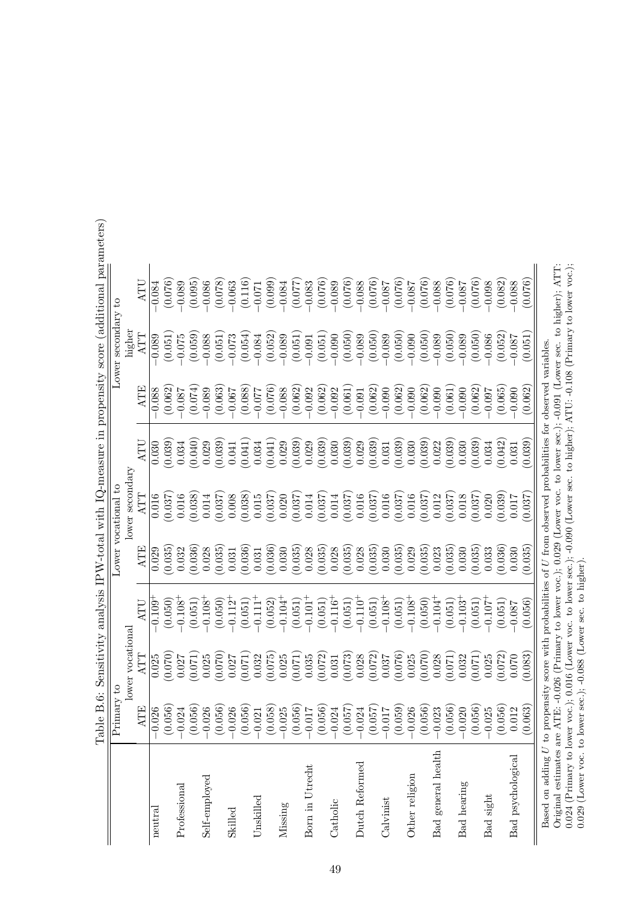Table B.6: Sensitivity analysis IPW-total with IQ-measure in propensity score (additional parameters)

| | Primary to lower vocational | | | Lower vocational to lower secondary | | | Lower secondary to higher | | |
|---|---|---|---|---|---|---|---|---|---|
| | ATE | ATT | ATU | ATE | ATT | ATU | ATE | ATT | ATU |
| neutral | −0.026 | 0.025 | $-0.109^{+}$ | 0.029 | 0.016 | 0.030 | −0.088 | −0.089 | −0.084 |
| | (0.056) | (0.070) | (0.050) | (0.035) | (0.037) | (0.039) | (0.062) | (0.051) | (0.076) |
| Professional | −0.024 | 0.027 | $-0.108^{+}$ | 0.032 | 0.016 | 0.034 | −0.087 | −0.075 | −0.089 |
| | (0.056) | (0.071) | (0.051) | (0.036) | (0.038) | (0.040) | (0.074) | (0.059) | (0.095) |
| Self-employed | −0.026 | 0.025 | $-0.108^{+}$ | 0.028 | 0.014 | 0.029 | −0.089 | −0.088 | −0.086 |
| | (0.056) | (0.070) | (0.050) | (0.035) | (0.037) | (0.039) | (0.063) | (0.051) | (0.078) |
| Skilled | −0.026 | 0.027 | $-0.112^{+}$ | 0.031 | 0.008 | 0.041 | −0.067 | −0.073 | −0.063 |
| | (0.056) | (0.071) | (0.051) | (0.036) | (0.038) | (0.041) | (0.088) | (0.054) | (0.116) |
| Unskilled | −0.021 | 0.032 | $-0.111^{+}$ | 0.031 | 0.015 | 0.034 | −0.077 | −0.084 | −0.071 |
| | (0.058) | (0.075) | (0.052) | (0.036) | (0.037) | (0.041) | (0.076) | (0.052) | (0.099) |
| Missing | −0.025 | 0.025 | $-0.104^{+}$ | 0.030 | 0.020 | 0.029 | −0.088 | −0.089 | −0.084 |
| | (0.056) | (0.071) | (0.051) | (0.035) | (0.037) | (0.039) | (0.062) | (0.051) | (0.077) |
| Born in Utrecht | −0.017 | 0.035 | $-0.101^{+}$ | 0.028 | 0.014 | 0.029 | −0.092 | −0.091 | −0.083 |
| | (0.056) | (0.072) | (0.051) | (0.035) | (0.037) | (0.039) | (0.062) | (0.051) | (0.076) |
| Catholic | −0.024 | 0.031 | $-0.116^{+}$ | 0.028 | 0.014 | 0.030 | −0.092 | −0.090 | −0.089 |
| | (0.057) | (0.073) | (0.051) | (0.035) | (0.037) | (0.039) | (0.061) | (0.050) | (0.076) |
| Dutch Reformed | −0.024 | 0.028 | $-0.110^{+}$ | 0.028 | 0.016 | 0.029 | −0.091 | −0.089 | −0.088 |
| | (0.057) | (0.072) | (0.051) | (0.035) | (0.037) | (0.039) | (0.062) | (0.050) | (0.076) |
| Calvinist | −0.017 | 0.037 | $-0.108^{+}$ | 0.030 | 0.016 | 0.031 | −0.090 | −0.089 | −0.087 |
| | (0.059) | (0.076) | (0.051) | (0.035) | (0.037) | (0.039) | (0.062) | (0.050) | (0.076) |
| Other religion | −0.026 | 0.025 | $-0.108^{+}$ | 0.029 | 0.016 | 0.030 | −0.090 | −0.090 | −0.087 |
| | (0.056) | (0.070) | (0.050) | (0.035) | (0.037) | (0.039) | (0.062) | (0.050) | (0.076) |
| Bad general health | −0.023 | 0.028 | $-0.104^{+}$ | 0.023 | 0.012 | 0.022 | −0.090 | −0.089 | −0.088 |
| | (0.056) | (0.071) | (0.051) | (0.035) | (0.037) | (0.039) | (0.061) | (0.050) | (0.076) |
| Bad hearing | −0.020 | 0.032 | $-0.103^{+}$ | 0.030 | 0.018 | 0.030 | −0.090 | −0.089 | −0.087 |
| | (0.056) | (0.071) | (0.051) | (0.035) | (0.037) | (0.039) | (0.062) | (0.050) | (0.076) |
| Bad sight | −0.025 | 0.025 | $-0.107^{+}$ | 0.033 | 0.020 | 0.034 | −0.097 | −0.086 | −0.098 |
| | (0.056) | (0.072) | (0.051) | (0.036) | (0.039) | (0.042) | (0.065) | (0.052) | (0.082) |
| Bad psychological | 0.012 | 0.070 | −0.087 | 0.030 | 0.017 | 0.031 | −0.090 | −0.087 | −0.088 |
| | (0.063) | (0.083) | (0.056) | (0.035) | (0.037) | (0.039) | (0.062) | (0.051) | (0.076) |

Based on adding $U$ to propensity score with probabilities of $U$ from observed probabilities for observed variables.
Original estimates are ATE: -0.026 (Primary to lower voc.); 0.029 (Lower voc. to lower sec.); -0.091 (Lower sec. to higher); ATT: 0.024 (Primary to lower voc.); 0.016 (Lower voc. to lower sec.); -0.090 (Lower sec. to higher); ATU: -0.108 (Primary to lower voc.); 0.029 (Lower voc. to lower sec.); -0.088 (Lower sec. to higher).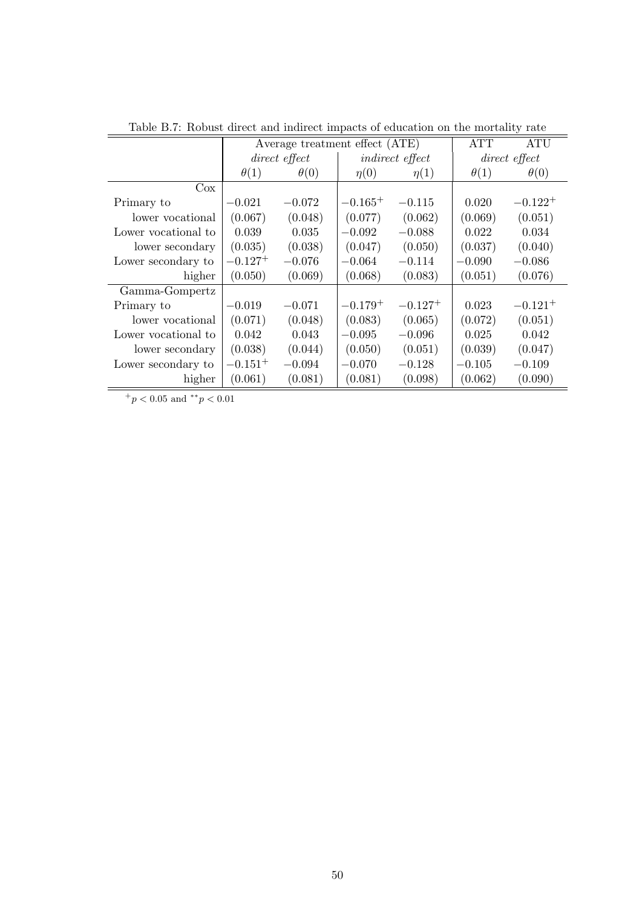Table B.7: Robust direct and indirect impacts of education on the mortality rate

| | Average treatment effect (ATE) | | | | ATT | ATU |
|---|---|---|---|---|---|---|
| | *direct effect* | | *indirect effect* | | *direct effect* | |
| | $\theta(1)$ | $\theta(0)$ | $\eta(0)$ | $\eta(1)$ | $\theta(1)$ | $\theta(0)$ |
| Cox | | | | | | |
| Primary to | $-0.021$ | $-0.072$ | $-0.165^{+}$ | $-0.115$ | 0.020 | $-0.122^{+}$ |
| lower vocational | (0.067) | (0.048) | (0.077) | (0.062) | (0.069) | (0.051) |
| Lower vocational to | 0.039 | 0.035 | $-0.092$ | $-0.088$ | 0.022 | 0.034 |
| lower secondary | (0.035) | (0.038) | (0.047) | (0.050) | (0.037) | (0.040) |
| Lower secondary to | $-0.127^{+}$ | $-0.076$ | $-0.064$ | $-0.114$ | $-0.090$ | $-0.086$ |
| higher | (0.050) | (0.069) | (0.068) | (0.083) | (0.051) | (0.076) |
| Gamma-Gompertz | | | | | | |
| Primary to | $-0.019$ | $-0.071$ | $-0.179^{+}$ | $-0.127^{+}$ | 0.023 | $-0.121^{+}$ |
| lower vocational | (0.071) | (0.048) | (0.083) | (0.065) | (0.072) | (0.051) |
| Lower vocational to | 0.042 | 0.043 | $-0.095$ | $-0.096$ | 0.025 | 0.042 |
| lower secondary | (0.038) | (0.044) | (0.050) | (0.051) | (0.039) | (0.047) |
| Lower secondary to | $-0.151^{+}$ | $-0.094$ | $-0.070$ | $-0.128$ | $-0.105$ | $-0.109$ |
| higher | (0.061) | (0.081) | (0.081) | (0.098) | (0.062) | (0.090) |

$^{+}p < 0.05$ and $^{**}p < 0.01$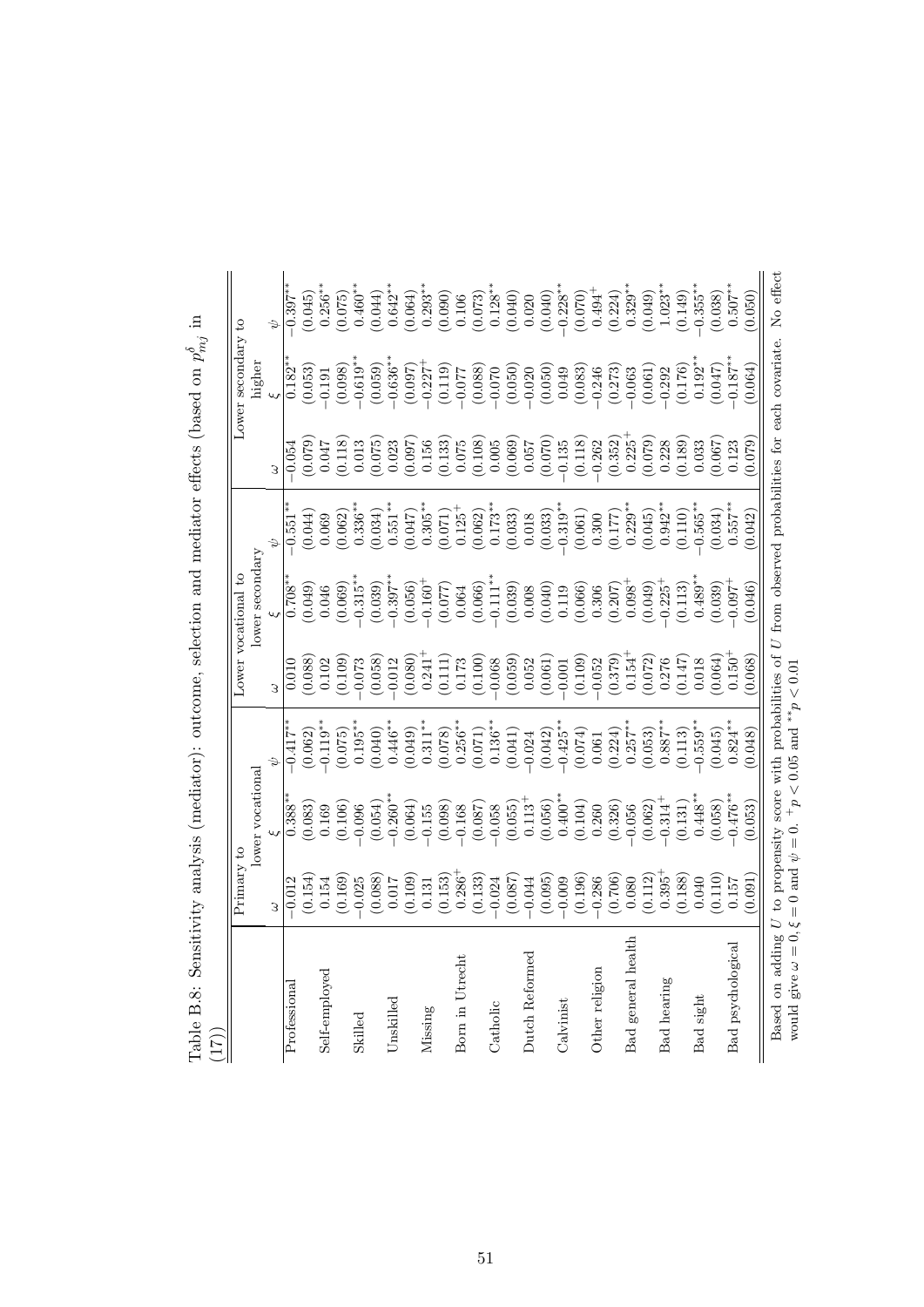Table B.8: Sensitivity analysis (mediator): outcome, selection and mediator effects (based on $p^{\delta}_{mj}$ in (17))

| | Primary to lower vocational | | | Lower vocational to lower secondary | | | Lower secondary to higher | | |
|---|---|---|---|---|---|---|---|---|---|
| | $\omega$ | $\xi$ | $\psi$ | $\omega$ | $\xi$ | $\psi$ | $\omega$ | $\xi$ | $\psi$ |
| Professional | $-0.012$ | $0.388^{**}$ | $-0.417^{**}$ | $0.010$ | $0.708^{**}$ | $-0.551^{**}$ | $-0.054$ | $0.182^{**}$ | $-0.397^{**}$ |
| | (0.154) | (0.083) | (0.062) | (0.088) | (0.049) | (0.044) | (0.079) | (0.053) | (0.045) |
| Self-employed | $0.154$ | $0.169$ | $-0.119^{**}$ | $0.102$ | $0.046$ | $0.069$ | $0.047$ | $-0.191$ | $0.256^{**}$ |
| | (0.169) | (0.106) | (0.075) | (0.109) | (0.069) | (0.062) | (0.118) | (0.098) | (0.075) |
| Skilled | $-0.025$ | $-0.096$ | $0.195^{**}$ | $-0.073$ | $-0.315^{**}$ | $0.336^{**}$ | $0.013$ | $-0.619^{**}$ | $0.460^{**}$ |
| | (0.088) | (0.054) | (0.040) | (0.058) | (0.039) | (0.034) | (0.075) | (0.059) | (0.044) |
| Unskilled | $0.017$ | $-0.260^{**}$ | $0.446^{**}$ | $-0.012$ | $-0.397^{**}$ | $0.551^{**}$ | $0.023$ | $-0.636^{**}$ | $0.642^{**}$ |
| | (0.109) | (0.064) | (0.049) | (0.080) | (0.056) | (0.047) | (0.097) | (0.097) | (0.064) |
| Missing | $0.131$ | $-0.155$ | $0.311^{**}$ | $0.241^{+}$ | $-0.160^{+}$ | $0.305^{**}$ | $0.156$ | $-0.227^{+}$ | $0.293^{**}$ |
| | (0.153) | (0.098) | (0.078) | (0.111) | (0.077) | (0.071) | (0.133) | (0.119) | (0.090) |
| Born in Utrecht | $0.286^{+}$ | $-0.168$ | $0.256^{**}$ | $0.173$ | $0.064$ | $0.125^{+}$ | $0.075$ | $-0.077$ | $0.106$ |
| | (0.133) | (0.087) | (0.071) | (0.100) | (0.066) | (0.062) | (0.108) | (0.088) | (0.073) |
| Catholic | $-0.024$ | $-0.058$ | $0.136^{**}$ | $-0.068$ | $-0.111^{**}$ | $0.173^{**}$ | $0.005$ | $-0.070$ | $0.128^{**}$ |
| | (0.087) | (0.055) | (0.041) | (0.059) | (0.039) | (0.033) | (0.069) | (0.050) | (0.040) |
| Dutch Reformed | $-0.044$ | $0.113^{+}$ | $-0.024$ | $0.052$ | $0.008$ | $0.018$ | $0.057$ | $-0.020$ | $0.020$ |
| | (0.095) | (0.056) | (0.042) | (0.061) | (0.040) | (0.033) | (0.070) | (0.050) | (0.040) |
| Calvinist | $-0.009$ | $0.400^{**}$ | $-0.425^{**}$ | $-0.001$ | $0.119$ | $-0.319^{**}$ | $-0.135$ | $0.049$ | $-0.228^{**}$ |
| | (0.196) | (0.104) | (0.074) | (0.109) | (0.066) | (0.061) | (0.118) | (0.083) | (0.070) |
| Other religion | $-0.286$ | $0.260$ | $0.061$ | $-0.052$ | $0.306$ | $0.300$ | $-0.262$ | $-0.246$ | $0.494^{+}$ |
| | (0.706) | (0.326) | (0.224) | (0.379) | (0.207) | (0.177) | (0.352) | (0.273) | (0.224) |
| Bad general health | $0.080$ | $-0.056$ | $0.257^{**}$ | $0.154^{+}$ | $0.098^{+}$ | $0.229^{**}$ | $0.225^{+}$ | $-0.063$ | $0.329^{**}$ |
| | (0.112) | (0.062) | (0.053) | (0.072) | (0.049) | (0.045) | (0.079) | (0.061) | (0.049) |
| Bad hearing | $0.395^{+}$ | $-0.314^{+}$ | $0.887^{**}$ | $0.276$ | $-0.225^{+}$ | $0.942^{**}$ | $0.228$ | $-0.292$ | $1.023^{**}$ |
| | (0.188) | (0.131) | (0.113) | (0.147) | (0.113) | (0.110) | (0.189) | (0.176) | (0.149) |
| Bad sight | $0.040$ | $0.448^{**}$ | $-0.559^{**}$ | $0.018$ | $0.489^{**}$ | $-0.565^{**}$ | $0.033$ | $0.192^{**}$ | $-0.355^{**}$ |
| | (0.110) | (0.058) | (0.045) | (0.064) | (0.039) | (0.034) | (0.067) | (0.047) | (0.038) |
| Bad psychological | $0.157$ | $-0.476^{**}$ | $0.824^{**}$ | $0.150^{+}$ | $-0.097^{+}$ | $0.557^{**}$ | $0.123$ | $-0.187^{**}$ | $0.507^{**}$ |
| | (0.091) | (0.053) | (0.048) | (0.068) | (0.046) | (0.042) | (0.079) | (0.064) | (0.050) |

Based on adding $U$ to propensity score with probabilities of $U$ from observed probabilities for each covariate. No effect would give $\omega = 0, \xi = 0$ and $\psi = 0$. $^{+}p < 0.05$ and $^{**}p < 0.01$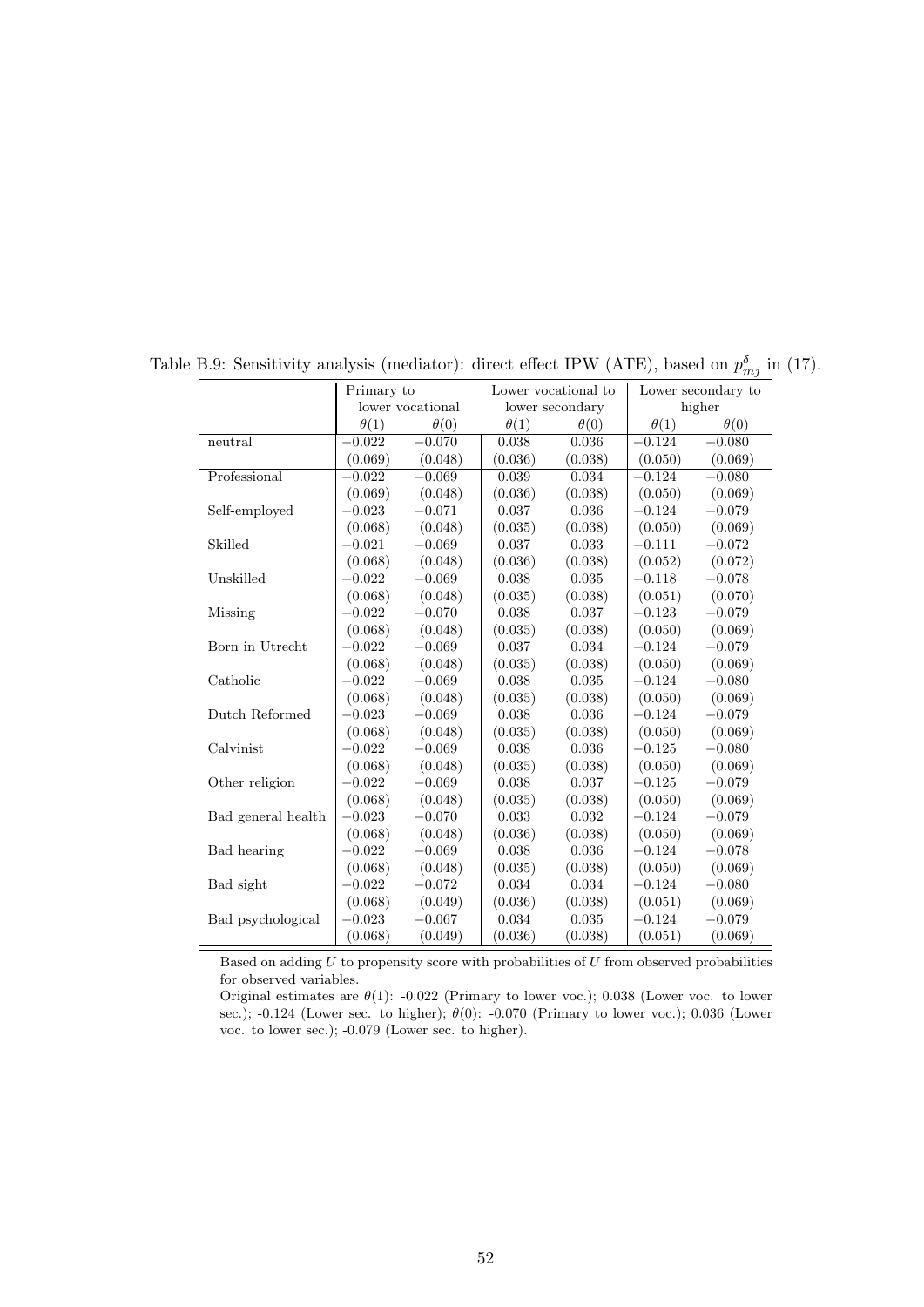Table B.9: Sensitivity analysis (mediator): direct effect IPW (ATE), based on $p^{\delta}_{mj}$ in (17).

| | Primary to lower vocational | | Lower vocational to lower secondary | | Lower secondary to higher | |
|---|---|---|---|---|---|---|
| | $\theta(1)$ | $\theta(0)$ | $\theta(1)$ | $\theta(0)$ | $\theta(1)$ | $\theta(0)$ |
| neutral | $-0.022$ | $-0.070$ | 0.038 | 0.036 | $-0.124$ | $-0.080$ |
| | (0.069) | (0.048) | (0.036) | (0.038) | (0.050) | (0.069) |
| Professional | $-0.022$ | $-0.069$ | 0.039 | 0.034 | $-0.124$ | $-0.080$ |
| | (0.069) | (0.048) | (0.036) | (0.038) | (0.050) | (0.069) |
| Self-employed | $-0.023$ | $-0.071$ | 0.037 | 0.036 | $-0.124$ | $-0.079$ |
| | (0.068) | (0.048) | (0.035) | (0.038) | (0.050) | (0.069) |
| Skilled | $-0.021$ | $-0.069$ | 0.037 | 0.033 | $-0.111$ | $-0.072$ |
| | (0.068) | (0.048) | (0.036) | (0.038) | (0.052) | (0.072) |
| Unskilled | $-0.022$ | $-0.069$ | 0.038 | 0.035 | $-0.118$ | $-0.078$ |
| | (0.068) | (0.048) | (0.035) | (0.038) | (0.051) | (0.070) |
| Missing | $-0.022$ | $-0.070$ | 0.038 | 0.037 | $-0.123$ | $-0.079$ |
| | (0.068) | (0.048) | (0.035) | (0.038) | (0.050) | (0.069) |
| Born in Utrecht | $-0.022$ | $-0.069$ | 0.037 | 0.034 | $-0.124$ | $-0.079$ |
| | (0.068) | (0.048) | (0.035) | (0.038) | (0.050) | (0.069) |
| Catholic | $-0.022$ | $-0.069$ | 0.038 | 0.035 | $-0.124$ | $-0.080$ |
| | (0.068) | (0.048) | (0.035) | (0.038) | (0.050) | (0.069) |
| Dutch Reformed | $-0.023$ | $-0.069$ | 0.038 | 0.036 | $-0.124$ | $-0.079$ |
| | (0.068) | (0.048) | (0.035) | (0.038) | (0.050) | (0.069) |
| Calvinist | $-0.022$ | $-0.069$ | 0.038 | 0.036 | $-0.125$ | $-0.080$ |
| | (0.068) | (0.048) | (0.035) | (0.038) | (0.050) | (0.069) |
| Other religion | $-0.022$ | $-0.069$ | 0.038 | 0.037 | $-0.125$ | $-0.079$ |
| | (0.068) | (0.048) | (0.035) | (0.038) | (0.050) | (0.069) |
| Bad general health | $-0.023$ | $-0.070$ | 0.033 | 0.032 | $-0.124$ | $-0.079$ |
| | (0.068) | (0.048) | (0.036) | (0.038) | (0.050) | (0.069) |
| Bad hearing | $-0.022$ | $-0.069$ | 0.038 | 0.036 | $-0.124$ | $-0.078$ |
| | (0.068) | (0.048) | (0.035) | (0.038) | (0.050) | (0.069) |
| Bad sight | $-0.022$ | $-0.072$ | 0.034 | 0.034 | $-0.124$ | $-0.080$ |
| | (0.068) | (0.049) | (0.036) | (0.038) | (0.051) | (0.069) |
| Bad psychological | $-0.023$ | $-0.067$ | 0.034 | 0.035 | $-0.124$ | $-0.079$ |
| | (0.068) | (0.049) | (0.036) | (0.038) | (0.051) | (0.069) |

Based on adding $U$ to propensity score with probabilities of $U$ from observed probabilities for observed variables.

Original estimates are $\theta(1)$: -0.022 (Primary to lower voc.); 0.038 (Lower voc. to lower sec.); -0.124 (Lower sec. to higher); $\theta(0)$: -0.070 (Primary to lower voc.); 0.036 (Lower voc. to lower sec.); -0.079 (Lower sec. to higher).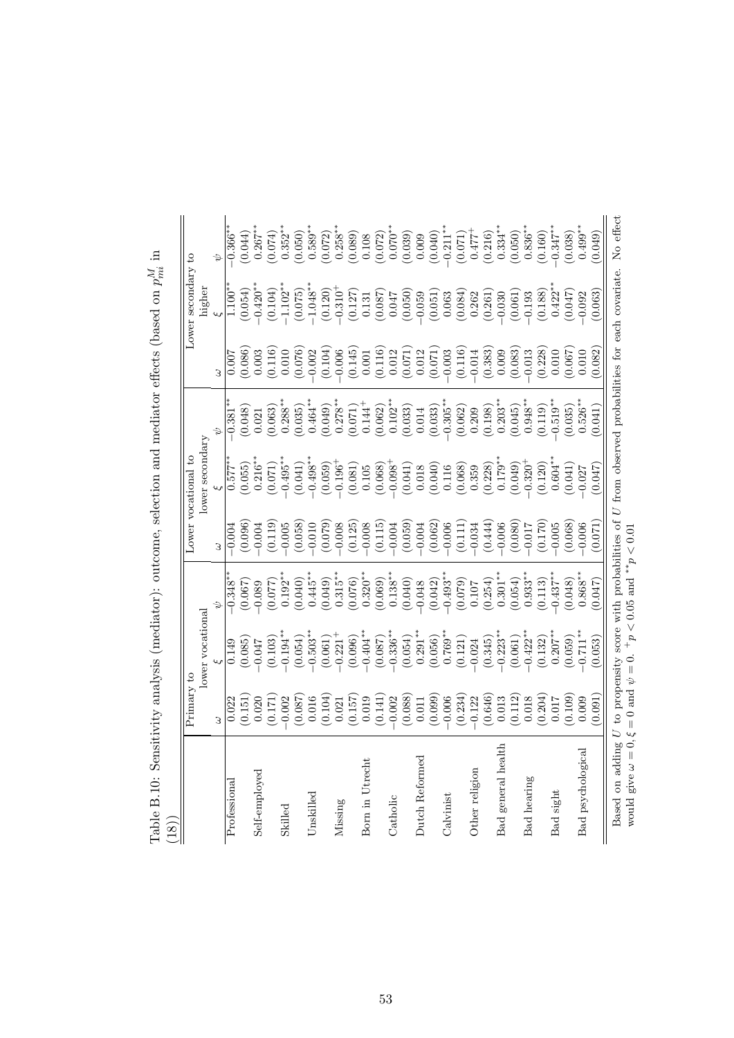Table B.10: Sensitivity analysis (mediator): outcome, selection and mediator effects (based on $p^M_{mi}$ in (18))

| | Primary to lower vocational | | | Lower vocational to lower secondary | | | Lower secondary to higher | | |
|---|---|---|---|---|---|---|---|---|---|
| | $\omega$ | $\xi$ | $\psi$ | $\omega$ | $\xi$ | $\psi$ | $\omega$ | $\xi$ | $\psi$ |
| Professional | 0.022 | 0.149 | $-0.348^{**}$ | $-0.004$ | $0.577^{**}$ | $-0.381^{**}$ | 0.007 | $1.100^{**}$ | $-0.366^{**}$ |
| | (0.151) | (0.085) | (0.067) | (0.096) | (0.055) | (0.048) | (0.086) | (0.054) | (0.044) |
| Self-employed | 0.020 | $-0.047$ | $-0.089$ | $-0.004$ | $0.216^{**}$ | 0.021 | 0.003 | $-0.420^{**}$ | $0.267^{**}$ |
| | (0.171) | (0.103) | (0.077) | (0.119) | (0.071) | (0.063) | (0.116) | (0.104) | (0.074) |
| Skilled | $-0.002$ | $-0.194^{**}$ | $0.192^{**}$ | $-0.005$ | $-0.495^{**}$ | $0.288^{**}$ | 0.010 | $-1.102^{**}$ | $0.352^{**}$ |
| | (0.087) | (0.054) | (0.040) | (0.058) | (0.041) | (0.035) | (0.076) | (0.075) | (0.050) |
| Unskilled | 0.016 | $-0.503^{**}$ | $0.445^{**}$ | $-0.010$ | $-0.498^{**}$ | $0.464^{**}$ | $-0.002$ | $-1.048^{**}$ | $0.589^{**}$ |
| | (0.104) | (0.061) | (0.049) | (0.079) | (0.059) | (0.049) | (0.104) | (0.120) | (0.072) |
| Missing | 0.021 | $-0.221^{+}$ | $0.315^{**}$ | $-0.008$ | $-0.196^{+}$ | $0.278^{**}$ | $-0.006$ | $-0.310^{+}$ | $0.258^{**}$ |
| | (0.157) | (0.096) | (0.076) | (0.125) | (0.081) | (0.071) | (0.145) | (0.127) | (0.089) |
| Born in Utrecht | 0.019 | $-0.404^{**}$ | $0.320^{**}$ | $-0.008$ | 0.105 | $0.144^{+}$ | 0.001 | 0.131 | 0.108 |
| | (0.141) | (0.087) | (0.069) | (0.115) | (0.068) | (0.062) | (0.116) | (0.087) | (0.072) |
| Catholic | $-0.002$ | $-0.336^{**}$ | $0.138^{**}$ | $-0.004$ | $-0.098^{+}$ | $0.102^{**}$ | 0.012 | 0.047 | $0.070^{**}$ |
| | (0.088) | (0.054) | (0.040) | (0.059) | (0.041) | (0.033) | (0.071) | (0.050) | (0.039) |
| Dutch Reformed | 0.011 | $0.291^{**}$ | $-0.048$ | $-0.004$ | 0.018 | 0.014 | 0.012 | $-0.059$ | 0.009 |
| | (0.099) | (0.056) | (0.042) | (0.062) | (0.040) | (0.033) | (0.071) | (0.051) | (0.040) |
| Calvinist | $-0.006$ | $0.769^{**}$ | $-0.493^{**}$ | $-0.006$ | 0.116 | $-0.305^{**}$ | $-0.003$ | 0.063 | $-0.211^{**}$ |
| | (0.234) | (0.121) | (0.079) | (0.111) | (0.068) | (0.062) | (0.116) | (0.084) | (0.071) |
| Other religion | $-0.122$ | $-0.024$ | 0.107 | $-0.034$ | 0.359 | 0.209 | $-0.014$ | 0.262 | $0.477^{+}$ |
| | (0.646) | (0.345) | (0.254) | (0.444) | (0.228) | (0.198) | (0.383) | (0.261) | (0.216) |
| Bad general health | 0.013 | $-0.223^{**}$ | $0.301^{**}$ | $-0.006$ | $0.179^{**}$ | $0.203^{**}$ | 0.009 | $-0.030$ | $0.334^{**}$ |
| | (0.112) | (0.061) | (0.054) | (0.080) | (0.049) | (0.045) | (0.083) | (0.061) | (0.050) |
| Bad hearing | 0.018 | $-0.422^{**}$ | $0.933^{**}$ | $-0.017$ | $-0.320^{+}$ | $0.948^{**}$ | $-0.013$ | $-0.193$ | $0.836^{**}$ |
| | (0.204) | (0.132) | (0.113) | (0.170) | (0.120) | (0.119) | (0.228) | (0.188) | (0.160) |
| Bad sight | 0.017 | $0.207^{**}$ | $-0.437^{**}$ | $-0.005$ | $0.604^{**}$ | $-0.519^{**}$ | 0.010 | $0.422^{**}$ | $-0.347^{**}$ |
| | (0.109) | (0.059) | (0.048) | (0.068) | (0.041) | (0.035) | (0.067) | (0.047) | (0.038) |
| Bad psychological | 0.009 | $-0.711^{**}$ | $0.868^{**}$ | $-0.006$ | $-0.027$ | $0.526^{**}$ | 0.010 | $-0.092$ | $0.499^{**}$ |
| | (0.091) | (0.053) | (0.047) | (0.071) | (0.047) | (0.041) | (0.082) | (0.063) | (0.049) |

Based on adding $U$ to propensity score with probabilities of $U$ from observed probabilities for each covariate. No effect would give $\omega = 0, \xi = 0$ and $\psi = 0$. $^{+}p < 0.05$ and $^{**}p < 0.01$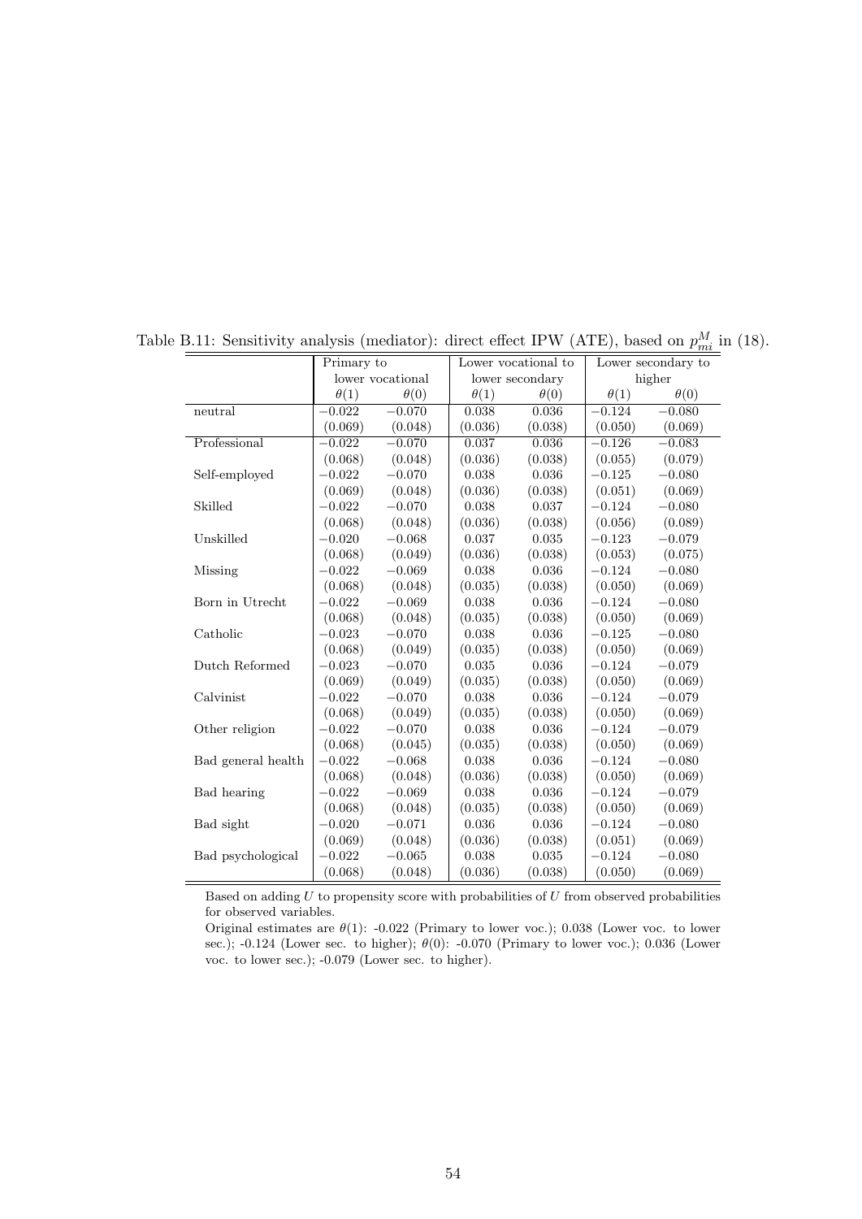Table B.11: Sensitivity analysis (mediator): direct effect IPW (ATE), based on $p^M_{mi}$ in (18).

| | Primary to lower vocational | | Lower vocational to lower secondary | | Lower secondary to higher | |
|---|---|---|---|---|---|---|
| | $\theta(1)$ | $\theta(0)$ | $\theta(1)$ | $\theta(0)$ | $\theta(1)$ | $\theta(0)$ |
| neutral | $-0.022$ | $-0.070$ | 0.038 | 0.036 | $-0.124$ | $-0.080$ |
| | (0.069) | (0.048) | (0.036) | (0.038) | (0.050) | (0.069) |
| Professional | $-0.022$ | $-0.070$ | 0.037 | 0.036 | $-0.126$ | $-0.083$ |
| | (0.068) | (0.048) | (0.036) | (0.038) | (0.055) | (0.079) |
| Self-employed | $-0.022$ | $-0.070$ | 0.038 | 0.036 | $-0.125$ | $-0.080$ |
| | (0.069) | (0.048) | (0.036) | (0.038) | (0.051) | (0.069) |
| Skilled | $-0.022$ | $-0.070$ | 0.038 | 0.037 | $-0.124$ | $-0.080$ |
| | (0.068) | (0.048) | (0.036) | (0.038) | (0.056) | (0.089) |
| Unskilled | $-0.020$ | $-0.068$ | 0.037 | 0.035 | $-0.123$ | $-0.079$ |
| | (0.068) | (0.049) | (0.036) | (0.038) | (0.053) | (0.075) |
| Missing | $-0.022$ | $-0.069$ | 0.038 | 0.036 | $-0.124$ | $-0.080$ |
| | (0.068) | (0.048) | (0.035) | (0.038) | (0.050) | (0.069) |
| Born in Utrecht | $-0.022$ | $-0.069$ | 0.038 | 0.036 | $-0.124$ | $-0.080$ |
| | (0.068) | (0.048) | (0.035) | (0.038) | (0.050) | (0.069) |
| Catholic | $-0.023$ | $-0.070$ | 0.038 | 0.036 | $-0.125$ | $-0.080$ |
| | (0.068) | (0.049) | (0.035) | (0.038) | (0.050) | (0.069) |
| Dutch Reformed | $-0.023$ | $-0.070$ | 0.035 | 0.036 | $-0.124$ | $-0.079$ |
| | (0.069) | (0.049) | (0.035) | (0.038) | (0.050) | (0.069) |
| Calvinist | $-0.022$ | $-0.070$ | 0.038 | 0.036 | $-0.124$ | $-0.079$ |
| | (0.068) | (0.049) | (0.035) | (0.038) | (0.050) | (0.069) |
| Other religion | $-0.022$ | $-0.070$ | 0.038 | 0.036 | $-0.124$ | $-0.079$ |
| | (0.068) | (0.045) | (0.035) | (0.038) | (0.050) | (0.069) |
| Bad general health | $-0.022$ | $-0.068$ | 0.038 | 0.036 | $-0.124$ | $-0.080$ |
| | (0.068) | (0.048) | (0.036) | (0.038) | (0.050) | (0.069) |
| Bad hearing | $-0.022$ | $-0.069$ | 0.038 | 0.036 | $-0.124$ | $-0.079$ |
| | (0.068) | (0.048) | (0.035) | (0.038) | (0.050) | (0.069) |
| Bad sight | $-0.020$ | $-0.071$ | 0.036 | 0.036 | $-0.124$ | $-0.080$ |
| | (0.069) | (0.048) | (0.036) | (0.038) | (0.051) | (0.069) |
| Bad psychological | $-0.022$ | $-0.065$ | 0.038 | 0.035 | $-0.124$ | $-0.080$ |
| | (0.068) | (0.048) | (0.036) | (0.038) | (0.050) | (0.069) |

Based on adding $U$ to propensity score with probabilities of $U$ from observed probabilities for observed variables.

Original estimates are $\theta(1)$: -0.022 (Primary to lower voc.); 0.038 (Lower voc. to lower sec.); -0.124 (Lower sec. to higher); $\theta(0)$: -0.070 (Primary to lower voc.); 0.036 (Lower voc. to lower sec.); -0.079 (Lower sec. to higher).